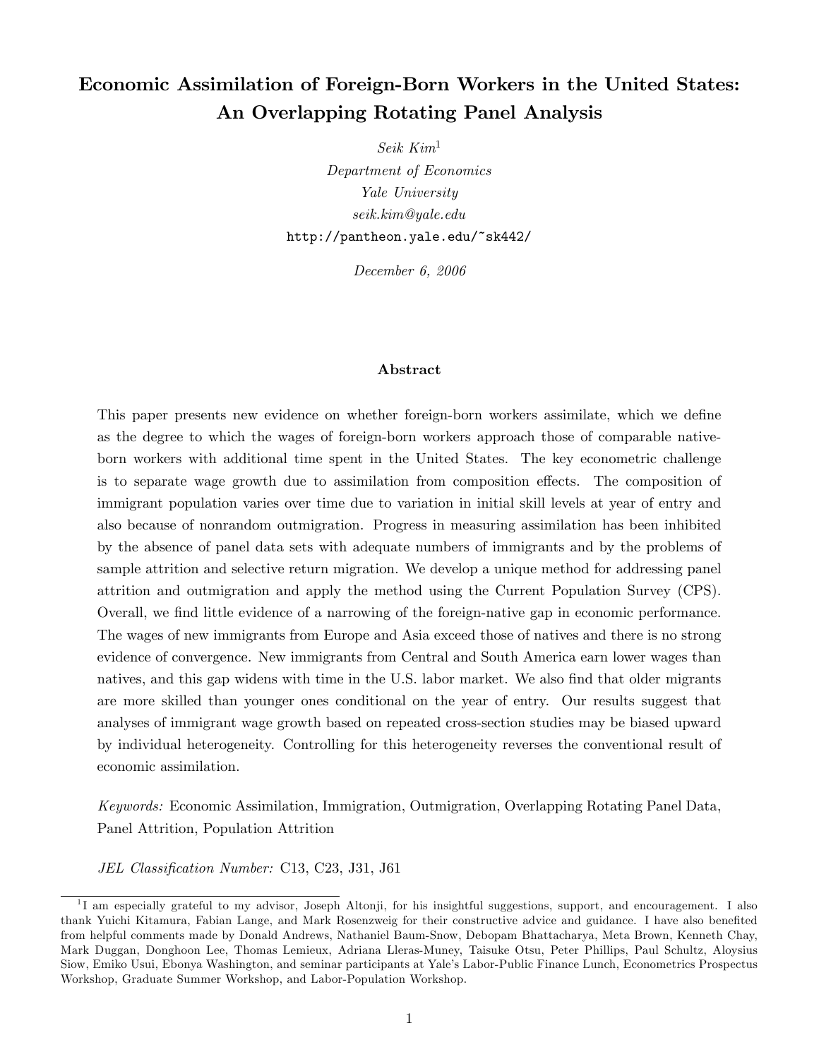# Economic Assimilation of Foreign-Born Workers in the United States: An Overlapping Rotating Panel Analysis

*Seik Kim*[1]

*Department of Economics*

*Yale University*

*seik.kim@yale.edu*

http://pantheon.yale.edu/~sk442/

*December 6, 2006*

## Abstract

This paper presents new evidence on whether foreign-born workers assimilate, which we define as the degree to which the wages of foreign-born workers approach those of comparable native-born workers with additional time spent in the United States. The key econometric challenge is to separate wage growth due to assimilation from composition effects. The composition of immigrant population varies over time due to variation in initial skill levels at year of entry and also because of nonrandom outmigration. Progress in measuring assimilation has been inhibited by the absence of panel data sets with adequate numbers of immigrants and by the problems of sample attrition and selective return migration. We develop a unique method for addressing panel attrition and outmigration and apply the method using the Current Population Survey (CPS). Overall, we find little evidence of a narrowing of the foreign-native gap in economic performance. The wages of new immigrants from Europe and Asia exceed those of natives and there is no strong evidence of convergence. New immigrants from Central and South America earn lower wages than natives, and this gap widens with time in the U.S. labor market. We also find that older migrants are more skilled than younger ones conditional on the year of entry. Our results suggest that analyses of immigrant wage growth based on repeated cross-section studies may be biased upward by individual heterogeneity. Controlling for this heterogeneity reverses the conventional result of economic assimilation.

*Keywords:* Economic Assimilation, Immigration, Outmigration, Overlapping Rotating Panel Data, Panel Attrition, Population Attrition

*JEL Classification Number:* C13, C23, J31, J61

---

[1] I am especially grateful to my advisor, Joseph Altonji, for his insightful suggestions, support, and encouragement. I also thank Yuichi Kitamura, Fabian Lange, and Mark Rosenzweig for their constructive advice and guidance. I have also benefited from helpful comments made by Donald Andrews, Nathaniel Baum-Snow, Debopam Bhattacharya, Meta Brown, Kenneth Chay, Mark Duggan, Donghoon Lee, Thomas Lemieux, Adriana Lleras-Muney, Taisuke Otsu, Peter Phillips, Paul Schultz, Aloysius Siow, Emiko Usui, Ebonya Washington, and seminar participants at Yale's Labor-Public Finance Lunch, Econometrics Prospectus Workshop, Graduate Summer Workshop, and Labor-Population Workshop.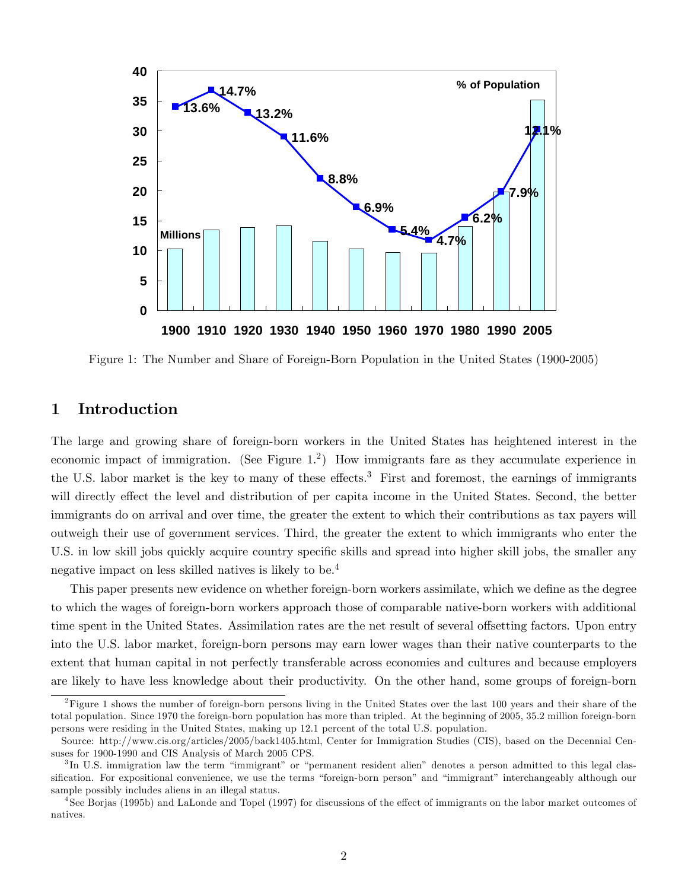Figure 1: The Number and Share of Foreign-Born Population in the United States (1900-2005)

## 1 Introduction

The large and growing share of foreign-born workers in the United States has heightened interest in the economic impact of immigration. (See Figure 1.[2]) How immigrants fare as they accumulate experience in the U.S. labor market is the key to many of these effects.[3] First and foremost, the earnings of immigrants will directly effect the level and distribution of per capita income in the United States. Second, the better immigrants do on arrival and over time, the greater the extent to which their contributions as tax payers will outweigh their use of government services. Third, the greater the extent to which immigrants who enter the U.S. in low skill jobs quickly acquire country specific skills and spread into higher skill jobs, the smaller any negative impact on less skilled natives is likely to be.[4]

This paper presents new evidence on whether foreign-born workers assimilate, which we define as the degree to which the wages of foreign-born workers approach those of comparable native-born workers with additional time spent in the United States. Assimilation rates are the net result of several offsetting factors. Upon entry into the U.S. labor market, foreign-born persons may earn lower wages than their native counterparts to the extent that human capital in not perfectly transferable across economies and cultures and because employers are likely to have less knowledge about their productivity. On the other hand, some groups of foreign-born

---

[2] Figure 1 shows the number of foreign-born persons living in the United States over the last 100 years and their share of the total population. Since 1970 the foreign-born population has more than tripled. At the beginning of 2005, 35.2 million foreign-born persons were residing in the United States, making up 12.1 percent of the total U.S. population.

Source: http://www.cis.org/articles/2005/back1405.html, Center for Immigration Studies (CIS), based on the Decennial Censuses for 1900-1990 and CIS Analysis of March 2005 CPS.

[3] In U.S. immigration law the term "immigrant" or "permanent resident alien" denotes a person admitted to this legal classification. For expositional convenience, we use the terms "foreign-born person" and "immigrant" interchangeably although our sample possibly includes aliens in an illegal status.

[4] See Borjas (1995b) and LaLonde and Topel (1997) for discussions of the effect of immigrants on the labor market outcomes of natives.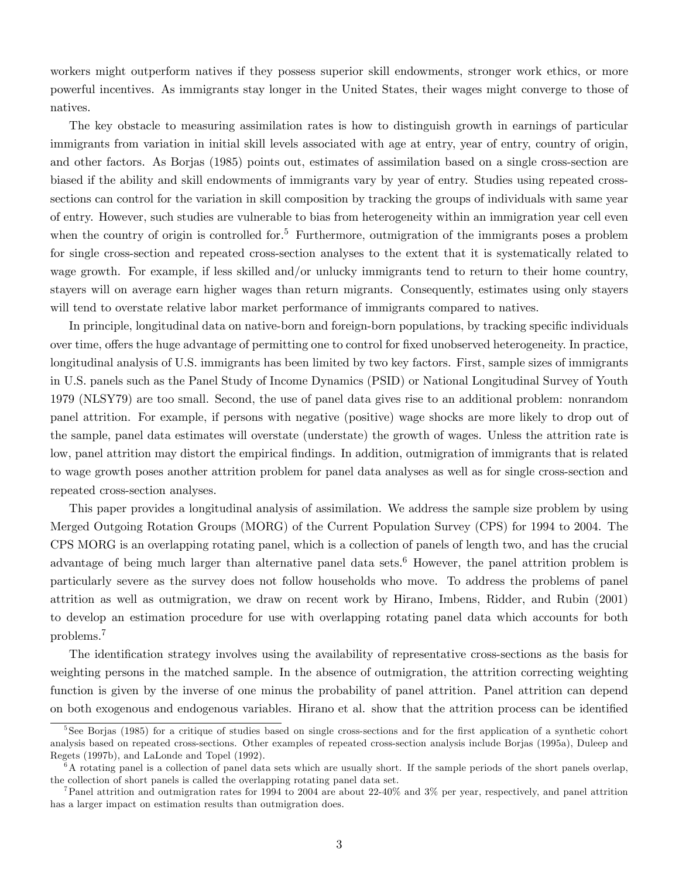workers might outperform natives if they possess superior skill endowments, stronger work ethics, or more powerful incentives. As immigrants stay longer in the United States, their wages might converge to those of natives.

The key obstacle to measuring assimilation rates is how to distinguish growth in earnings of particular immigrants from variation in initial skill levels associated with age at entry, year of entry, country of origin, and other factors. As Borjas (1985) points out, estimates of assimilation based on a single cross-section are biased if the ability and skill endowments of immigrants vary by year of entry. Studies using repeated cross-sections can control for the variation in skill composition by tracking the groups of individuals with same year of entry. However, such studies are vulnerable to bias from heterogeneity within an immigration year cell even when the country of origin is controlled for.[5] Furthermore, outmigration of the immigrants poses a problem for single cross-section and repeated cross-section analyses to the extent that it is systematically related to wage growth. For example, if less skilled and/or unlucky immigrants tend to return to their home country, stayers will on average earn higher wages than return migrants. Consequently, estimates using only stayers will tend to overstate relative labor market performance of immigrants compared to natives.

In principle, longitudinal data on native-born and foreign-born populations, by tracking specific individuals over time, offers the huge advantage of permitting one to control for fixed unobserved heterogeneity. In practice, longitudinal analysis of U.S. immigrants has been limited by two key factors. First, sample sizes of immigrants in U.S. panels such as the Panel Study of Income Dynamics (PSID) or National Longitudinal Survey of Youth 1979 (NLSY79) are too small. Second, the use of panel data gives rise to an additional problem: nonrandom panel attrition. For example, if persons with negative (positive) wage shocks are more likely to drop out of the sample, panel data estimates will overstate (understate) the growth of wages. Unless the attrition rate is low, panel attrition may distort the empirical findings. In addition, outmigration of immigrants that is related to wage growth poses another attrition problem for panel data analyses as well as for single cross-section and repeated cross-section analyses.

This paper provides a longitudinal analysis of assimilation. We address the sample size problem by using Merged Outgoing Rotation Groups (MORG) of the Current Population Survey (CPS) for 1994 to 2004. The CPS MORG is an overlapping rotating panel, which is a collection of panels of length two, and has the crucial advantage of being much larger than alternative panel data sets.[6] However, the panel attrition problem is particularly severe as the survey does not follow households who move. To address the problems of panel attrition as well as outmigration, we draw on recent work by Hirano, Imbens, Ridder, and Rubin (2001) to develop an estimation procedure for use with overlapping rotating panel data which accounts for both problems.[7]

The identification strategy involves using the availability of representative cross-sections as the basis for weighting persons in the matched sample. In the absence of outmigration, the attrition correcting weighting function is given by the inverse of one minus the probability of panel attrition. Panel attrition can depend on both exogenous and endogenous variables. Hirano et al. show that the attrition process can be identified

[5] See Borjas (1985) for a critique of studies based on single cross-sections and for the first application of a synthetic cohort analysis based on repeated cross-sections. Other examples of repeated cross-section analysis include Borjas (1995a), Duleep and Regets (1997b), and LaLonde and Topel (1992).

[6] A rotating panel is a collection of panel data sets which are usually short. If the sample periods of the short panels overlap, the collection of short panels is called the overlapping rotating panel data set.

[7] Panel attrition and outmigration rates for 1994 to 2004 are about 22-40% and 3% per year, respectively, and panel attrition has a larger impact on estimation results than outmigration does.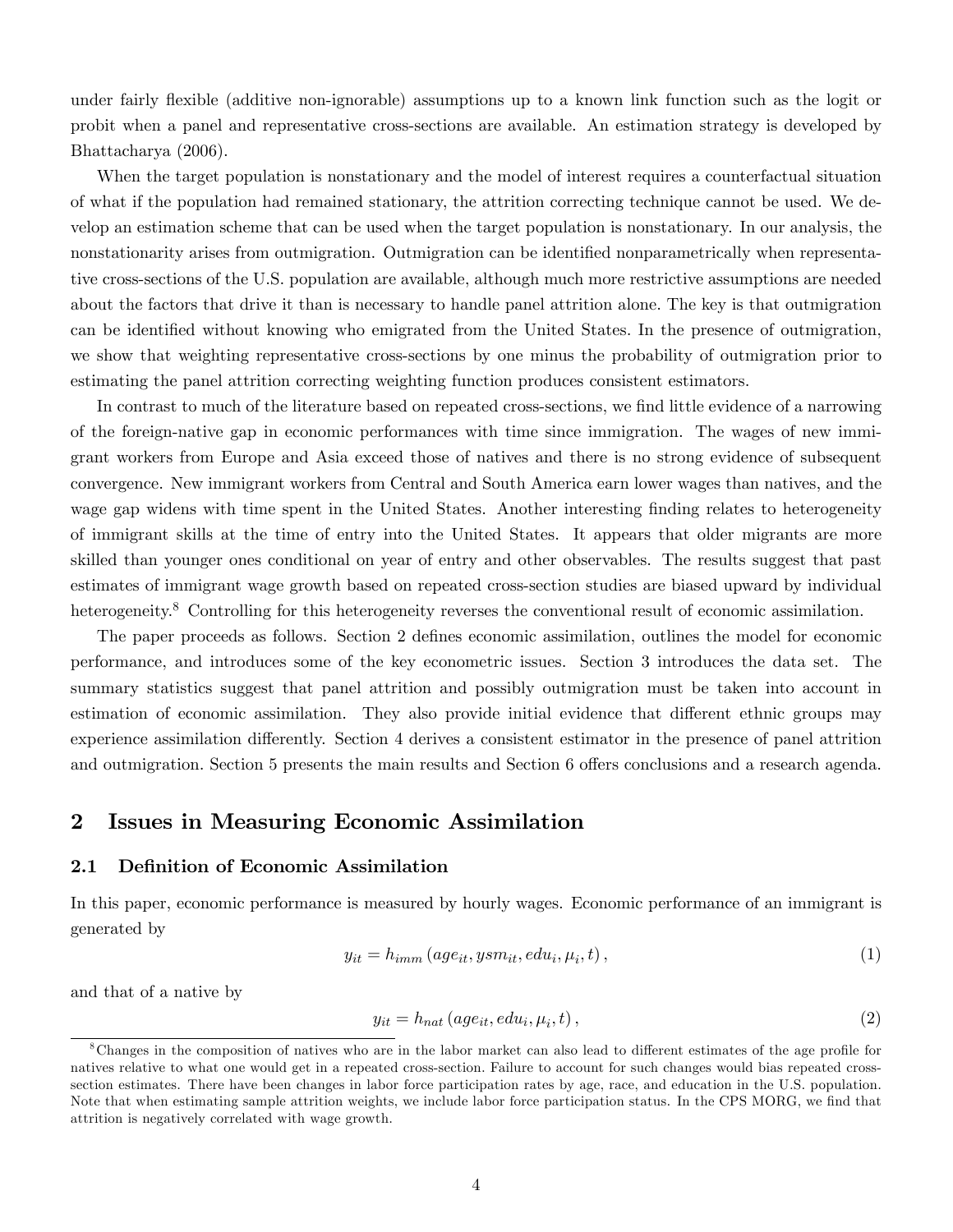under fairly flexible (additive non-ignorable) assumptions up to a known link function such as the logit or probit when a panel and representative cross-sections are available. An estimation strategy is developed by Bhattacharya (2006).

When the target population is nonstationary and the model of interest requires a counterfactual situation of what if the population had remained stationary, the attrition correcting technique cannot be used. We develop an estimation scheme that can be used when the target population is nonstationary. In our analysis, the nonstationarity arises from outmigration. Outmigration can be identified nonparametrically when representative cross-sections of the U.S. population are available, although much more restrictive assumptions are needed about the factors that drive it than is necessary to handle panel attrition alone. The key is that outmigration can be identified without knowing who emigrated from the United States. In the presence of outmigration, we show that weighting representative cross-sections by one minus the probability of outmigration prior to estimating the panel attrition correcting weighting function produces consistent estimators.

In contrast to much of the literature based on repeated cross-sections, we find little evidence of a narrowing of the foreign-native gap in economic performances with time since immigration. The wages of new immigrant workers from Europe and Asia exceed those of natives and there is no strong evidence of subsequent convergence. New immigrant workers from Central and South America earn lower wages than natives, and the wage gap widens with time spent in the United States. Another interesting finding relates to heterogeneity of immigrant skills at the time of entry into the United States. It appears that older migrants are more skilled than younger ones conditional on year of entry and other observables. The results suggest that past estimates of immigrant wage growth based on repeated cross-section studies are biased upward by individual heterogeneity.[8] Controlling for this heterogeneity reverses the conventional result of economic assimilation.

The paper proceeds as follows. Section 2 defines economic assimilation, outlines the model for economic performance, and introduces some of the key econometric issues. Section 3 introduces the data set. The summary statistics suggest that panel attrition and possibly outmigration must be taken into account in estimation of economic assimilation. They also provide initial evidence that different ethnic groups may experience assimilation differently. Section 4 derives a consistent estimator in the presence of panel attrition and outmigration. Section 5 presents the main results and Section 6 offers conclusions and a research agenda.

## 2 Issues in Measuring Economic Assimilation

### 2.1 Definition of Economic Assimilation

In this paper, economic performance is measured by hourly wages. Economic performance of an immigrant is generated by

$$y_{it} = h_{imm}\left(age_{it}, ysm_{it}, edu_i, \mu_i, t\right), \tag{1}$$

and that of a native by

$$y_{it} = h_{nat}\left(age_{it}, edu_i, \mu_i, t\right), \tag{2}$$

[8] Changes in the composition of natives who are in the labor market can also lead to different estimates of the age profile for natives relative to what one would get in a repeated cross-section. Failure to account for such changes would bias repeated cross-section estimates. There have been changes in labor force participation rates by age, race, and education in the U.S. population. Note that when estimating sample attrition weights, we include labor force participation status. In the CPS MORG, we find that attrition is negatively correlated with wage growth.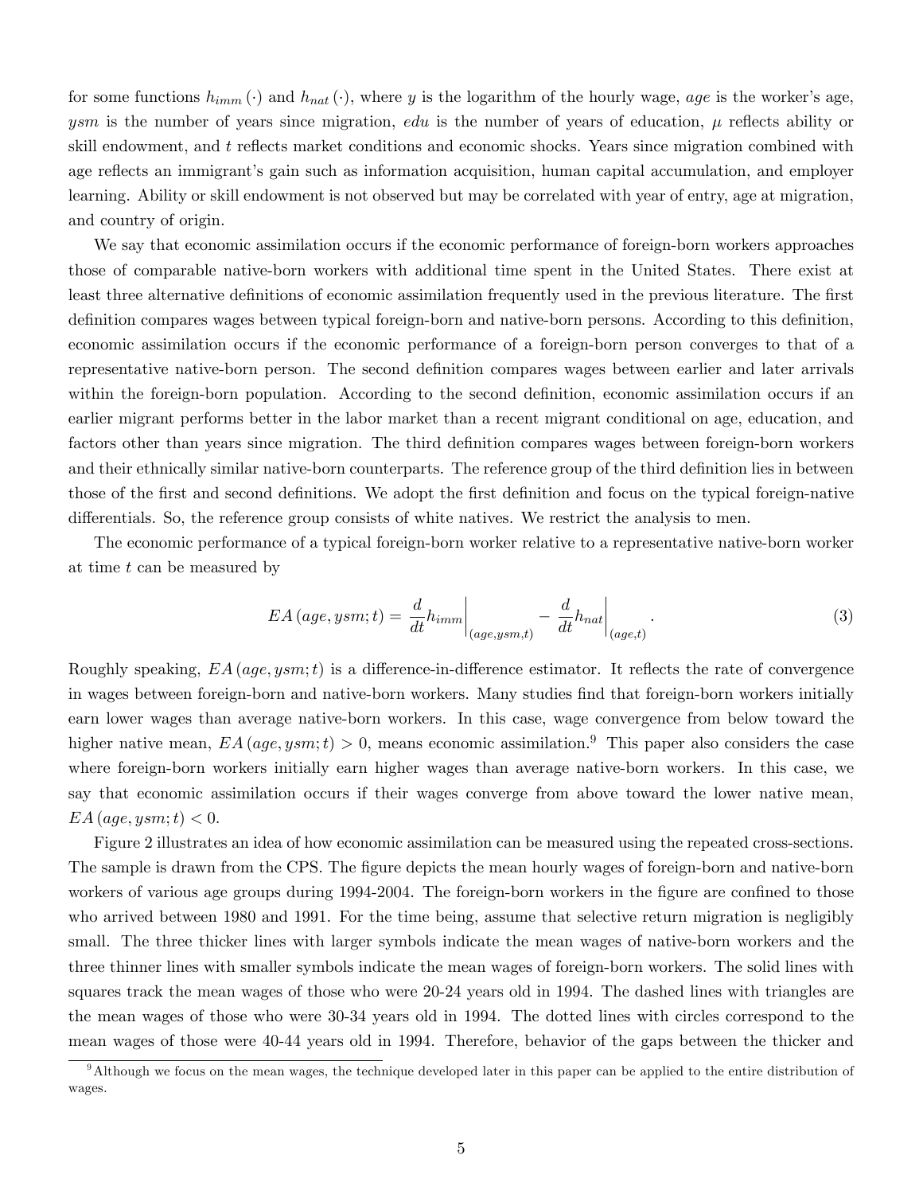for some functions $h_{imm}(\cdot)$ and $h_{nat}(\cdot)$, where $y$ is the logarithm of the hourly wage, $age$ is the worker's age, $ysm$ is the number of years since migration, $edu$ is the number of years of education, $\mu$ reflects ability or skill endowment, and $t$ reflects market conditions and economic shocks. Years since migration combined with age reflects an immigrant's gain such as information acquisition, human capital accumulation, and employer learning. Ability or skill endowment is not observed but may be correlated with year of entry, age at migration, and country of origin.

We say that economic assimilation occurs if the economic performance of foreign-born workers approaches those of comparable native-born workers with additional time spent in the United States. There exist at least three alternative definitions of economic assimilation frequently used in the previous literature. The first definition compares wages between typical foreign-born and native-born persons. According to this definition, economic assimilation occurs if the economic performance of a foreign-born person converges to that of a representative native-born person. The second definition compares wages between earlier and later arrivals within the foreign-born population. According to the second definition, economic assimilation occurs if an earlier migrant performs better in the labor market than a recent migrant conditional on age, education, and factors other than years since migration. The third definition compares wages between foreign-born workers and their ethnically similar native-born counterparts. The reference group of the third definition lies in between those of the first and second definitions. We adopt the first definition and focus on the typical foreign-native differentials. So, the reference group consists of white natives. We restrict the analysis to men.

The economic performance of a typical foreign-born worker relative to a representative native-born worker at time $t$ can be measured by

$$EA(age, ysm; t) = \left.\frac{d}{dt}h_{imm}\right|_{(age,ysm,t)} - \left.\frac{d}{dt}h_{nat}\right|_{(age,t)}. \tag{3}$$

Roughly speaking, $EA(age, ysm; t)$ is a difference-in-difference estimator. It reflects the rate of convergence in wages between foreign-born and native-born workers. Many studies find that foreign-born workers initially earn lower wages than average native-born workers. In this case, wage convergence from below toward the higher native mean, $EA(age, ysm; t) > 0$, means economic assimilation.[9] This paper also considers the case where foreign-born workers initially earn higher wages than average native-born workers. In this case, we say that economic assimilation occurs if their wages converge from above toward the lower native mean, $EA(age, ysm; t) < 0$.

Figure 2 illustrates an idea of how economic assimilation can be measured using the repeated cross-sections. The sample is drawn from the CPS. The figure depicts the mean hourly wages of foreign-born and native-born workers of various age groups during 1994-2004. The foreign-born workers in the figure are confined to those who arrived between 1980 and 1991. For the time being, assume that selective return migration is negligibly small. The three thicker lines with larger symbols indicate the mean wages of native-born workers and the three thinner lines with smaller symbols indicate the mean wages of foreign-born workers. The solid lines with squares track the mean wages of those who were 20-24 years old in 1994. The dashed lines with triangles are the mean wages of those who were 30-34 years old in 1994. The dotted lines with circles correspond to the mean wages of those were 40-44 years old in 1994. Therefore, behavior of the gaps between the thicker and

[9] Although we focus on the mean wages, the technique developed later in this paper can be applied to the entire distribution of wages.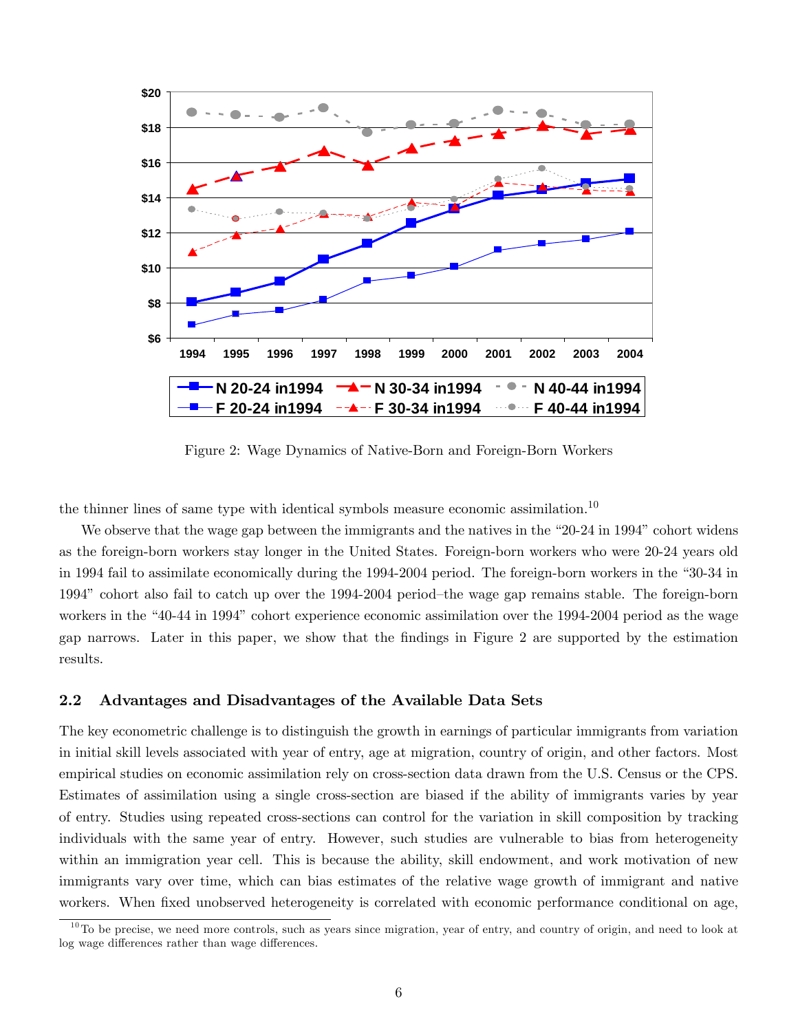Figure 2: Wage Dynamics of Native-Born and Foreign-Born Workers

the thinner lines of same type with identical symbols measure economic assimilation.[10]

We observe that the wage gap between the immigrants and the natives in the "20-24 in 1994" cohort widens as the foreign-born workers stay longer in the United States. Foreign-born workers who were 20-24 years old in 1994 fail to assimilate economically during the 1994-2004 period. The foreign-born workers in the "30-34 in 1994" cohort also fail to catch up over the 1994-2004 period–the wage gap remains stable. The foreign-born workers in the "40-44 in 1994" cohort experience economic assimilation over the 1994-2004 period as the wage gap narrows. Later in this paper, we show that the findings in Figure 2 are supported by the estimation results.

## 2.2 Advantages and Disadvantages of the Available Data Sets

The key econometric challenge is to distinguish the growth in earnings of particular immigrants from variation in initial skill levels associated with year of entry, age at migration, country of origin, and other factors. Most empirical studies on economic assimilation rely on cross-section data drawn from the U.S. Census or the CPS. Estimates of assimilation using a single cross-section are biased if the ability of immigrants varies by year of entry. Studies using repeated cross-sections can control for the variation in skill composition by tracking individuals with the same year of entry. However, such studies are vulnerable to bias from heterogeneity within an immigration year cell. This is because the ability, skill endowment, and work motivation of new immigrants vary over time, which can bias estimates of the relative wage growth of immigrant and native workers. When fixed unobserved heterogeneity is correlated with economic performance conditional on age,

[10] To be precise, we need more controls, such as years since migration, year of entry, and country of origin, and need to look at log wage differences rather than wage differences.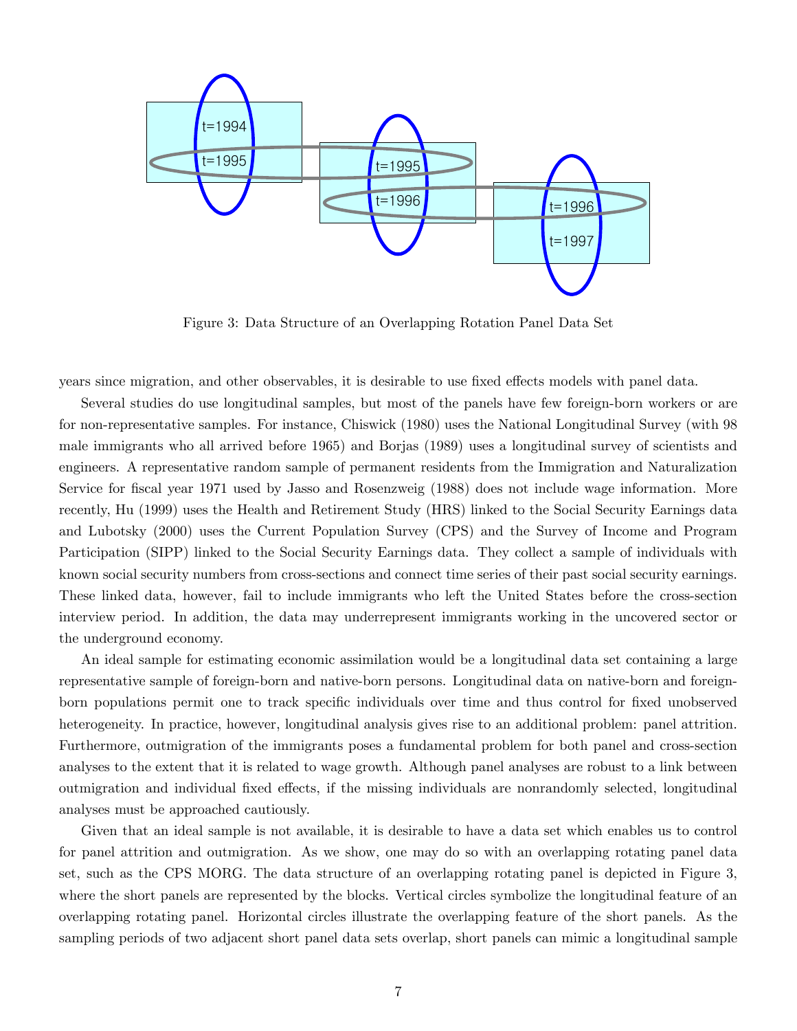Figure 3: Data Structure of an Overlapping Rotation Panel Data Set

years since migration, and other observables, it is desirable to use fixed effects models with panel data.

Several studies do use longitudinal samples, but most of the panels have few foreign-born workers or are for non-representative samples. For instance, Chiswick (1980) uses the National Longitudinal Survey (with 98 male immigrants who all arrived before 1965) and Borjas (1989) uses a longitudinal survey of scientists and engineers. A representative random sample of permanent residents from the Immigration and Naturalization Service for fiscal year 1971 used by Jasso and Rosenzweig (1988) does not include wage information. More recently, Hu (1999) uses the Health and Retirement Study (HRS) linked to the Social Security Earnings data and Lubotsky (2000) uses the Current Population Survey (CPS) and the Survey of Income and Program Participation (SIPP) linked to the Social Security Earnings data. They collect a sample of individuals with known social security numbers from cross-sections and connect time series of their past social security earnings. These linked data, however, fail to include immigrants who left the United States before the cross-section interview period. In addition, the data may underrepresent immigrants working in the uncovered sector or the underground economy.

An ideal sample for estimating economic assimilation would be a longitudinal data set containing a large representative sample of foreign-born and native-born persons. Longitudinal data on native-born and foreign-born populations permit one to track specific individuals over time and thus control for fixed unobserved heterogeneity. In practice, however, longitudinal analysis gives rise to an additional problem: panel attrition. Furthermore, outmigration of the immigrants poses a fundamental problem for both panel and cross-section analyses to the extent that it is related to wage growth. Although panel analyses are robust to a link between outmigration and individual fixed effects, if the missing individuals are nonrandomly selected, longitudinal analyses must be approached cautiously.

Given that an ideal sample is not available, it is desirable to have a data set which enables us to control for panel attrition and outmigration. As we show, one may do so with an overlapping rotating panel data set, such as the CPS MORG. The data structure of an overlapping rotating panel is depicted in Figure 3, where the short panels are represented by the blocks. Vertical circles symbolize the longitudinal feature of an overlapping rotating panel. Horizontal circles illustrate the overlapping feature of the short panels. As the sampling periods of two adjacent short panel data sets overlap, short panels can mimic a longitudinal sample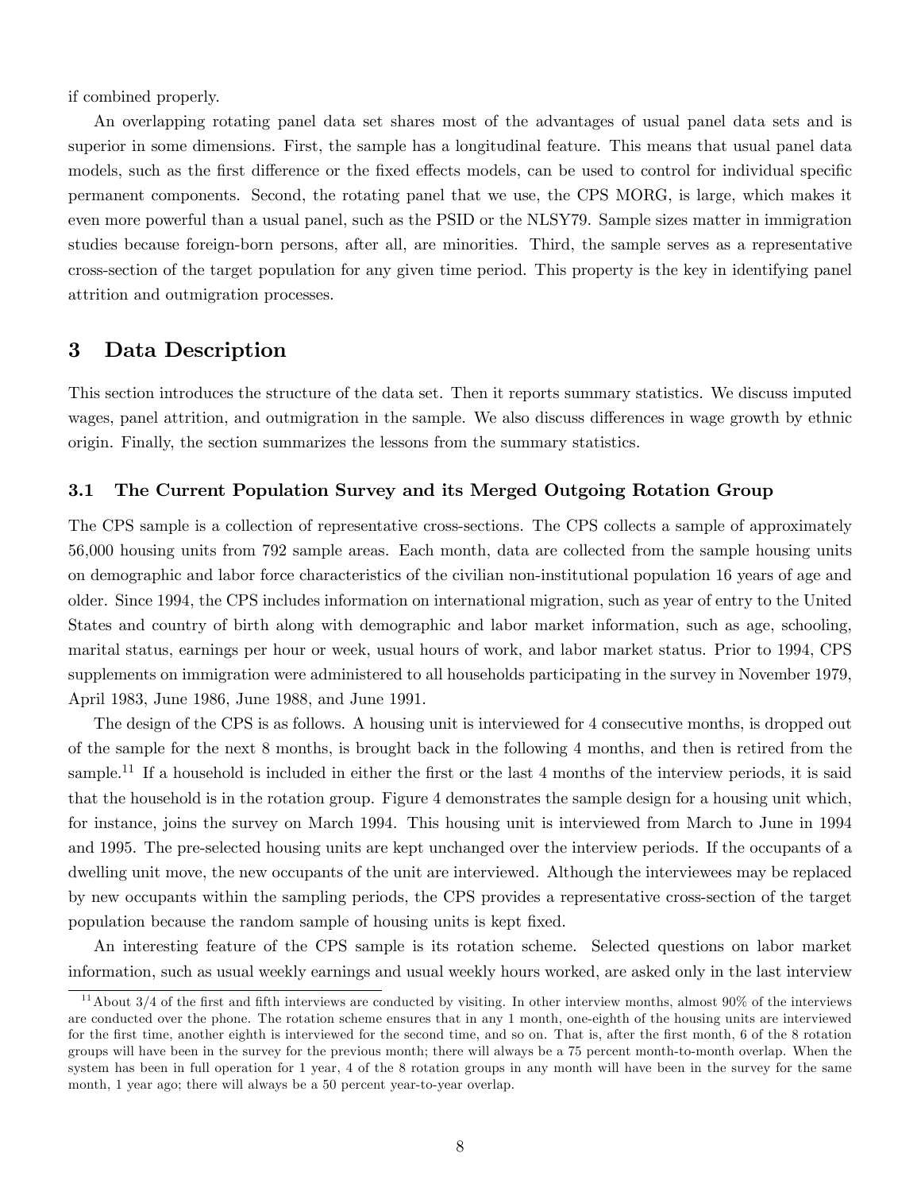if combined properly.

An overlapping rotating panel data set shares most of the advantages of usual panel data sets and is superior in some dimensions. First, the sample has a longitudinal feature. This means that usual panel data models, such as the first difference or the fixed effects models, can be used to control for individual specific permanent components. Second, the rotating panel that we use, the CPS MORG, is large, which makes it even more powerful than a usual panel, such as the PSID or the NLSY79. Sample sizes matter in immigration studies because foreign-born persons, after all, are minorities. Third, the sample serves as a representative cross-section of the target population for any given time period. This property is the key in identifying panel attrition and outmigration processes.

# 3 Data Description

This section introduces the structure of the data set. Then it reports summary statistics. We discuss imputed wages, panel attrition, and outmigration in the sample. We also discuss differences in wage growth by ethnic origin. Finally, the section summarizes the lessons from the summary statistics.

## 3.1 The Current Population Survey and its Merged Outgoing Rotation Group

The CPS sample is a collection of representative cross-sections. The CPS collects a sample of approximately 56,000 housing units from 792 sample areas. Each month, data are collected from the sample housing units on demographic and labor force characteristics of the civilian non-institutional population 16 years of age and older. Since 1994, the CPS includes information on international migration, such as year of entry to the United States and country of birth along with demographic and labor market information, such as age, schooling, marital status, earnings per hour or week, usual hours of work, and labor market status. Prior to 1994, CPS supplements on immigration were administered to all households participating in the survey in November 1979, April 1983, June 1986, June 1988, and June 1991.

The design of the CPS is as follows. A housing unit is interviewed for 4 consecutive months, is dropped out of the sample for the next 8 months, is brought back in the following 4 months, and then is retired from the sample.[11] If a household is included in either the first or the last 4 months of the interview periods, it is said that the household is in the rotation group. Figure 4 demonstrates the sample design for a housing unit which, for instance, joins the survey on March 1994. This housing unit is interviewed from March to June in 1994 and 1995. The pre-selected housing units are kept unchanged over the interview periods. If the occupants of a dwelling unit move, the new occupants of the unit are interviewed. Although the interviewees may be replaced by new occupants within the sampling periods, the CPS provides a representative cross-section of the target population because the random sample of housing units is kept fixed.

An interesting feature of the CPS sample is its rotation scheme. Selected questions on labor market information, such as usual weekly earnings and usual weekly hours worked, are asked only in the last interview

[11] About 3/4 of the first and fifth interviews are conducted by visiting. In other interview months, almost 90% of the interviews are conducted over the phone. The rotation scheme ensures that in any 1 month, one-eighth of the housing units are interviewed for the first time, another eighth is interviewed for the second time, and so on. That is, after the first month, 6 of the 8 rotation groups will have been in the survey for the previous month; there will always be a 75 percent month-to-month overlap. When the system has been in full operation for 1 year, 4 of the 8 rotation groups in any month will have been in the survey for the same month, 1 year ago; there will always be a 50 percent year-to-year overlap.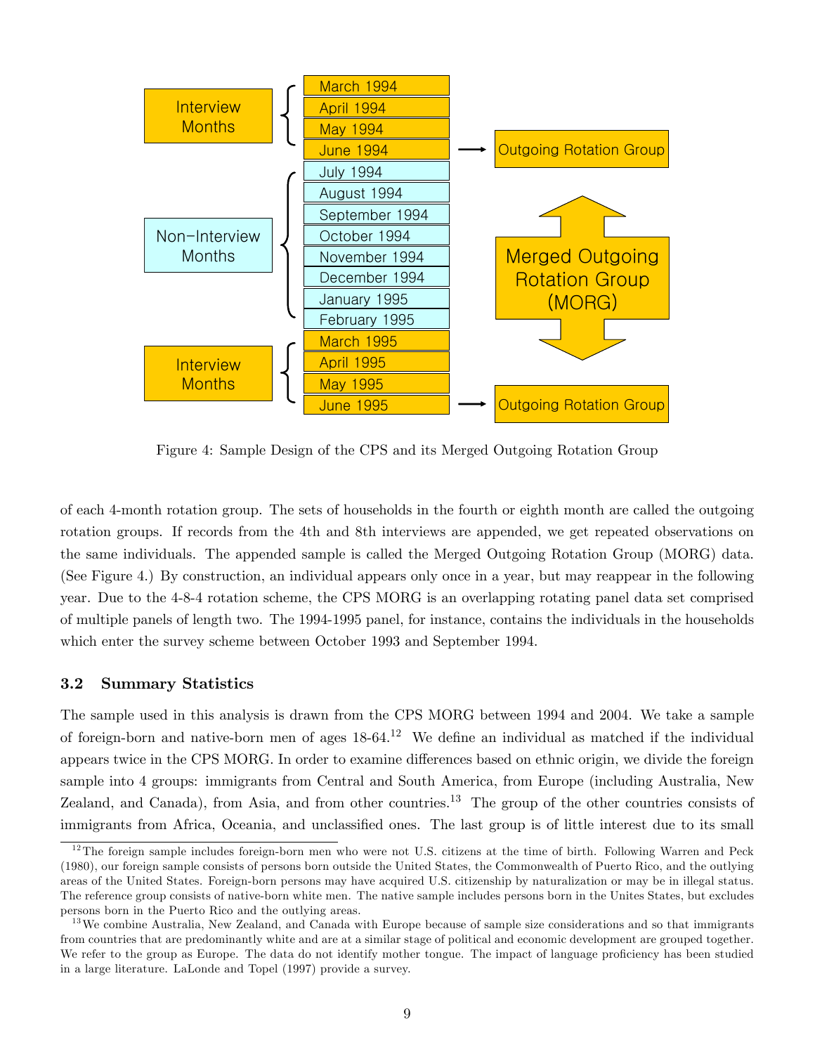Interview Months: March 1994, April 1994, May 1994, June 1994 → Outgoing Rotation Group

Non-Interview Months: July 1994, August 1994, September 1994, October 1994, November 1994, December 1994, January 1995, February 1995

Merged Outgoing Rotation Group (MORG)

Interview Months: March 1995, April 1995, May 1995, June 1995 → Outgoing Rotation Group

Figure 4: Sample Design of the CPS and its Merged Outgoing Rotation Group

of each 4-month rotation group. The sets of households in the fourth or eighth month are called the outgoing rotation groups. If records from the 4th and 8th interviews are appended, we get repeated observations on the same individuals. The appended sample is called the Merged Outgoing Rotation Group (MORG) data. (See Figure 4.) By construction, an individual appears only once in a year, but may reappear in the following year. Due to the 4-8-4 rotation scheme, the CPS MORG is an overlapping rotating panel data set comprised of multiple panels of length two. The 1994-1995 panel, for instance, contains the individuals in the households which enter the survey scheme between October 1993 and September 1994.

### 3.2 Summary Statistics

The sample used in this analysis is drawn from the CPS MORG between 1994 and 2004. We take a sample of foreign-born and native-born men of ages 18-64.[12] We define an individual as matched if the individual appears twice in the CPS MORG. In order to examine differences based on ethnic origin, we divide the foreign sample into 4 groups: immigrants from Central and South America, from Europe (including Australia, New Zealand, and Canada), from Asia, and from other countries.[13] The group of the other countries consists of immigrants from Africa, Oceania, and unclassified ones. The last group is of little interest due to its small

[12] The foreign sample includes foreign-born men who were not U.S. citizens at the time of birth. Following Warren and Peck (1980), our foreign sample consists of persons born outside the United States, the Commonwealth of Puerto Rico, and the outlying areas of the United States. Foreign-born persons may have acquired U.S. citizenship by naturalization or may be in illegal status. The reference group consists of native-born white men. The native sample includes persons born in the Unites States, but excludes persons born in the Puerto Rico and the outlying areas.

[13] We combine Australia, New Zealand, and Canada with Europe because of sample size considerations and so that immigrants from countries that are predominantly white and are at a similar stage of political and economic development are grouped together. We refer to the group as Europe. The data do not identify mother tongue. The impact of language proficiency has been studied in a large literature. LaLonde and Topel (1997) provide a survey.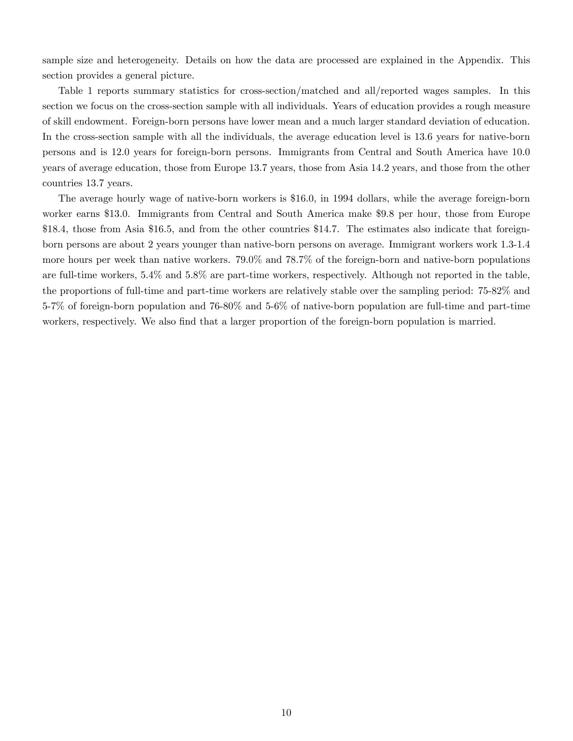sample size and heterogeneity. Details on how the data are processed are explained in the Appendix. This section provides a general picture.

Table 1 reports summary statistics for cross-section/matched and all/reported wages samples. In this section we focus on the cross-section sample with all individuals. Years of education provides a rough measure of skill endowment. Foreign-born persons have lower mean and a much larger standard deviation of education. In the cross-section sample with all the individuals, the average education level is 13.6 years for native-born persons and is 12.0 years for foreign-born persons. Immigrants from Central and South America have 10.0 years of average education, those from Europe 13.7 years, those from Asia 14.2 years, and those from the other countries 13.7 years.

The average hourly wage of native-born workers is \$16.0, in 1994 dollars, while the average foreign-born worker earns \$13.0. Immigrants from Central and South America make \$9.8 per hour, those from Europe \$18.4, those from Asia \$16.5, and from the other countries \$14.7. The estimates also indicate that foreign-born persons are about 2 years younger than native-born persons on average. Immigrant workers work 1.3-1.4 more hours per week than native workers. 79.0% and 78.7% of the foreign-born and native-born populations are full-time workers, 5.4% and 5.8% are part-time workers, respectively. Although not reported in the table, the proportions of full-time and part-time workers are relatively stable over the sampling period: 75-82% and 5-7% of foreign-born population and 76-80% and 5-6% of native-born population are full-time and part-time workers, respectively. We also find that a larger proportion of the foreign-born population is married.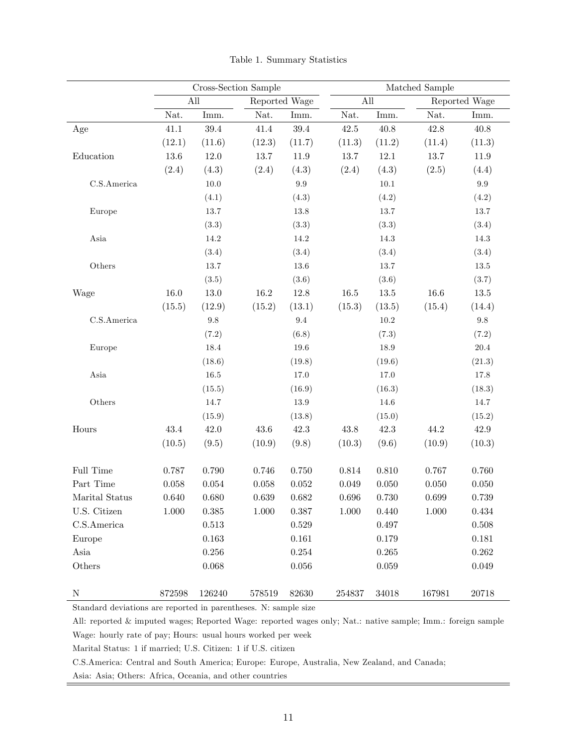Table 1. Summary Statistics

| | Cross-Section Sample | | | | Matched Sample | | | |
|---|---|---|---|---|---|---|---|---|
| | All | | Reported Wage | | All | | Reported Wage | |
| | Nat. | Imm. | Nat. | Imm. | Nat. | Imm. | Nat. | Imm. |
| Age | 41.1 | 39.4 | 41.4 | 39.4 | 42.5 | 40.8 | 42.8 | 40.8 |
| | (12.1) | (11.6) | (12.3) | (11.7) | (11.3) | (11.2) | (11.4) | (11.3) |
| Education | 13.6 | 12.0 | 13.7 | 11.9 | 13.7 | 12.1 | 13.7 | 11.9 |
| | (2.4) | (4.3) | (2.4) | (4.3) | (2.4) | (4.3) | (2.5) | (4.4) |
| C.S.America | | 10.0 | | 9.9 | | 10.1 | | 9.9 |
| | | (4.1) | | (4.3) | | (4.2) | | (4.2) |
| Europe | | 13.7 | | 13.8 | | 13.7 | | 13.7 |
| | | (3.3) | | (3.3) | | (3.3) | | (3.4) |
| Asia | | 14.2 | | 14.2 | | 14.3 | | 14.3 |
| | | (3.4) | | (3.4) | | (3.4) | | (3.4) |
| Others | | 13.7 | | 13.6 | | 13.7 | | 13.5 |
| | | (3.5) | | (3.6) | | (3.6) | | (3.7) |
| Wage | 16.0 | 13.0 | 16.2 | 12.8 | 16.5 | 13.5 | 16.6 | 13.5 |
| | (15.5) | (12.9) | (15.2) | (13.1) | (15.3) | (13.5) | (15.4) | (14.4) |
| C.S.America | | 9.8 | | 9.4 | | 10.2 | | 9.8 |
| | | (7.2) | | (6.8) | | (7.3) | | (7.2) |
| Europe | | 18.4 | | 19.6 | | 18.9 | | 20.4 |
| | | (18.6) | | (19.8) | | (19.6) | | (21.3) |
| Asia | | 16.5 | | 17.0 | | 17.0 | | 17.8 |
| | | (15.5) | | (16.9) | | (16.3) | | (18.3) |
| Others | | 14.7 | | 13.9 | | 14.6 | | 14.7 |
| | | (15.9) | | (13.8) | | (15.0) | | (15.2) |
| Hours | 43.4 | 42.0 | 43.6 | 42.3 | 43.8 | 42.3 | 44.2 | 42.9 |
| | (10.5) | (9.5) | (10.9) | (9.8) | (10.3) | (9.6) | (10.9) | (10.3) |
| Full Time | 0.787 | 0.790 | 0.746 | 0.750 | 0.814 | 0.810 | 0.767 | 0.760 |
| Part Time | 0.058 | 0.054 | 0.058 | 0.052 | 0.049 | 0.050 | 0.050 | 0.050 |
| Marital Status | 0.640 | 0.680 | 0.639 | 0.682 | 0.696 | 0.730 | 0.699 | 0.739 |
| U.S. Citizen | 1.000 | 0.385 | 1.000 | 0.387 | 1.000 | 0.440 | 1.000 | 0.434 |
| C.S.America | | 0.513 | | 0.529 | | 0.497 | | 0.508 |
| Europe | | 0.163 | | 0.161 | | 0.179 | | 0.181 |
| Asia | | 0.256 | | 0.254 | | 0.265 | | 0.262 |
| Others | | 0.068 | | 0.056 | | 0.059 | | 0.049 |
| N | 872598 | 126240 | 578519 | 82630 | 254837 | 34018 | 167981 | 20718 |

Standard deviations are reported in parentheses. N: sample size

All: reported & imputed wages; Reported Wage: reported wages only; Nat.: native sample; Imm.: foreign sample

Wage: hourly rate of pay; Hours: usual hours worked per week

Marital Status: 1 if married; U.S. Citizen: 1 if U.S. citizen

C.S.America: Central and South America; Europe: Europe, Australia, New Zealand, and Canada;

Asia: Asia; Others: Africa, Oceania, and other countries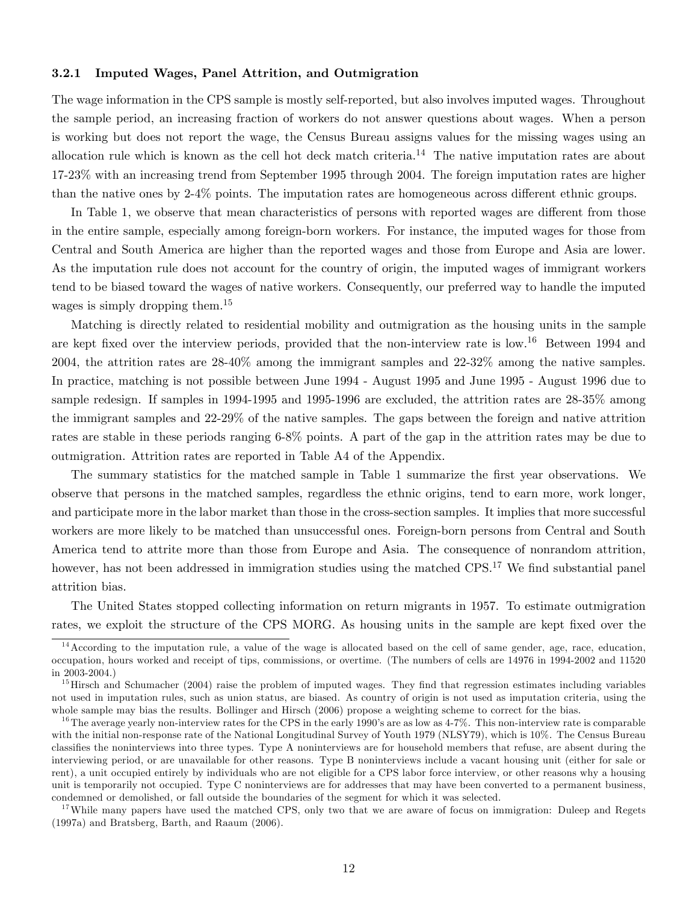#### 3.2.1 Imputed Wages, Panel Attrition, and Outmigration

The wage information in the CPS sample is mostly self-reported, but also involves imputed wages. Throughout the sample period, an increasing fraction of workers do not answer questions about wages. When a person is working but does not report the wage, the Census Bureau assigns values for the missing wages using an allocation rule which is known as the cell hot deck match criteria.[14] The native imputation rates are about 17-23% with an increasing trend from September 1995 through 2004. The foreign imputation rates are higher than the native ones by 2-4% points. The imputation rates are homogeneous across different ethnic groups.

In Table 1, we observe that mean characteristics of persons with reported wages are different from those in the entire sample, especially among foreign-born workers. For instance, the imputed wages for those from Central and South America are higher than the reported wages and those from Europe and Asia are lower. As the imputation rule does not account for the country of origin, the imputed wages of immigrant workers tend to be biased toward the wages of native workers. Consequently, our preferred way to handle the imputed wages is simply dropping them.[15]

Matching is directly related to residential mobility and outmigration as the housing units in the sample are kept fixed over the interview periods, provided that the non-interview rate is low.[16] Between 1994 and 2004, the attrition rates are 28-40% among the immigrant samples and 22-32% among the native samples. In practice, matching is not possible between June 1994 - August 1995 and June 1995 - August 1996 due to sample redesign. If samples in 1994-1995 and 1995-1996 are excluded, the attrition rates are 28-35% among the immigrant samples and 22-29% of the native samples. The gaps between the foreign and native attrition rates are stable in these periods ranging 6-8% points. A part of the gap in the attrition rates may be due to outmigration. Attrition rates are reported in Table A4 of the Appendix.

The summary statistics for the matched sample in Table 1 summarize the first year observations. We observe that persons in the matched samples, regardless the ethnic origins, tend to earn more, work longer, and participate more in the labor market than those in the cross-section samples. It implies that more successful workers are more likely to be matched than unsuccessful ones. Foreign-born persons from Central and South America tend to attrite more than those from Europe and Asia. The consequence of nonrandom attrition, however, has not been addressed in immigration studies using the matched CPS.[17] We find substantial panel attrition bias.

The United States stopped collecting information on return migrants in 1957. To estimate outmigration rates, we exploit the structure of the CPS MORG. As housing units in the sample are kept fixed over the

---

[14] According to the imputation rule, a value of the wage is allocated based on the cell of same gender, age, race, education, occupation, hours worked and receipt of tips, commissions, or overtime. (The numbers of cells are 14976 in 1994-2002 and 11520 in 2003-2004.)

[15] Hirsch and Schumacher (2004) raise the problem of imputed wages. They find that regression estimates including variables not used in imputation rules, such as union status, are biased. As country of origin is not used as imputation criteria, using the whole sample may bias the results. Bollinger and Hirsch (2006) propose a weighting scheme to correct for the bias.

[16] The average yearly non-interview rates for the CPS in the early 1990's are as low as 4-7%. This non-interview rate is comparable with the initial non-response rate of the National Longitudinal Survey of Youth 1979 (NLSY79), which is 10%. The Census Bureau classifies the noninterviews into three types. Type A noninterviews are for household members that refuse, are absent during the interviewing period, or are unavailable for other reasons. Type B noninterviews include a vacant housing unit (either for sale or rent), a unit occupied entirely by individuals who are not eligible for a CPS labor force interview, or other reasons why a housing unit is temporarily not occupied. Type C noninterviews are for addresses that may have been converted to a permanent business, condemned or demolished, or fall outside the boundaries of the segment for which it was selected.

[17] While many papers have used the matched CPS, only two that we are aware of focus on immigration: Duleep and Regets (1997a) and Bratsberg, Barth, and Raaum (2006).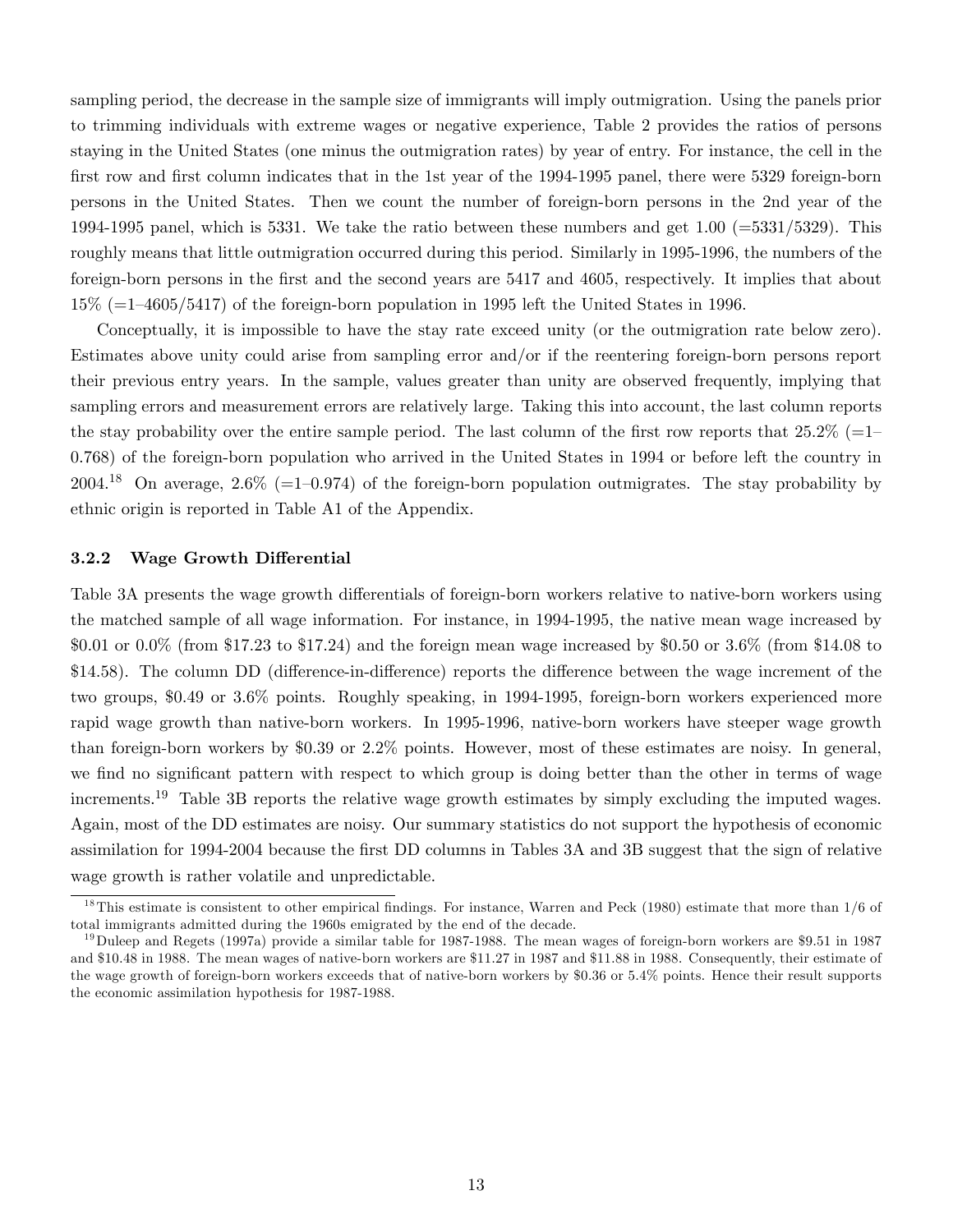sampling period, the decrease in the sample size of immigrants will imply outmigration. Using the panels prior to trimming individuals with extreme wages or negative experience, Table 2 provides the ratios of persons staying in the United States (one minus the outmigration rates) by year of entry. For instance, the cell in the first row and first column indicates that in the 1st year of the 1994-1995 panel, there were 5329 foreign-born persons in the United States. Then we count the number of foreign-born persons in the 2nd year of the 1994-1995 panel, which is 5331. We take the ratio between these numbers and get 1.00 (=5331/5329). This roughly means that little outmigration occurred during this period. Similarly in 1995-1996, the numbers of the foreign-born persons in the first and the second years are 5417 and 4605, respectively. It implies that about 15% (=1–4605/5417) of the foreign-born population in 1995 left the United States in 1996.

Conceptually, it is impossible to have the stay rate exceed unity (or the outmigration rate below zero). Estimates above unity could arise from sampling error and/or if the reentering foreign-born persons report their previous entry years. In the sample, values greater than unity are observed frequently, implying that sampling errors and measurement errors are relatively large. Taking this into account, the last column reports the stay probability over the entire sample period. The last column of the first row reports that 25.2% (=1–0.768) of the foreign-born population who arrived in the United States in 1994 or before left the country in 2004.[18] On average, 2.6% (=1–0.974) of the foreign-born population outmigrates. The stay probability by ethnic origin is reported in Table A1 of the Appendix.

### 3.2.2 Wage Growth Differential

Table 3A presents the wage growth differentials of foreign-born workers relative to native-born workers using the matched sample of all wage information. For instance, in 1994-1995, the native mean wage increased by \$0.01 or 0.0% (from \$17.23 to \$17.24) and the foreign mean wage increased by \$0.50 or 3.6% (from \$14.08 to \$14.58). The column DD (difference-in-difference) reports the difference between the wage increment of the two groups, \$0.49 or 3.6% points. Roughly speaking, in 1994-1995, foreign-born workers experienced more rapid wage growth than native-born workers. In 1995-1996, native-born workers have steeper wage growth than foreign-born workers by \$0.39 or 2.2% points. However, most of these estimates are noisy. In general, we find no significant pattern with respect to which group is doing better than the other in terms of wage increments.[19] Table 3B reports the relative wage growth estimates by simply excluding the imputed wages. Again, most of the DD estimates are noisy. Our summary statistics do not support the hypothesis of economic assimilation for 1994-2004 because the first DD columns in Tables 3A and 3B suggest that the sign of relative wage growth is rather volatile and unpredictable.

---

[18] This estimate is consistent to other empirical findings. For instance, Warren and Peck (1980) estimate that more than 1/6 of total immigrants admitted during the 1960s emigrated by the end of the decade.

[19] Duleep and Regets (1997a) provide a similar table for 1987-1988. The mean wages of foreign-born workers are \$9.51 in 1987 and \$10.48 in 1988. The mean wages of native-born workers are \$11.27 in 1987 and \$11.88 in 1988. Consequently, their estimate of the wage growth of foreign-born workers exceeds that of native-born workers by \$0.36 or 5.4% points. Hence their result supports the economic assimilation hypothesis for 1987-1988.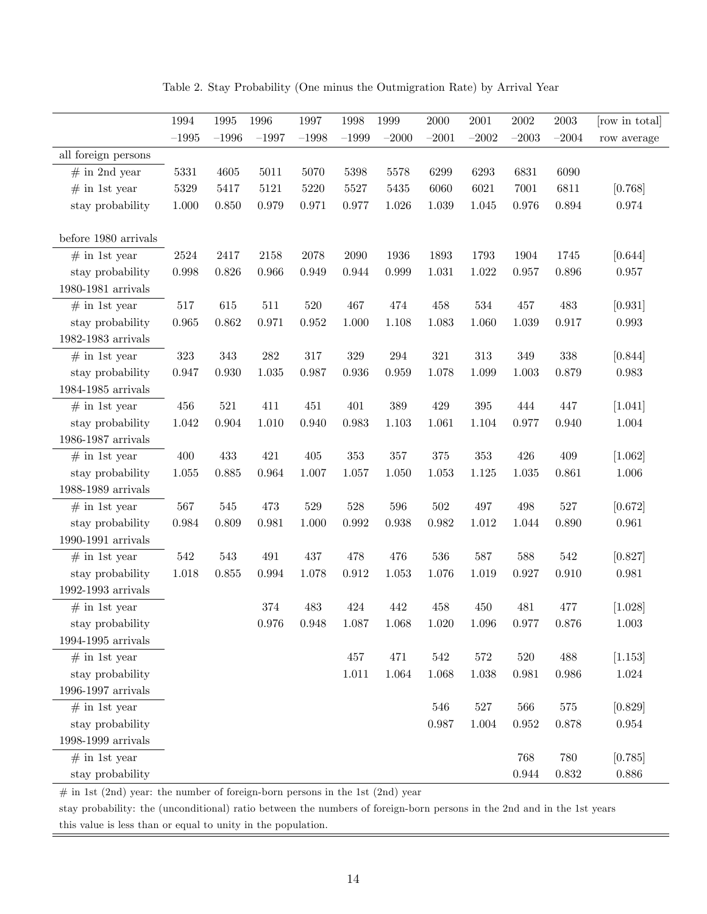Table 2. Stay Probability (One minus the Outmigration Rate) by Arrival Year

| | 1994 −1995 | 1995 −1996 | 1996 −1997 | 1997 −1998 | 1998 −1999 | 1999 −2000 | 2000 −2001 | 2001 −2002 | 2002 −2003 | 2003 −2004 | [row in total] row average |
|---|---|---|---|---|---|---|---|---|---|---|---|
| all foreign persons | | | | | | | | | | | |
| # in 2nd year | 5331 | 4605 | 5011 | 5070 | 5398 | 5578 | 6299 | 6293 | 6831 | 6090 | |
| # in 1st year | 5329 | 5417 | 5121 | 5220 | 5527 | 5435 | 6060 | 6021 | 7001 | 6811 | [0.768] |
| stay probability | 1.000 | 0.850 | 0.979 | 0.971 | 0.977 | 1.026 | 1.039 | 1.045 | 0.976 | 0.894 | 0.974 |
| before 1980 arrivals | | | | | | | | | | | |
| # in 1st year | 2524 | 2417 | 2158 | 2078 | 2090 | 1936 | 1893 | 1793 | 1904 | 1745 | [0.644] |
| stay probability | 0.998 | 0.826 | 0.966 | 0.949 | 0.944 | 0.999 | 1.031 | 1.022 | 0.957 | 0.896 | 0.957 |
| 1980-1981 arrivals | | | | | | | | | | | |
| # in 1st year | 517 | 615 | 511 | 520 | 467 | 474 | 458 | 534 | 457 | 483 | [0.931] |
| stay probability | 0.965 | 0.862 | 0.971 | 0.952 | 1.000 | 1.108 | 1.083 | 1.060 | 1.039 | 0.917 | 0.993 |
| 1982-1983 arrivals | | | | | | | | | | | |
| # in 1st year | 323 | 343 | 282 | 317 | 329 | 294 | 321 | 313 | 349 | 338 | [0.844] |
| stay probability | 0.947 | 0.930 | 1.035 | 0.987 | 0.936 | 0.959 | 1.078 | 1.099 | 1.003 | 0.879 | 0.983 |
| 1984-1985 arrivals | | | | | | | | | | | |
| # in 1st year | 456 | 521 | 411 | 451 | 401 | 389 | 429 | 395 | 444 | 447 | [1.041] |
| stay probability | 1.042 | 0.904 | 1.010 | 0.940 | 0.983 | 1.103 | 1.061 | 1.104 | 0.977 | 0.940 | 1.004 |
| 1986-1987 arrivals | | | | | | | | | | | |
| # in 1st year | 400 | 433 | 421 | 405 | 353 | 357 | 375 | 353 | 426 | 409 | [1.062] |
| stay probability | 1.055 | 0.885 | 0.964 | 1.007 | 1.057 | 1.050 | 1.053 | 1.125 | 1.035 | 0.861 | 1.006 |
| 1988-1989 arrivals | | | | | | | | | | | |
| # in 1st year | 567 | 545 | 473 | 529 | 528 | 596 | 502 | 497 | 498 | 527 | [0.672] |
| stay probability | 0.984 | 0.809 | 0.981 | 1.000 | 0.992 | 0.938 | 0.982 | 1.012 | 1.044 | 0.890 | 0.961 |
| 1990-1991 arrivals | | | | | | | | | | | |
| # in 1st year | 542 | 543 | 491 | 437 | 478 | 476 | 536 | 587 | 588 | 542 | [0.827] |
| stay probability | 1.018 | 0.855 | 0.994 | 1.078 | 0.912 | 1.053 | 1.076 | 1.019 | 0.927 | 0.910 | 0.981 |
| 1992-1993 arrivals | | | | | | | | | | | |
| # in 1st year | | | 374 | 483 | 424 | 442 | 458 | 450 | 481 | 477 | [1.028] |
| stay probability | | | 0.976 | 0.948 | 1.087 | 1.068 | 1.020 | 1.096 | 0.977 | 0.876 | 1.003 |
| 1994-1995 arrivals | | | | | | | | | | | |
| # in 1st year | | | | | 457 | 471 | 542 | 572 | 520 | 488 | [1.153] |
| stay probability | | | | | 1.011 | 1.064 | 1.068 | 1.038 | 0.981 | 0.986 | 1.024 |
| 1996-1997 arrivals | | | | | | | | | | | |
| # in 1st year | | | | | | | 546 | 527 | 566 | 575 | [0.829] |
| stay probability | | | | | | | 0.987 | 1.004 | 0.952 | 0.878 | 0.954 |
| 1998-1999 arrivals | | | | | | | | | | | |
| # in 1st year | | | | | | | | | 768 | 780 | [0.785] |
| stay probability | | | | | | | | | 0.944 | 0.832 | 0.886 |

# in 1st (2nd) year: the number of foreign-born persons in the 1st (2nd) year

stay probability: the (unconditional) ratio between the numbers of foreign-born persons in the 2nd and in the 1st years

this value is less than or equal to unity in the population.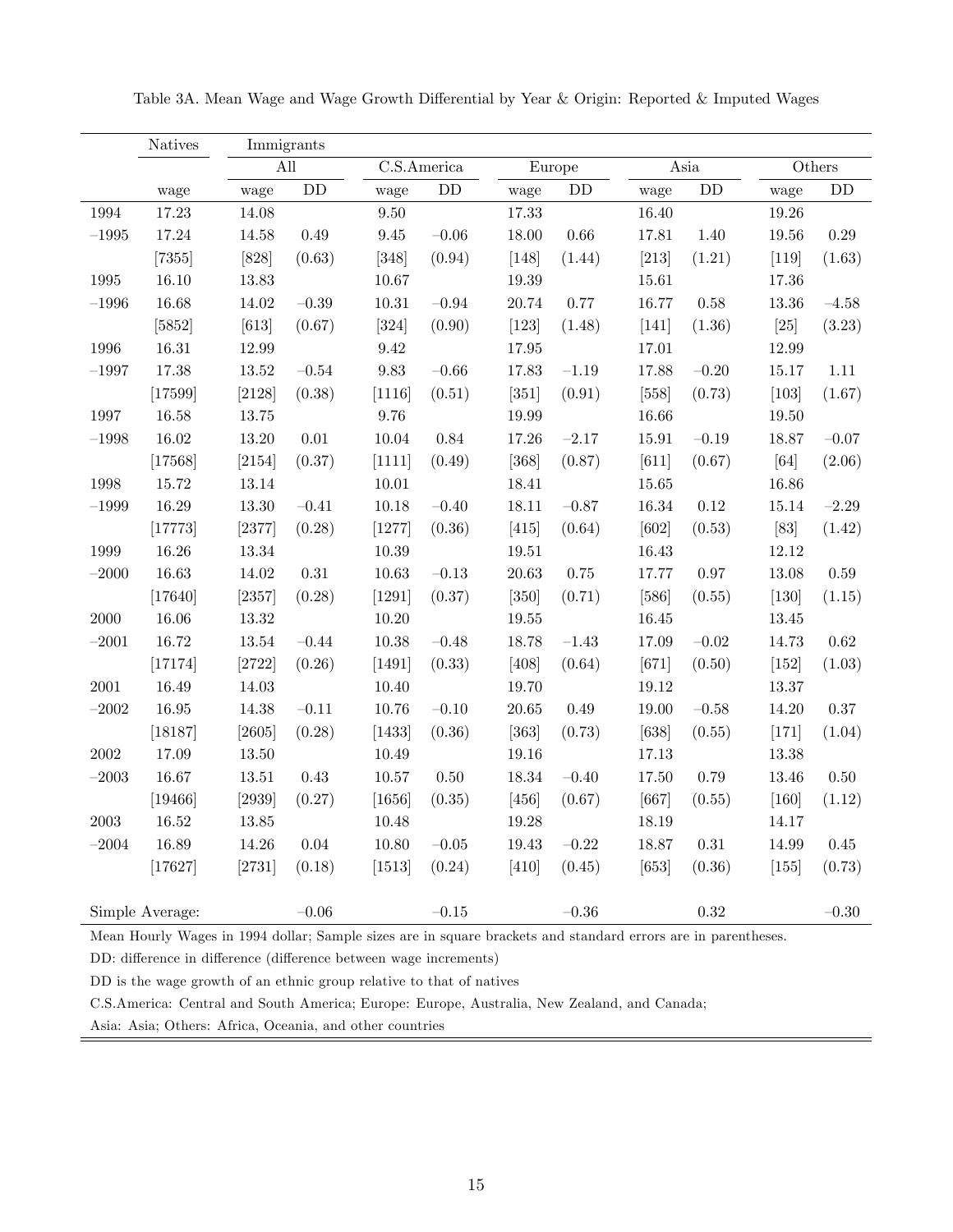Table 3A. Mean Wage and Wage Growth Differential by Year & Origin: Reported & Imputed Wages

| | Natives | Immigrants | | | | | | | | | |
|---|---|---|---|---|---|---|---|---|---|---|---|
| | | All | | C.S.America | | Europe | | Asia | | Others | |
| | wage | wage | DD | wage | DD | wage | DD | wage | DD | wage | DD |
| 1994 | 17.23 | 14.08 | | 9.50 | | 17.33 | | 16.40 | | 19.26 | |
| −1995 | 17.24 | 14.58 | 0.49 | 9.45 | −0.06 | 18.00 | 0.66 | 17.81 | 1.40 | 19.56 | 0.29 |
| | [7355] | [828] | (0.63) | [348] | (0.94) | [148] | (1.44) | [213] | (1.21) | [119] | (1.63) |
| 1995 | 16.10 | 13.83 | | 10.67 | | 19.39 | | 15.61 | | 17.36 | |
| −1996 | 16.68 | 14.02 | −0.39 | 10.31 | −0.94 | 20.74 | 0.77 | 16.77 | 0.58 | 13.36 | −4.58 |
| | [5852] | [613] | (0.67) | [324] | (0.90) | [123] | (1.48) | [141] | (1.36) | [25] | (3.23) |
| 1996 | 16.31 | 12.99 | | 9.42 | | 17.95 | | 17.01 | | 12.99 | |
| −1997 | 17.38 | 13.52 | −0.54 | 9.83 | −0.66 | 17.83 | −1.19 | 17.88 | −0.20 | 15.17 | 1.11 |
| | [17599] | [2128] | (0.38) | [1116] | (0.51) | [351] | (0.91) | [558] | (0.73) | [103] | (1.67) |
| 1997 | 16.58 | 13.75 | | 9.76 | | 19.99 | | 16.66 | | 19.50 | |
| −1998 | 16.02 | 13.20 | 0.01 | 10.04 | 0.84 | 17.26 | −2.17 | 15.91 | −0.19 | 18.87 | −0.07 |
| | [17568] | [2154] | (0.37) | [1111] | (0.49) | [368] | (0.87) | [611] | (0.67) | [64] | (2.06) |
| 1998 | 15.72 | 13.14 | | 10.01 | | 18.41 | | 15.65 | | 16.86 | |
| −1999 | 16.29 | 13.30 | −0.41 | 10.18 | −0.40 | 18.11 | −0.87 | 16.34 | 0.12 | 15.14 | −2.29 |
| | [17773] | [2377] | (0.28) | [1277] | (0.36) | [415] | (0.64) | [602] | (0.53) | [83] | (1.42) |
| 1999 | 16.26 | 13.34 | | 10.39 | | 19.51 | | 16.43 | | 12.12 | |
| −2000 | 16.63 | 14.02 | 0.31 | 10.63 | −0.13 | 20.63 | 0.75 | 17.77 | 0.97 | 13.08 | 0.59 |
| | [17640] | [2357] | (0.28) | [1291] | (0.37) | [350] | (0.71) | [586] | (0.55) | [130] | (1.15) |
| 2000 | 16.06 | 13.32 | | 10.20 | | 19.55 | | 16.45 | | 13.45 | |
| −2001 | 16.72 | 13.54 | −0.44 | 10.38 | −0.48 | 18.78 | −1.43 | 17.09 | −0.02 | 14.73 | 0.62 |
| | [17174] | [2722] | (0.26) | [1491] | (0.33) | [408] | (0.64) | [671] | (0.50) | [152] | (1.03) |
| 2001 | 16.49 | 14.03 | | 10.40 | | 19.70 | | 19.12 | | 13.37 | |
| −2002 | 16.95 | 14.38 | −0.11 | 10.76 | −0.10 | 20.65 | 0.49 | 19.00 | −0.58 | 14.20 | 0.37 |
| | [18187] | [2605] | (0.28) | [1433] | (0.36) | [363] | (0.73) | [638] | (0.55) | [171] | (1.04) |
| 2002 | 17.09 | 13.50 | | 10.49 | | 19.16 | | 17.13 | | 13.38 | |
| −2003 | 16.67 | 13.51 | 0.43 | 10.57 | 0.50 | 18.34 | −0.40 | 17.50 | 0.79 | 13.46 | 0.50 |
| | [19466] | [2939] | (0.27) | [1656] | (0.35) | [456] | (0.67) | [667] | (0.55) | [160] | (1.12) |
| 2003 | 16.52 | 13.85 | | 10.48 | | 19.28 | | 18.19 | | 14.17 | |
| −2004 | 16.89 | 14.26 | 0.04 | 10.80 | −0.05 | 19.43 | −0.22 | 18.87 | 0.31 | 14.99 | 0.45 |
| | [17627] | [2731] | (0.18) | [1513] | (0.24) | [410] | (0.45) | [653] | (0.36) | [155] | (0.73) |
| Simple Average: | | | −0.06 | | −0.15 | | −0.36 | | 0.32 | | −0.30 |

Mean Hourly Wages in 1994 dollar; Sample sizes are in square brackets and standard errors are in parentheses.

DD: difference in difference (difference between wage increments)

DD is the wage growth of an ethnic group relative to that of natives

C.S.America: Central and South America; Europe: Europe, Australia, New Zealand, and Canada;

Asia: Asia; Others: Africa, Oceania, and other countries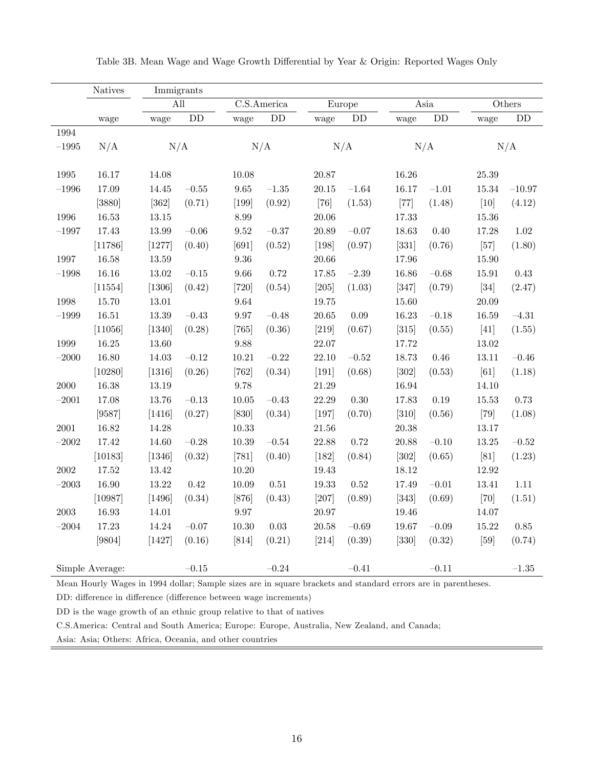Table 3B. Mean Wage and Wage Growth Differential by Year & Origin: Reported Wages Only

| | Natives | Immigrants | | | | | | | | | |
|---|---|---|---|---|---|---|---|---|---|---|---|
| | | All | | C.S.America | | Europe | | Asia | | Others | |
| | wage | wage | DD | wage | DD | wage | DD | wage | DD | wage | DD |
| 1994 | | | | | | | | | | | |
| −1995 | N/A | N/A | | N/A | | N/A | | N/A | | N/A | |
| 1995 | 16.17 | 14.08 | | 10.08 | | 20.87 | | 16.26 | | 25.39 | |
| −1996 | 17.09 | 14.45 | −0.55 | 9.65 | −1.35 | 20.15 | −1.64 | 16.17 | −1.01 | 15.34 | −10.97 |
| | [3880] | [362] | (0.71) | [199] | (0.92) | [76] | (1.53) | [77] | (1.48) | [10] | (4.12) |
| 1996 | 16.53 | 13.15 | | 8.99 | | 20.06 | | 17.33 | | 15.36 | |
| −1997 | 17.43 | 13.99 | −0.06 | 9.52 | −0.37 | 20.89 | −0.07 | 18.63 | 0.40 | 17.28 | 1.02 |
| | [11786] | [1277] | (0.40) | [691] | (0.52) | [198] | (0.97) | [331] | (0.76) | [57] | (1.80) |
| 1997 | 16.58 | 13.59 | | 9.36 | | 20.66 | | 17.96 | | 15.90 | |
| −1998 | 16.16 | 13.02 | −0.15 | 9.66 | 0.72 | 17.85 | −2.39 | 16.86 | −0.68 | 15.91 | 0.43 |
| | [11554] | [1306] | (0.42) | [720] | (0.54) | [205] | (1.03) | [347] | (0.79) | [34] | (2.47) |
| 1998 | 15.70 | 13.01 | | 9.64 | | 19.75 | | 15.60 | | 20.09 | |
| −1999 | 16.51 | 13.39 | −0.43 | 9.97 | −0.48 | 20.65 | 0.09 | 16.23 | −0.18 | 16.59 | −4.31 |
| | [11056] | [1340] | (0.28) | [765] | (0.36) | [219] | (0.67) | [315] | (0.55) | [41] | (1.55) |
| 1999 | 16.25 | 13.60 | | 9.88 | | 22.07 | | 17.72 | | 13.02 | |
| −2000 | 16.80 | 14.03 | −0.12 | 10.21 | −0.22 | 22.10 | −0.52 | 18.73 | 0.46 | 13.11 | −0.46 |
| | [10280] | [1316] | (0.26) | [762] | (0.34) | [191] | (0.68) | [302] | (0.53) | [61] | (1.18) |
| 2000 | 16.38 | 13.19 | | 9.78 | | 21.29 | | 16.94 | | 14.10 | |
| −2001 | 17.08 | 13.76 | −0.13 | 10.05 | −0.43 | 22.29 | 0.30 | 17.83 | 0.19 | 15.53 | 0.73 |
| | [9587] | [1416] | (0.27) | [830] | (0.34) | [197] | (0.70) | [310] | (0.56) | [79] | (1.08) |
| 2001 | 16.82 | 14.28 | | 10.33 | | 21.56 | | 20.38 | | 13.17 | |
| −2002 | 17.42 | 14.60 | −0.28 | 10.39 | −0.54 | 22.88 | 0.72 | 20.88 | −0.10 | 13.25 | −0.52 |
| | [10183] | [1346] | (0.32) | [781] | (0.40) | [182] | (0.84) | [302] | (0.65) | [81] | (1.23) |
| 2002 | 17.52 | 13.42 | | 10.20 | | 19.43 | | 18.12 | | 12.92 | |
| −2003 | 16.90 | 13.22 | 0.42 | 10.09 | 0.51 | 19.33 | 0.52 | 17.49 | −0.01 | 13.41 | 1.11 |
| | [10987] | [1496] | (0.34) | [876] | (0.43) | [207] | (0.89) | [343] | (0.69) | [70] | (1.51) |
| 2003 | 16.93 | 14.01 | | 9.97 | | 20.97 | | 19.46 | | 14.07 | |
| −2004 | 17.23 | 14.24 | −0.07 | 10.30 | 0.03 | 20.58 | −0.69 | 19.67 | −0.09 | 15.22 | 0.85 |
| | [9804] | [1427] | (0.16) | [814] | (0.21) | [214] | (0.39) | [330] | (0.32) | [59] | (0.74) |
| Simple Average: | | | −0.15 | | −0.24 | | −0.41 | | −0.11 | | −1.35 |

Mean Hourly Wages in 1994 dollar; Sample sizes are in square brackets and standard errors are in parentheses.

DD: difference in difference (difference between wage increments)

DD is the wage growth of an ethnic group relative to that of natives

C.S.America: Central and South America; Europe: Europe, Australia, New Zealand, and Canada;

Asia: Asia; Others: Africa, Oceania, and other countries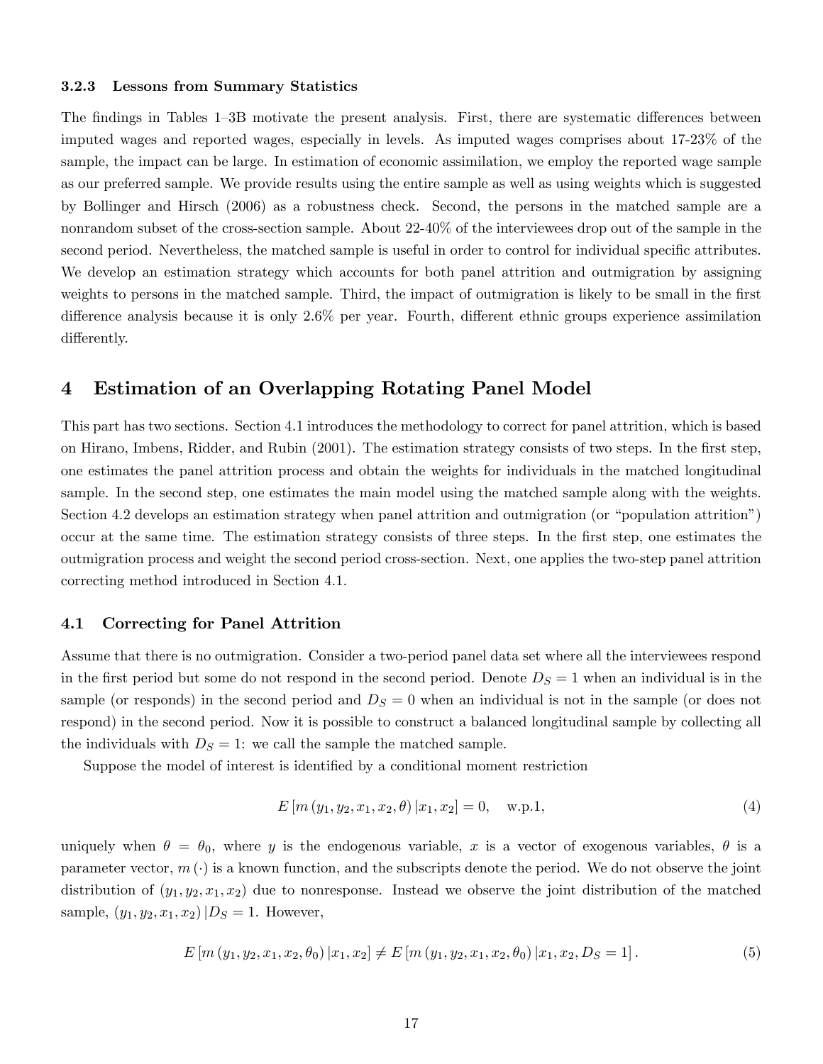### 3.2.3 Lessons from Summary Statistics

The findings in Tables 1–3B motivate the present analysis. First, there are systematic differences between imputed wages and reported wages, especially in levels. As imputed wages comprises about 17-23% of the sample, the impact can be large. In estimation of economic assimilation, we employ the reported wage sample as our preferred sample. We provide results using the entire sample as well as using weights which is suggested by Bollinger and Hirsch (2006) as a robustness check. Second, the persons in the matched sample are a nonrandom subset of the cross-section sample. About 22-40% of the interviewees drop out of the sample in the second period. Nevertheless, the matched sample is useful in order to control for individual specific attributes. We develop an estimation strategy which accounts for both panel attrition and outmigration by assigning weights to persons in the matched sample. Third, the impact of outmigration is likely to be small in the first difference analysis because it is only 2.6% per year. Fourth, different ethnic groups experience assimilation differently.

## 4 Estimation of an Overlapping Rotating Panel Model

This part has two sections. Section 4.1 introduces the methodology to correct for panel attrition, which is based on Hirano, Imbens, Ridder, and Rubin (2001). The estimation strategy consists of two steps. In the first step, one estimates the panel attrition process and obtain the weights for individuals in the matched longitudinal sample. In the second step, one estimates the main model using the matched sample along with the weights. Section 4.2 develops an estimation strategy when panel attrition and outmigration (or "population attrition") occur at the same time. The estimation strategy consists of three steps. In the first step, one estimates the outmigration process and weight the second period cross-section. Next, one applies the two-step panel attrition correcting method introduced in Section 4.1.

### 4.1 Correcting for Panel Attrition

Assume that there is no outmigration. Consider a two-period panel data set where all the interviewees respond in the first period but some do not respond in the second period. Denote $D_S = 1$ when an individual is in the sample (or responds) in the second period and $D_S = 0$ when an individual is not in the sample (or does not respond) in the second period. Now it is possible to construct a balanced longitudinal sample by collecting all the individuals with $D_S = 1$: we call the sample the matched sample.

Suppose the model of interest is identified by a conditional moment restriction

$$E\left[m\left(y_1, y_2, x_1, x_2, \theta\right)|x_1, x_2\right] = 0, \quad \text{w.p.1}, \tag{4}$$

uniquely when $\theta = \theta_0$, where $y$ is the endogenous variable, $x$ is a vector of exogenous variables, $\theta$ is a parameter vector, $m(\cdot)$ is a known function, and the subscripts denote the period. We do not observe the joint distribution of $(y_1, y_2, x_1, x_2)$ due to nonresponse. Instead we observe the joint distribution of the matched sample, $(y_1, y_2, x_1, x_2)|D_S = 1$. However,

$$E\left[m\left(y_1, y_2, x_1, x_2, \theta_0\right)|x_1, x_2\right] \neq E\left[m\left(y_1, y_2, x_1, x_2, \theta_0\right)|x_1, x_2, D_S = 1\right]. \tag{5}$$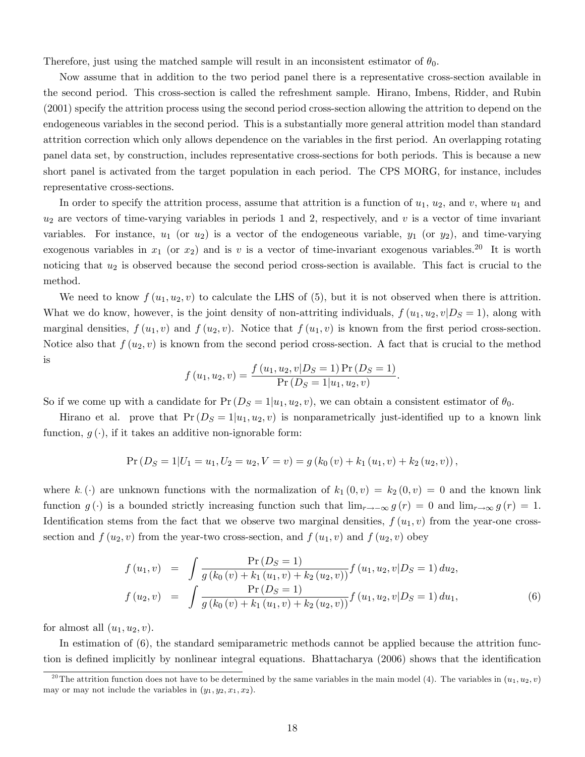Therefore, just using the matched sample will result in an inconsistent estimator of $\theta_0$.

Now assume that in addition to the two period panel there is a representative cross-section available in the second period. This cross-section is called the refreshment sample. Hirano, Imbens, Ridder, and Rubin (2001) specify the attrition process using the second period cross-section allowing the attrition to depend on the endogeneous variables in the second period. This is a substantially more general attrition model than standard attrition correction which only allows dependence on the variables in the first period. An overlapping rotating panel data set, by construction, includes representative cross-sections for both periods. This is because a new short panel is activated from the target population in each period. The CPS MORG, for instance, includes representative cross-sections.

In order to specify the attrition process, assume that attrition is a function of $u_1$, $u_2$, and $v$, where $u_1$ and $u_2$ are vectors of time-varying variables in periods 1 and 2, respectively, and $v$ is a vector of time invariant variables. For instance, $u_1$ (or $u_2$) is a vector of the endogeneous variable, $y_1$ (or $y_2$), and time-varying exogenous variables in $x_1$ (or $x_2$) and is $v$ is a vector of time-invariant exogenous variables.[20] It is worth noticing that $u_2$ is observed because the second period cross-section is available. This fact is crucial to the method.

We need to know $f(u_1, u_2, v)$ to calculate the LHS of (5), but it is not observed when there is attrition. What we do know, however, is the joint density of non-attriting individuals, $f(u_1, u_2, v|D_S = 1)$, along with marginal densities, $f(u_1, v)$ and $f(u_2, v)$. Notice that $f(u_1, v)$ is known from the first period cross-section. Notice also that $f(u_2, v)$ is known from the second period cross-section. A fact that is crucial to the method is

$$f(u_1, u_2, v) = \frac{f(u_1, u_2, v|D_S = 1)\Pr(D_S = 1)}{\Pr(D_S = 1|u_1, u_2, v)}.$$

So if we come up with a candidate for $\Pr(D_S = 1|u_1, u_2, v)$, we can obtain a consistent estimator of $\theta_0$.

Hirano et al. prove that $\Pr(D_S = 1|u_1, u_2, v)$ is nonparametrically just-identified up to a known link function, $g(\cdot)$, if it takes an additive non-ignorable form:

$$\Pr(D_S = 1|U_1 = u_1, U_2 = u_2, V = v) = g(k_0(v) + k_1(u_1, v) + k_2(u_2, v)),$$

where $k_{\cdot}(\cdot)$ are unknown functions with the normalization of $k_1(0, v) = k_2(0, v) = 0$ and the known link function $g(\cdot)$ is a bounded strictly increasing function such that $\lim_{r\to-\infty} g(r) = 0$ and $\lim_{r\to\infty} g(r) = 1$. Identification stems from the fact that we observe two marginal densities, $f(u_1, v)$ from the year-one cross-section and $f(u_2, v)$ from the year-two cross-section, and $f(u_1, v)$ and $f(u_2, v)$ obey

$$\begin{aligned} f(u_1, v) &= \int \frac{\Pr(D_S = 1)}{g(k_0(v) + k_1(u_1, v) + k_2(u_2, v))} f(u_1, u_2, v|D_S = 1)\, du_2, \\ f(u_2, v) &= \int \frac{\Pr(D_S = 1)}{g(k_0(v) + k_1(u_1, v) + k_2(u_2, v))} f(u_1, u_2, v|D_S = 1)\, du_1, \end{aligned} \tag{6}$$

for almost all $(u_1, u_2, v)$.

In estimation of (6), the standard semiparametric methods cannot be applied because the attrition function is defined implicitly by nonlinear integral equations. Bhattacharya (2006) shows that the identification

[20] The attrition function does not have to be determined by the same variables in the main model (4). The variables in $(u_1, u_2, v)$ may or may not include the variables in $(y_1, y_2, x_1, x_2)$.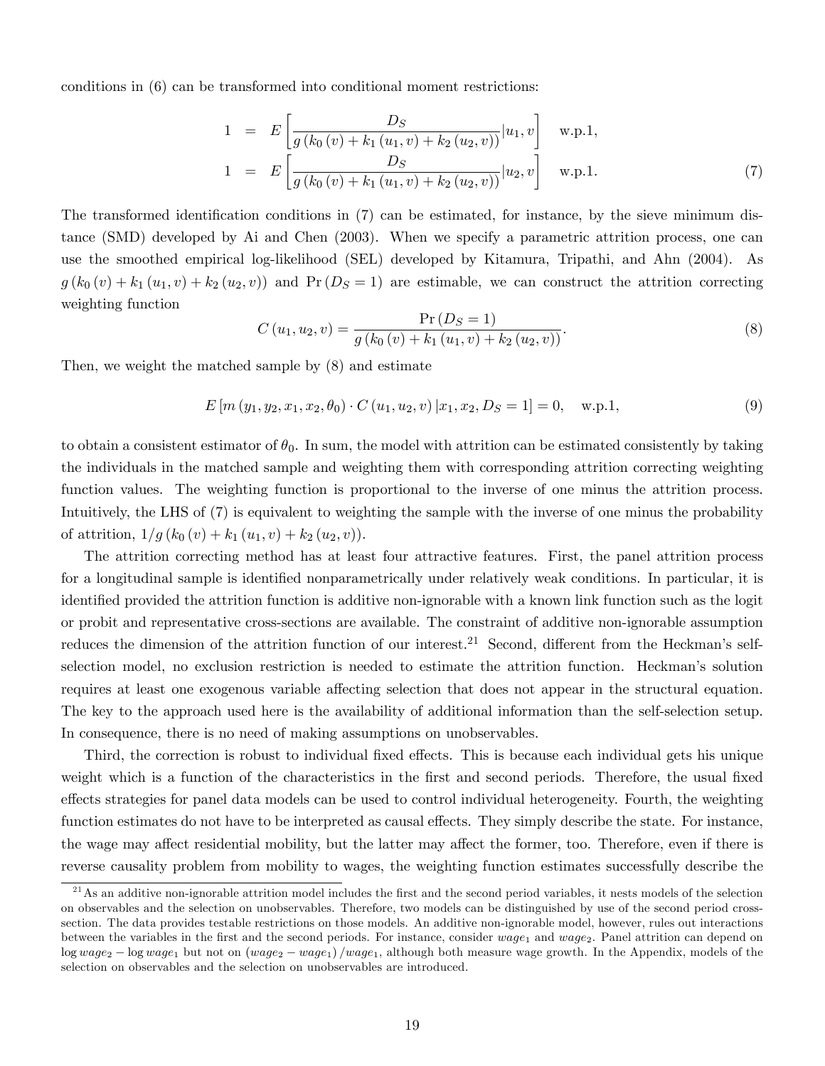conditions in (6) can be transformed into conditional moment restrictions:

$$
\begin{aligned}
1 &= E\left[\frac{D_S}{g\left(k_0\left(v\right)+k_1\left(u_1,v\right)+k_2\left(u_2,v\right)\right)}|u_1,v\right] \quad \text{w.p.1,} \\
1 &= E\left[\frac{D_S}{g\left(k_0\left(v\right)+k_1\left(u_1,v\right)+k_2\left(u_2,v\right)\right)}|u_2,v\right] \quad \text{w.p.1.}
\end{aligned}
\tag{7}
$$

The transformed identification conditions in (7) can be estimated, for instance, by the sieve minimum distance (SMD) developed by Ai and Chen (2003). When we specify a parametric attrition process, one can use the smoothed empirical log-likelihood (SEL) developed by Kitamura, Tripathi, and Ahn (2004). As $g\left(k_0\left(v\right)+k_1\left(u_1,v\right)+k_2\left(u_2,v\right)\right)$ and $\Pr\left(D_S=1\right)$ are estimable, we can construct the attrition correcting weighting function

$$
C\left(u_1,u_2,v\right)=\frac{\Pr\left(D_S=1\right)}{g\left(k_0\left(v\right)+k_1\left(u_1,v\right)+k_2\left(u_2,v\right)\right)}. \tag{8}
$$

Then, we weight the matched sample by (8) and estimate

$$
E\left[m\left(y_1,y_2,x_1,x_2,\theta_0\right)\cdot C\left(u_1,u_2,v\right)|x_1,x_2,D_S=1\right]=0, \quad \text{w.p.1,} \tag{9}
$$

to obtain a consistent estimator of $\theta_0$. In sum, the model with attrition can be estimated consistently by taking the individuals in the matched sample and weighting them with corresponding attrition correcting weighting function values. The weighting function is proportional to the inverse of one minus the attrition process. Intuitively, the LHS of (7) is equivalent to weighting the sample with the inverse of one minus the probability of attrition, $1/g\left(k_0\left(v\right)+k_1\left(u_1,v\right)+k_2\left(u_2,v\right)\right)$.

The attrition correcting method has at least four attractive features. First, the panel attrition process for a longitudinal sample is identified nonparametrically under relatively weak conditions. In particular, it is identified provided the attrition function is additive non-ignorable with a known link function such as the logit or probit and representative cross-sections are available. The constraint of additive non-ignorable assumption reduces the dimension of the attrition function of our interest.[21] Second, different from the Heckman's self-selection model, no exclusion restriction is needed to estimate the attrition function. Heckman's solution requires at least one exogenous variable affecting selection that does not appear in the structural equation. The key to the approach used here is the availability of additional information than the self-selection setup. In consequence, there is no need of making assumptions on unobservables.

Third, the correction is robust to individual fixed effects. This is because each individual gets his unique weight which is a function of the characteristics in the first and second periods. Therefore, the usual fixed effects strategies for panel data models can be used to control individual heterogeneity. Fourth, the weighting function estimates do not have to be interpreted as causal effects. They simply describe the state. For instance, the wage may affect residential mobility, but the latter may affect the former, too. Therefore, even if there is reverse causality problem from mobility to wages, the weighting function estimates successfully describe the

[21] As an additive non-ignorable attrition model includes the first and the second period variables, it nests models of the selection on observables and the selection on unobservables. Therefore, two models can be distinguished by use of the second period cross-section. The data provides testable restrictions on those models. An additive non-ignorable model, however, rules out interactions between the variables in the first and the second periods. For instance, consider $wage_1$ and $wage_2$. Panel attrition can depend on $\log wage_2 - \log wage_1$ but not on $\left(wage_2 - wage_1\right)/wage_1$, although both measure wage growth. In the Appendix, models of the selection on observables and the selection on unobservables are introduced.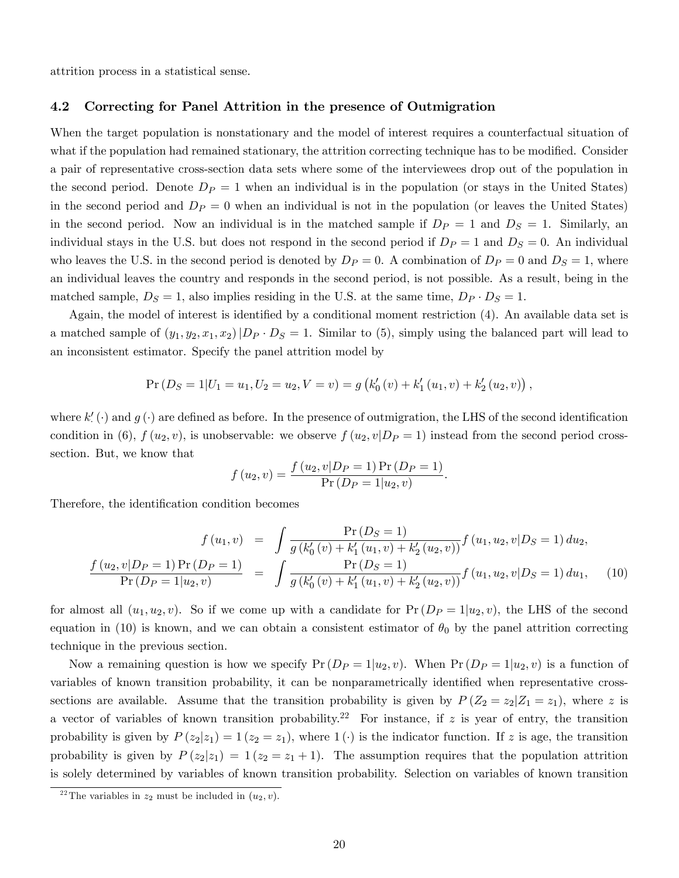attrition process in a statistical sense.

### 4.2 Correcting for Panel Attrition in the presence of Outmigration

When the target population is nonstationary and the model of interest requires a counterfactual situation of what if the population had remained stationary, the attrition correcting technique has to be modified. Consider a pair of representative cross-section data sets where some of the interviewees drop out of the population in the second period. Denote $D_P = 1$ when an individual is in the population (or stays in the United States) in the second period and $D_P = 0$ when an individual is not in the population (or leaves the United States) in the second period. Now an individual is in the matched sample if $D_P = 1$ and $D_S = 1$. Similarly, an individual stays in the U.S. but does not respond in the second period if $D_P = 1$ and $D_S = 0$. An individual who leaves the U.S. in the second period is denoted by $D_P = 0$. A combination of $D_P = 0$ and $D_S = 1$, where an individual leaves the country and responds in the second period, is not possible. As a result, being in the matched sample, $D_S = 1$, also implies residing in the U.S. at the same time, $D_P \cdot D_S = 1$.

Again, the model of interest is identified by a conditional moment restriction (4). An available data set is a matched sample of $(y_1, y_2, x_1, x_2) | D_P \cdot D_S = 1$. Similar to (5), simply using the balanced part will lead to an inconsistent estimator. Specify the panel attrition model by

$$\Pr(D_S = 1 | U_1 = u_1, U_2 = u_2, V = v) = g\left(k_0'(v) + k_1'(u_1, v) + k_2'(u_2, v)\right),$$

where $k_\cdot'(\cdot)$ and $g(\cdot)$ are defined as before. In the presence of outmigration, the LHS of the second identification condition in (6), $f(u_2, v)$, is unobservable: we observe $f(u_2, v | D_P = 1)$ instead from the second period cross-section. But, we know that

$$f(u_2, v) = \frac{f(u_2, v | D_P = 1) \Pr(D_P = 1)}{\Pr(D_P = 1 | u_2, v)}.$$

Therefore, the identification condition becomes

$$\begin{aligned} f(u_1, v) &= \int \frac{\Pr(D_S = 1)}{g\left(k_0'(v) + k_1'(u_1, v) + k_2'(u_2, v)\right)} f(u_1, u_2, v | D_S = 1)\, du_2, \\ \frac{f(u_2, v | D_P = 1) \Pr(D_P = 1)}{\Pr(D_P = 1 | u_2, v)} &= \int \frac{\Pr(D_S = 1)}{g\left(k_0'(v) + k_1'(u_1, v) + k_2'(u_2, v)\right)} f(u_1, u_2, v | D_S = 1)\, du_1, \end{aligned} \tag{10}$$

for almost all $(u_1, u_2, v)$. So if we come up with a candidate for $\Pr(D_P = 1 | u_2, v)$, the LHS of the second equation in (10) is known, and we can obtain a consistent estimator of $\theta_0$ by the panel attrition correcting technique in the previous section.

Now a remaining question is how we specify $\Pr(D_P = 1 | u_2, v)$. When $\Pr(D_P = 1 | u_2, v)$ is a function of variables of known transition probability, it can be nonparametrically identified when representative cross-sections are available. Assume that the transition probability is given by $P(Z_2 = z_2 | Z_1 = z_1)$, where $z$ is a vector of variables of known transition probability.[22] For instance, if $z$ is year of entry, the transition probability is given by $P(z_2 | z_1) = 1(z_2 = z_1)$, where $1(\cdot)$ is the indicator function. If $z$ is age, the transition probability is given by $P(z_2 | z_1) = 1(z_2 = z_1 + 1)$. The assumption requires that the population attrition is solely determined by variables of known transition probability. Selection on variables of known transition

[22] The variables in $z_2$ must be included in $(u_2, v)$.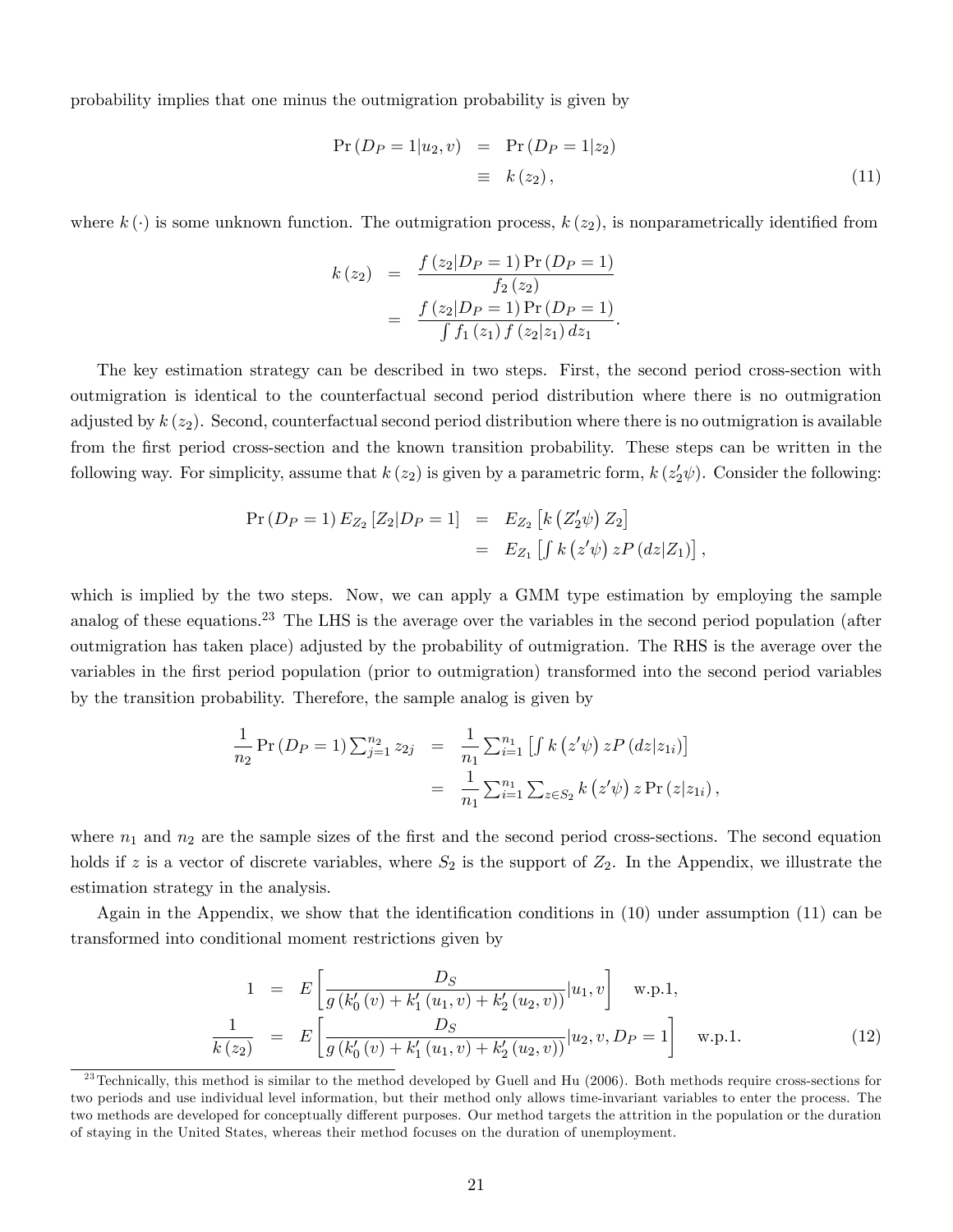probability implies that one minus the outmigration probability is given by

$$
\begin{aligned}
\Pr\left(D_P = 1 | u_2, v\right) &= \Pr\left(D_P = 1 | z_2\right) \\
&\equiv k\left(z_2\right),
\end{aligned} \tag{11}
$$

where $k(\cdot)$ is some unknown function. The outmigration process, $k(z_2)$, is nonparametrically identified from

$$
\begin{aligned}
k\left(z_2\right) &= \frac{f\left(z_2 | D_P = 1\right) \Pr\left(D_P = 1\right)}{f_2\left(z_2\right)} \\
&= \frac{f\left(z_2 | D_P = 1\right) \Pr\left(D_P = 1\right)}{\int f_1\left(z_1\right) f\left(z_2 | z_1\right) dz_1}.
\end{aligned}
$$

The key estimation strategy can be described in two steps. First, the second period cross-section with outmigration is identical to the counterfactual second period distribution where there is no outmigration adjusted by $k(z_2)$. Second, counterfactual second period distribution where there is no outmigration is available from the first period cross-section and the known transition probability. These steps can be written in the following way. For simplicity, assume that $k(z_2)$ is given by a parametric form, $k(z_2' \psi)$. Consider the following:

$$
\begin{aligned}
\Pr\left(D_P = 1\right) E_{Z_2}\left[Z_2 | D_P = 1\right] &= E_{Z_2}\left[k\left(Z_2' \psi\right) Z_2\right] \\
&= E_{Z_1}\left[\int k\left(z' \psi\right) z P\left(dz | Z_1\right)\right],
\end{aligned}
$$

which is implied by the two steps. Now, we can apply a GMM type estimation by employing the sample analog of these equations.[23] The LHS is the average over the variables in the second period population (after outmigration has taken place) adjusted by the probability of outmigration. The RHS is the average over the variables in the first period population (prior to outmigration) transformed into the second period variables by the transition probability. Therefore, the sample analog is given by

$$
\begin{aligned}
\frac{1}{n_2} \Pr\left(D_P = 1\right) \sum_{j=1}^{n_2} z_{2j} &= \frac{1}{n_1} \sum_{i=1}^{n_1} \left[\int k\left(z' \psi\right) z P\left(dz | z_{1i}\right)\right] \\
&= \frac{1}{n_1} \sum_{i=1}^{n_1} \sum_{z \in S_2} k\left(z' \psi\right) z \Pr\left(z | z_{1i}\right),
\end{aligned}
$$

where $n_1$ and $n_2$ are the sample sizes of the first and the second period cross-sections. The second equation holds if $z$ is a vector of discrete variables, where $S_2$ is the support of $Z_2$. In the Appendix, we illustrate the estimation strategy in the analysis.

Again in the Appendix, we show that the identification conditions in (10) under assumption (11) can be transformed into conditional moment restrictions given by

$$
\begin{aligned}
1 &= E\left[\frac{D_S}{g\left(k_0'(v) + k_1'(u_1, v) + k_2'(u_2, v)\right)} | u_1, v\right] \quad \text{w.p.1}, \\
\frac{1}{k\left(z_2\right)} &= E\left[\frac{D_S}{g\left(k_0'(v) + k_1'(u_1, v) + k_2'(u_2, v)\right)} | u_2, v, D_P = 1\right] \quad \text{w.p.1}.
\end{aligned} \tag{12}
$$

[23] Technically, this method is similar to the method developed by Guell and Hu (2006). Both methods require cross-sections for two periods and use individual level information, but their method only allows time-invariant variables to enter the process. The two methods are developed for conceptually different purposes. Our method targets the attrition in the population or the duration of staying in the United States, whereas their method focuses on the duration of unemployment.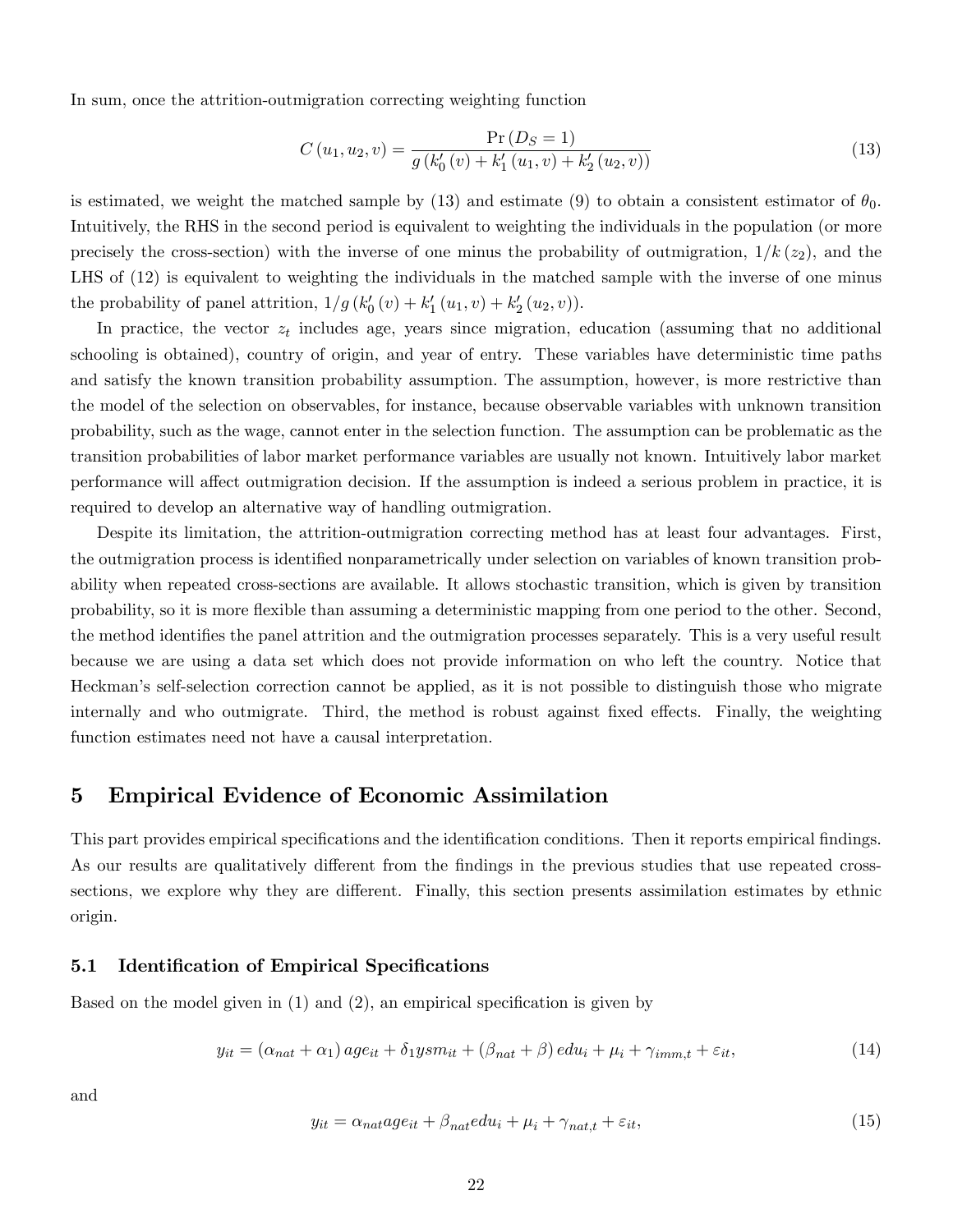In sum, once the attrition-outmigration correcting weighting function

$$C(u_1, u_2, v) = \frac{\Pr(D_S = 1)}{g(k_0'(v) + k_1'(u_1, v) + k_2'(u_2, v))} \tag{13}$$

is estimated, we weight the matched sample by (13) and estimate (9) to obtain a consistent estimator of $\theta_0$. Intuitively, the RHS in the second period is equivalent to weighting the individuals in the population (or more precisely the cross-section) with the inverse of one minus the probability of outmigration, $1/k(z_2)$, and the LHS of (12) is equivalent to weighting the individuals in the matched sample with the inverse of one minus the probability of panel attrition, $1/g(k_0'(v) + k_1'(u_1, v) + k_2'(u_2, v))$.

In practice, the vector $z_t$ includes age, years since migration, education (assuming that no additional schooling is obtained), country of origin, and year of entry. These variables have deterministic time paths and satisfy the known transition probability assumption. The assumption, however, is more restrictive than the model of the selection on observables, for instance, because observable variables with unknown transition probability, such as the wage, cannot enter in the selection function. The assumption can be problematic as the transition probabilities of labor market performance variables are usually not known. Intuitively labor market performance will affect outmigration decision. If the assumption is indeed a serious problem in practice, it is required to develop an alternative way of handling outmigration.

Despite its limitation, the attrition-outmigration correcting method has at least four advantages. First, the outmigration process is identified nonparametrically under selection on variables of known transition probability when repeated cross-sections are available. It allows stochastic transition, which is given by transition probability, so it is more flexible than assuming a deterministic mapping from one period to the other. Second, the method identifies the panel attrition and the outmigration processes separately. This is a very useful result because we are using a data set which does not provide information on who left the country. Notice that Heckman's self-selection correction cannot be applied, as it is not possible to distinguish those who migrate internally and who outmigrate. Third, the method is robust against fixed effects. Finally, the weighting function estimates need not have a causal interpretation.

# 5 Empirical Evidence of Economic Assimilation

This part provides empirical specifications and the identification conditions. Then it reports empirical findings. As our results are qualitatively different from the findings in the previous studies that use repeated cross-sections, we explore why they are different. Finally, this section presents assimilation estimates by ethnic origin.

## 5.1 Identification of Empirical Specifications

Based on the model given in (1) and (2), an empirical specification is given by

$$y_{it} = (\alpha_{nat} + \alpha_1) \, age_{it} + \delta_1 ysm_{it} + (\beta_{nat} + \beta) \, edu_i + \mu_i + \gamma_{imm,t} + \varepsilon_{it}, \tag{14}$$

and

$$y_{it} = \alpha_{nat} age_{it} + \beta_{nat} edu_i + \mu_i + \gamma_{nat,t} + \varepsilon_{it}, \tag{15}$$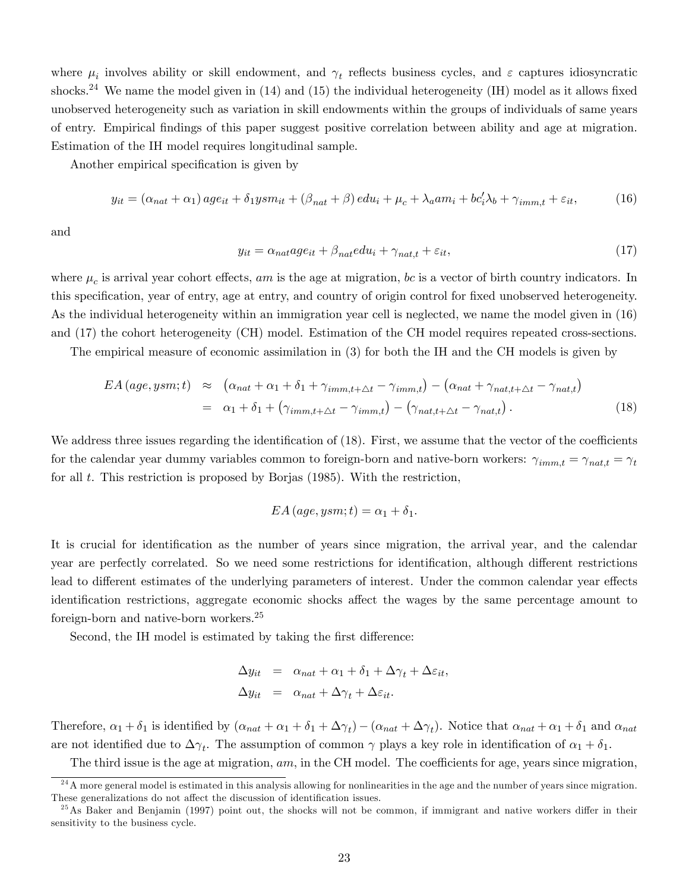where $\mu_i$ involves ability or skill endowment, and $\gamma_t$ reflects business cycles, and $\varepsilon$ captures idiosyncratic shocks.[24] We name the model given in (14) and (15) the individual heterogeneity (IH) model as it allows fixed unobserved heterogeneity such as variation in skill endowments within the groups of individuals of same years of entry. Empirical findings of this paper suggest positive correlation between ability and age at migration. Estimation of the IH model requires longitudinal sample.

Another empirical specification is given by

$$y_{it} = (\alpha_{nat} + \alpha_1)\, age_{it} + \delta_1 ysm_{it} + (\beta_{nat} + \beta)\, edu_i + \mu_c + \lambda_a am_i + bc_i'\lambda_b + \gamma_{imm,t} + \varepsilon_{it}, \tag{16}$$

and

$$y_{it} = \alpha_{nat} age_{it} + \beta_{nat} edu_i + \gamma_{nat,t} + \varepsilon_{it}, \tag{17}$$

where $\mu_c$ is arrival year cohort effects, $am$ is the age at migration, $bc$ is a vector of birth country indicators. In this specification, year of entry, age at entry, and country of origin control for fixed unobserved heterogeneity. As the individual heterogeneity within an immigration year cell is neglected, we name the model given in (16) and (17) the cohort heterogeneity (CH) model. Estimation of the CH model requires repeated cross-sections.

The empirical measure of economic assimilation in (3) for both the IH and the CH models is given by

$$\begin{aligned} EA\,(age, ysm; t) &\approx \left(\alpha_{nat} + \alpha_1 + \delta_1 + \gamma_{imm,t+\triangle t} - \gamma_{imm,t}\right) - \left(\alpha_{nat} + \gamma_{nat,t+\triangle t} - \gamma_{nat,t}\right) \\ &= \alpha_1 + \delta_1 + \left(\gamma_{imm,t+\triangle t} - \gamma_{imm,t}\right) - \left(\gamma_{nat,t+\triangle t} - \gamma_{nat,t}\right). \end{aligned} \tag{18}$$

We address three issues regarding the identification of (18). First, we assume that the vector of the coefficients for the calendar year dummy variables common to foreign-born and native-born workers: $\gamma_{imm,t} = \gamma_{nat,t} = \gamma_t$ for all $t$. This restriction is proposed by Borjas (1985). With the restriction,

$$EA\,(age, ysm; t) = \alpha_1 + \delta_1.$$

It is crucial for identification as the number of years since migration, the arrival year, and the calendar year are perfectly correlated. So we need some restrictions for identification, although different restrictions lead to different estimates of the underlying parameters of interest. Under the common calendar year effects identification restrictions, aggregate economic shocks affect the wages by the same percentage amount to foreign-born and native-born workers.[25]

Second, the IH model is estimated by taking the first difference:

$$\begin{aligned} \Delta y_{it} &= \alpha_{nat} + \alpha_1 + \delta_1 + \Delta\gamma_t + \Delta\varepsilon_{it}, \\ \Delta y_{it} &= \alpha_{nat} + \Delta\gamma_t + \Delta\varepsilon_{it}. \end{aligned}$$

Therefore, $\alpha_1 + \delta_1$ is identified by $(\alpha_{nat} + \alpha_1 + \delta_1 + \Delta\gamma_t) - (\alpha_{nat} + \Delta\gamma_t)$. Notice that $\alpha_{nat} + \alpha_1 + \delta_1$ and $\alpha_{nat}$ are not identified due to $\Delta\gamma_t$. The assumption of common $\gamma$ plays a key role in identification of $\alpha_1 + \delta_1$.

The third issue is the age at migration, $am$, in the CH model. The coefficients for age, years since migration,

[24] A more general model is estimated in this analysis allowing for nonlinearities in the age and the number of years since migration. These generalizations do not affect the discussion of identification issues.

[25] As Baker and Benjamin (1997) point out, the shocks will not be common, if immigrant and native workers differ in their sensitivity to the business cycle.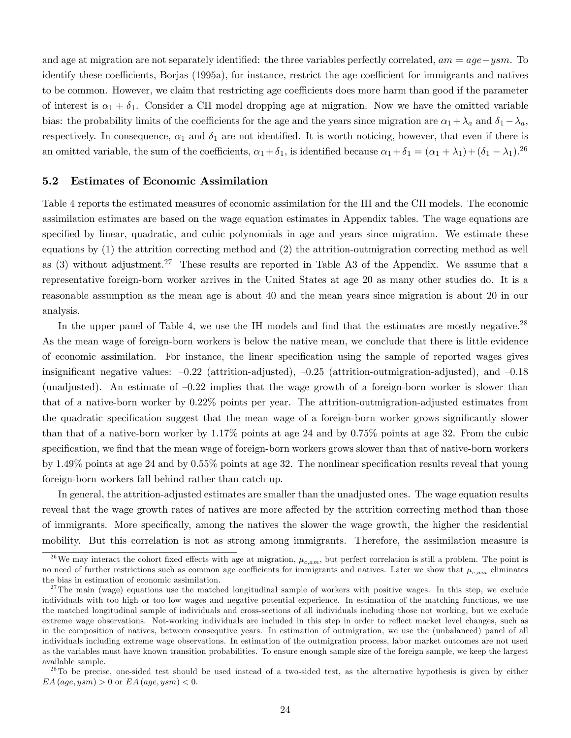and age at migration are not separately identified: the three variables perfectly correlated, $am = age - ysm$. To identify these coefficients, Borjas (1995a), for instance, restrict the age coefficient for immigrants and natives to be common. However, we claim that restricting age coefficients does more harm than good if the parameter of interest is $\alpha_1 + \delta_1$. Consider a CH model dropping age at migration. Now we have the omitted variable bias: the probability limits of the coefficients for the age and the years since migration are $\alpha_1 + \lambda_a$ and $\delta_1 - \lambda_a$, respectively. In consequence, $\alpha_1$ and $\delta_1$ are not identified. It is worth noticing, however, that even if there is an omitted variable, the sum of the coefficients, $\alpha_1 + \delta_1$, is identified because $\alpha_1 + \delta_1 = (\alpha_1 + \lambda_1) + (\delta_1 - \lambda_1)$.[26]

### 5.2 Estimates of Economic Assimilation

Table 4 reports the estimated measures of economic assimilation for the IH and the CH models. The economic assimilation estimates are based on the wage equation estimates in Appendix tables. The wage equations are specified by linear, quadratic, and cubic polynomials in age and years since migration. We estimate these equations by (1) the attrition correcting method and (2) the attrition-outmigration correcting method as well as (3) without adjustment.[27] These results are reported in Table A3 of the Appendix. We assume that a representative foreign-born worker arrives in the United States at age 20 as many other studies do. It is a reasonable assumption as the mean age is about 40 and the mean years since migration is about 20 in our analysis.

In the upper panel of Table 4, we use the IH models and find that the estimates are mostly negative.[28] As the mean wage of foreign-born workers is below the native mean, we conclude that there is little evidence of economic assimilation. For instance, the linear specification using the sample of reported wages gives insignificant negative values: –0.22 (attrition-adjusted), –0.25 (attrition-outmigration-adjusted), and –0.18 (unadjusted). An estimate of –0.22 implies that the wage growth of a foreign-born worker is slower than that of a native-born worker by 0.22% points per year. The attrition-outmigration-adjusted estimates from the quadratic specification suggest that the mean wage of a foreign-born worker grows significantly slower than that of a native-born worker by 1.17% points at age 24 and by 0.75% points at age 32. From the cubic specification, we find that the mean wage of foreign-born workers grows slower than that of native-born workers by 1.49% points at age 24 and by 0.55% points at age 32. The nonlinear specification results reveal that young foreign-born workers fall behind rather than catch up.

In general, the attrition-adjusted estimates are smaller than the unadjusted ones. The wage equation results reveal that the wage growth rates of natives are more affected by the attrition correcting method than those of immigrants. More specifically, among the natives the slower the wage growth, the higher the residential mobility. But this correlation is not as strong among immigrants. Therefore, the assimilation measure is

[26] We may interact the cohort fixed effects with age at migration, $\mu_{c,am}$, but perfect correlation is still a problem. The point is no need of further restrictions such as common age coefficients for immigrants and natives. Later we show that $\mu_{c,am}$ eliminates the bias in estimation of economic assimilation.

[27] The main (wage) equations use the matched longitudinal sample of workers with positive wages. In this step, we exclude individuals with too high or too low wages and negative potential experience. In estimation of the matching functions, we use the matched longitudinal sample of individuals and cross-sections of all individuals including those not working, but we exclude extreme wage observations. Not-working individuals are included in this step in order to reflect market level changes, such as in the composition of natives, between consequtive years. In estimation of outmigration, we use the (unbalanced) panel of all individuals including extreme wage observations. In estimation of the outmigration process, labor market outcomes are not used as the variables must have known transition probabilities. To ensure enough sample size of the foreign sample, we keep the largest available sample.

[28] To be precise, one-sided test should be used instead of a two-sided test, as the alternative hypothesis is given by either $EA(age, ysm) > 0$ or $EA(age, ysm) < 0$.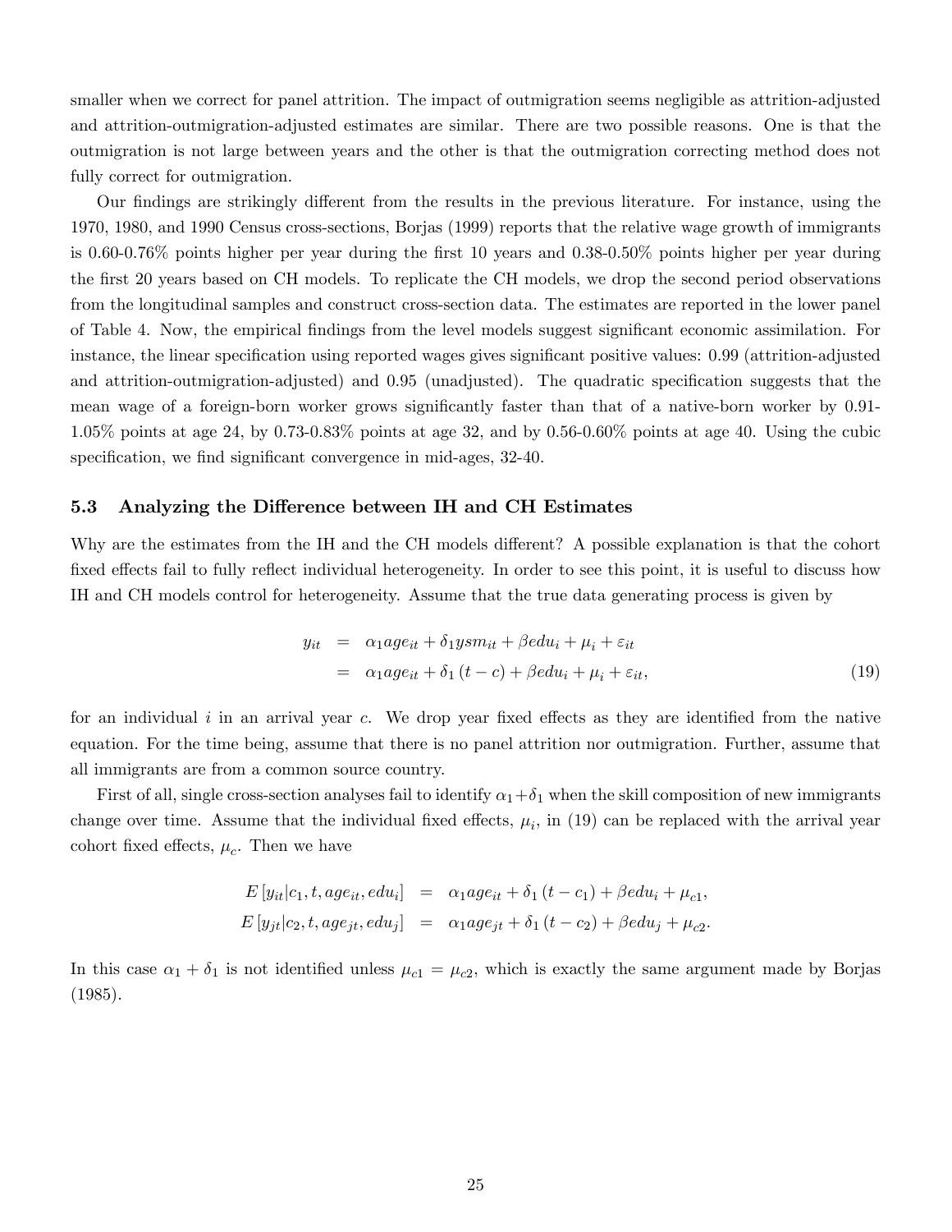smaller when we correct for panel attrition. The impact of outmigration seems negligible as attrition-adjusted and attrition-outmigration-adjusted estimates are similar. There are two possible reasons. One is that the outmigration is not large between years and the other is that the outmigration correcting method does not fully correct for outmigration.

Our findings are strikingly different from the results in the previous literature. For instance, using the 1970, 1980, and 1990 Census cross-sections, Borjas (1999) reports that the relative wage growth of immigrants is 0.60-0.76% points higher per year during the first 10 years and 0.38-0.50% points higher per year during the first 20 years based on CH models. To replicate the CH models, we drop the second period observations from the longitudinal samples and construct cross-section data. The estimates are reported in the lower panel of Table 4. Now, the empirical findings from the level models suggest significant economic assimilation. For instance, the linear specification using reported wages gives significant positive values: 0.99 (attrition-adjusted and attrition-outmigration-adjusted) and 0.95 (unadjusted). The quadratic specification suggests that the mean wage of a foreign-born worker grows significantly faster than that of a native-born worker by 0.91-1.05% points at age 24, by 0.73-0.83% points at age 32, and by 0.56-0.60% points at age 40. Using the cubic specification, we find significant convergence in mid-ages, 32-40.

### 5.3 Analyzing the Difference between IH and CH Estimates

Why are the estimates from the IH and the CH models different? A possible explanation is that the cohort fixed effects fail to fully reflect individual heterogeneity. In order to see this point, it is useful to discuss how IH and CH models control for heterogeneity. Assume that the true data generating process is given by

$$
\begin{aligned}
y_{it} &= \alpha_1 age_{it} + \delta_1 ysm_{it} + \beta edu_i + \mu_i + \varepsilon_{it} \\
&= \alpha_1 age_{it} + \delta_1 (t - c) + \beta edu_i + \mu_i + \varepsilon_{it},
\end{aligned} \tag{19}
$$

for an individual $i$ in an arrival year $c$. We drop year fixed effects as they are identified from the native equation. For the time being, assume that there is no panel attrition nor outmigration. Further, assume that all immigrants are from a common source country.

First of all, single cross-section analyses fail to identify $\alpha_1 + \delta_1$ when the skill composition of new immigrants change over time. Assume that the individual fixed effects, $\mu_i$, in (19) can be replaced with the arrival year cohort fixed effects, $\mu_c$. Then we have

$$
\begin{aligned}
E[y_{it} | c_1, t, age_{it}, edu_i] &= \alpha_1 age_{it} + \delta_1 (t - c_1) + \beta edu_i + \mu_{c1}, \\
E[y_{jt} | c_2, t, age_{jt}, edu_j] &= \alpha_1 age_{jt} + \delta_1 (t - c_2) + \beta edu_j + \mu_{c2}.
\end{aligned}
$$

In this case $\alpha_1 + \delta_1$ is not identified unless $\mu_{c1} = \mu_{c2}$, which is exactly the same argument made by Borjas (1985).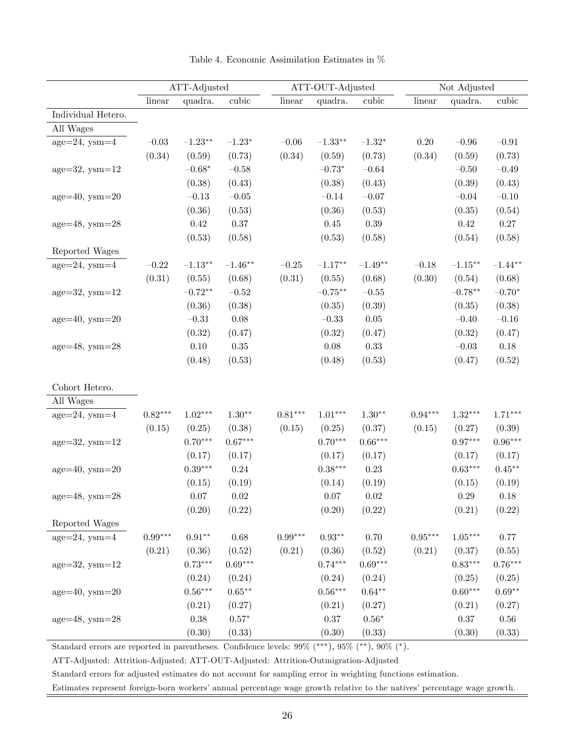Table 4. Economic Assimilation Estimates in %

| | ATT-Adjusted | | | ATT-OUT-Adjusted | | | Not Adjusted | | |
|---|---|---|---|---|---|---|---|---|---|
| | linear | quadra. | cubic | linear | quadra. | cubic | linear | quadra. | cubic |
| Individual Hetero. | | | | | | | | | |
| All Wages | | | | | | | | | |
| age=24, ysm=4 | −0.03 | −1.23** | −1.23* | −0.06 | −1.33** | −1.32* | 0.20 | −0.96 | −0.91 |
| | (0.34) | (0.59) | (0.73) | (0.34) | (0.59) | (0.73) | (0.34) | (0.59) | (0.73) |
| age=32, ysm=12 | | −0.68* | −0.58 | | −0.73* | −0.64 | | −0.50 | −0.49 |
| | | (0.38) | (0.43) | | (0.38) | (0.43) | | (0.39) | (0.43) |
| age=40, ysm=20 | | −0.13 | −0.05 | | −0.14 | −0.07 | | −0.04 | −0.10 |
| | | (0.36) | (0.53) | | (0.36) | (0.53) | | (0.35) | (0.54) |
| age=48, ysm=28 | | 0.42 | 0.37 | | 0.45 | 0.39 | | 0.42 | 0.27 |
| | | (0.53) | (0.58) | | (0.53) | (0.58) | | (0.54) | (0.58) |
| Reported Wages | | | | | | | | | |
| age=24, ysm=4 | −0.22 | −1.13** | −1.46** | −0.25 | −1.17** | −1.49** | −0.18 | −1.15** | −1.44** |
| | (0.31) | (0.55) | (0.68) | (0.31) | (0.55) | (0.68) | (0.30) | (0.54) | (0.68) |
| age=32, ysm=12 | | −0.72** | −0.52 | | −0.75** | −0.55 | | −0.78** | −0.70* |
| | | (0.36) | (0.38) | | (0.35) | (0.39) | | (0.35) | (0.38) |
| age=40, ysm=20 | | −0.31 | 0.08 | | −0.33 | 0.05 | | −0.40 | −0.16 |
| | | (0.32) | (0.47) | | (0.32) | (0.47) | | (0.32) | (0.47) |
| age=48, ysm=28 | | 0.10 | 0.35 | | 0.08 | 0.33 | | −0.03 | 0.18 |
| | | (0.48) | (0.53) | | (0.48) | (0.53) | | (0.47) | (0.52) |
| Cohort Hetero. | | | | | | | | | |
| All Wages | | | | | | | | | |
| age=24, ysm=4 | 0.82*** | 1.02*** | 1.30** | 0.81*** | 1.01*** | 1.30** | 0.94*** | 1.32*** | 1.71*** |
| | (0.15) | (0.25) | (0.38) | (0.15) | (0.25) | (0.37) | (0.15) | (0.27) | (0.39) |
| age=32, ysm=12 | | 0.70*** | 0.67*** | | 0.70*** | 0.66*** | | 0.97*** | 0.96*** |
| | | (0.17) | (0.17) | | (0.17) | (0.17) | | (0.17) | (0.17) |
| age=40, ysm=20 | | 0.39*** | 0.24 | | 0.38*** | 0.23 | | 0.63*** | 0.45** |
| | | (0.15) | (0.19) | | (0.14) | (0.19) | | (0.15) | (0.19) |
| age=48, ysm=28 | | 0.07 | 0.02 | | 0.07 | 0.02 | | 0.29 | 0.18 |
| | | (0.20) | (0.22) | | (0.20) | (0.22) | | (0.21) | (0.22) |
| Reported Wages | | | | | | | | | |
| age=24, ysm=4 | 0.99*** | 0.91** | 0.68 | 0.99*** | 0.93** | 0.70 | 0.95*** | 1.05*** | 0.77 |
| | (0.21) | (0.36) | (0.52) | (0.21) | (0.36) | (0.52) | (0.21) | (0.37) | (0.55) |
| age=32, ysm=12 | | 0.73*** | 0.69*** | | 0.74*** | 0.69*** | | 0.83*** | 0.76*** |
| | | (0.24) | (0.24) | | (0.24) | (0.24) | | (0.25) | (0.25) |
| age=40, ysm=20 | | 0.56*** | 0.65** | | 0.56*** | 0.64** | | 0.60*** | 0.69** |
| | | (0.21) | (0.27) | | (0.21) | (0.27) | | (0.21) | (0.27) |
| age=48, ysm=28 | | 0.38 | 0.57* | | 0.37 | 0.56* | | 0.37 | 0.56 |
| | | (0.30) | (0.33) | | (0.30) | (0.33) | | (0.30) | (0.33) |

Standard errors are reported in parentheses. Confidence levels: 99% (***), 95% (**), 90% (*).

ATT-Adjusted: Attrition-Adjusted; ATT-OUT-Adjusted: Attrition-Outmigration-Adjusted

Standard errors for adjusted estimates do not account for sampling error in weighting functions estimation.

Estimates represent foreign-born workers' annual percentage wage growth relative to the natives' percentage wage growth.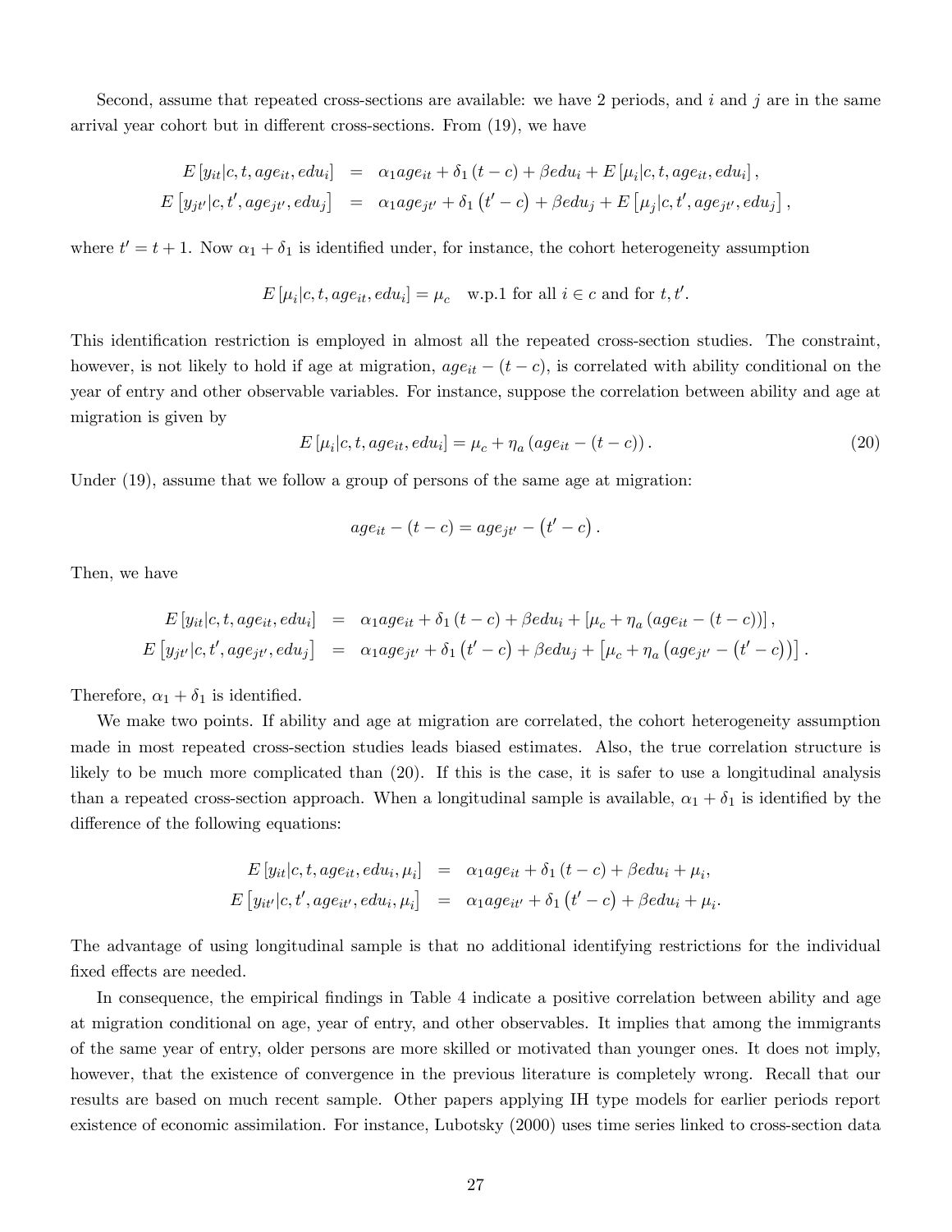Second, assume that repeated cross-sections are available: we have 2 periods, and $i$ and $j$ are in the same arrival year cohort but in different cross-sections. From (19), we have

$$
\begin{aligned}
E\left[y_{it}|c,t,age_{it},edu_i\right] &= \alpha_1 age_{it} + \delta_1 (t-c) + \beta edu_i + E\left[\mu_i|c,t,age_{it},edu_i\right], \\
E\left[y_{jt'}|c,t',age_{jt'},edu_j\right] &= \alpha_1 age_{jt'} + \delta_1 (t'-c) + \beta edu_j + E\left[\mu_j|c,t',age_{jt'},edu_j\right],
\end{aligned}
$$

where $t' = t+1$. Now $\alpha_1 + \delta_1$ is identified under, for instance, the cohort heterogeneity assumption

$$
E\left[\mu_i|c,t,age_{it},edu_i\right] = \mu_c \quad \text{w.p.1 for all } i \in c \text{ and for } t, t'.
$$

This identification restriction is employed in almost all the repeated cross-section studies. The constraint, however, is not likely to hold if age at migration, $age_{it} - (t-c)$, is correlated with ability conditional on the year of entry and other observable variables. For instance, suppose the correlation between ability and age at migration is given by

$$
E\left[\mu_i|c,t,age_{it},edu_i\right] = \mu_c + \eta_a \left(age_{it} - (t-c)\right). \tag{20}
$$

Under (19), assume that we follow a group of persons of the same age at migration:

$$
age_{it} - (t-c) = age_{jt'} - \left(t'-c\right).
$$

Then, we have

$$
\begin{aligned}
E\left[y_{it}|c,t,age_{it},edu_i\right] &= \alpha_1 age_{it} + \delta_1 (t-c) + \beta edu_i + \left[\mu_c + \eta_a \left(age_{it} - (t-c)\right)\right], \\
E\left[y_{jt'}|c,t',age_{jt'},edu_j\right] &= \alpha_1 age_{jt'} + \delta_1 \left(t'-c\right) + \beta edu_j + \left[\mu_c + \eta_a \left(age_{jt'} - \left(t'-c\right)\right)\right].
\end{aligned}
$$

Therefore, $\alpha_1 + \delta_1$ is identified.

We make two points. If ability and age at migration are correlated, the cohort heterogeneity assumption made in most repeated cross-section studies leads biased estimates. Also, the true correlation structure is likely to be much more complicated than (20). If this is the case, it is safer to use a longitudinal analysis than a repeated cross-section approach. When a longitudinal sample is available, $\alpha_1 + \delta_1$ is identified by the difference of the following equations:

$$
\begin{aligned}
E\left[y_{it}|c,t,age_{it},edu_i,\mu_i\right] &= \alpha_1 age_{it} + \delta_1 (t-c) + \beta edu_i + \mu_i, \\
E\left[y_{it'}|c,t',age_{it'},edu_i,\mu_i\right] &= \alpha_1 age_{it'} + \delta_1 \left(t'-c\right) + \beta edu_i + \mu_i.
\end{aligned}
$$

The advantage of using longitudinal sample is that no additional identifying restrictions for the individual fixed effects are needed.

In consequence, the empirical findings in Table 4 indicate a positive correlation between ability and age at migration conditional on age, year of entry, and other observables. It implies that among the immigrants of the same year of entry, older persons are more skilled or motivated than younger ones. It does not imply, however, that the existence of convergence in the previous literature is completely wrong. Recall that our results are based on much recent sample. Other papers applying IH type models for earlier periods report existence of economic assimilation. For instance, Lubotsky (2000) uses time series linked to cross-section data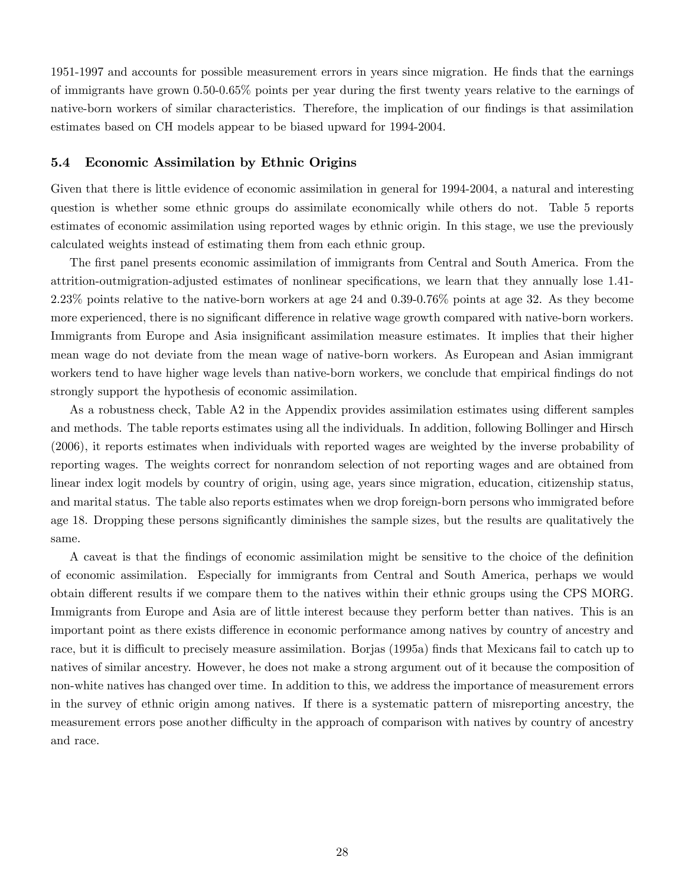1951-1997 and accounts for possible measurement errors in years since migration. He finds that the earnings of immigrants have grown 0.50-0.65% points per year during the first twenty years relative to the earnings of native-born workers of similar characteristics. Therefore, the implication of our findings is that assimilation estimates based on CH models appear to be biased upward for 1994-2004.

### 5.4 Economic Assimilation by Ethnic Origins

Given that there is little evidence of economic assimilation in general for 1994-2004, a natural and interesting question is whether some ethnic groups do assimilate economically while others do not. Table 5 reports estimates of economic assimilation using reported wages by ethnic origin. In this stage, we use the previously calculated weights instead of estimating them from each ethnic group.

The first panel presents economic assimilation of immigrants from Central and South America. From the attrition-outmigration-adjusted estimates of nonlinear specifications, we learn that they annually lose 1.41-2.23% points relative to the native-born workers at age 24 and 0.39-0.76% points at age 32. As they become more experienced, there is no significant difference in relative wage growth compared with native-born workers. Immigrants from Europe and Asia insignificant assimilation measure estimates. It implies that their higher mean wage do not deviate from the mean wage of native-born workers. As European and Asian immigrant workers tend to have higher wage levels than native-born workers, we conclude that empirical findings do not strongly support the hypothesis of economic assimilation.

As a robustness check, Table A2 in the Appendix provides assimilation estimates using different samples and methods. The table reports estimates using all the individuals. In addition, following Bollinger and Hirsch (2006), it reports estimates when individuals with reported wages are weighted by the inverse probability of reporting wages. The weights correct for nonrandom selection of not reporting wages and are obtained from linear index logit models by country of origin, using age, years since migration, education, citizenship status, and marital status. The table also reports estimates when we drop foreign-born persons who immigrated before age 18. Dropping these persons significantly diminishes the sample sizes, but the results are qualitatively the same.

A caveat is that the findings of economic assimilation might be sensitive to the choice of the definition of economic assimilation. Especially for immigrants from Central and South America, perhaps we would obtain different results if we compare them to the natives within their ethnic groups using the CPS MORG. Immigrants from Europe and Asia are of little interest because they perform better than natives. This is an important point as there exists difference in economic performance among natives by country of ancestry and race, but it is difficult to precisely measure assimilation. Borjas (1995a) finds that Mexicans fail to catch up to natives of similar ancestry. However, he does not make a strong argument out of it because the composition of non-white natives has changed over time. In addition to this, we address the importance of measurement errors in the survey of ethnic origin among natives. If there is a systematic pattern of misreporting ancestry, the measurement errors pose another difficulty in the approach of comparison with natives by country of ancestry and race.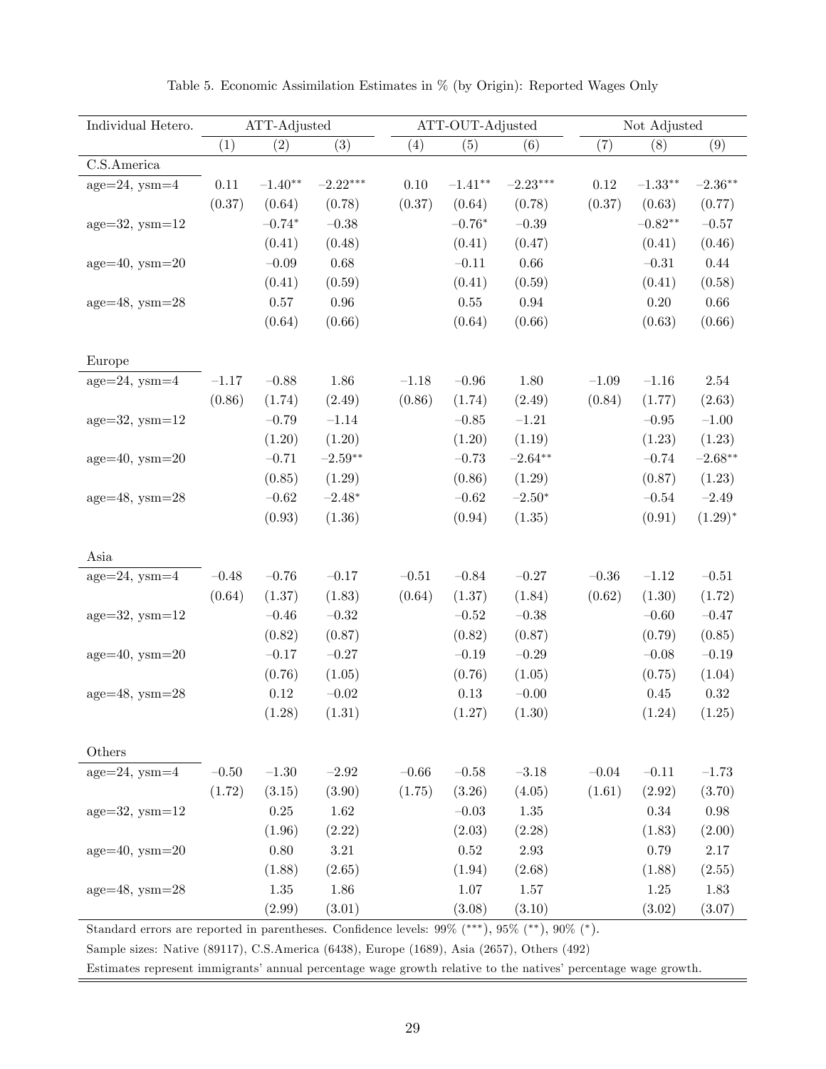Table 5. Economic Assimilation Estimates in % (by Origin): Reported Wages Only

| Individual Hetero. | ATT-Adjusted | | | ATT-OUT-Adjusted | | | Not Adjusted | | |
|---|---|---|---|---|---|---|---|---|---|
| | (1) | (2) | (3) | (4) | (5) | (6) | (7) | (8) | (9) |
| **C.S.America** | | | | | | | | | |
| age=24, ysm=4 | 0.11 | $-1.40^{**}$ | $-2.22^{***}$ | 0.10 | $-1.41^{**}$ | $-2.23^{***}$ | 0.12 | $-1.33^{**}$ | $-2.36^{**}$ |
| | (0.37) | (0.64) | (0.78) | (0.37) | (0.64) | (0.78) | (0.37) | (0.63) | (0.77) |
| age=32, ysm=12 | | $-0.74^{*}$ | $-0.38$ | | $-0.76^{*}$ | $-0.39$ | | $-0.82^{**}$ | $-0.57$ |
| | | (0.41) | (0.48) | | (0.41) | (0.47) | | (0.41) | (0.46) |
| age=40, ysm=20 | | $-0.09$ | 0.68 | | $-0.11$ | 0.66 | | $-0.31$ | 0.44 |
| | | (0.41) | (0.59) | | (0.41) | (0.59) | | (0.41) | (0.58) |
| age=48, ysm=28 | | 0.57 | 0.96 | | 0.55 | 0.94 | | 0.20 | 0.66 |
| | | (0.64) | (0.66) | | (0.64) | (0.66) | | (0.63) | (0.66) |
| **Europe** | | | | | | | | | |
| age=24, ysm=4 | $-1.17$ | $-0.88$ | 1.86 | $-1.18$ | $-0.96$ | 1.80 | $-1.09$ | $-1.16$ | 2.54 |
| | (0.86) | (1.74) | (2.49) | (0.86) | (1.74) | (2.49) | (0.84) | (1.77) | (2.63) |
| age=32, ysm=12 | | $-0.79$ | $-1.14$ | | $-0.85$ | $-1.21$ | | $-0.95$ | $-1.00$ |
| | | (1.20) | (1.20) | | (1.20) | (1.19) | | (1.23) | (1.23) |
| age=40, ysm=20 | | $-0.71$ | $-2.59^{**}$ | | $-0.73$ | $-2.64^{**}$ | | $-0.74$ | $-2.68^{**}$ |
| | | (0.85) | (1.29) | | (0.86) | (1.29) | | (0.87) | (1.23) |
| age=48, ysm=28 | | $-0.62$ | $-2.48^{*}$ | | $-0.62$ | $-2.50^{*}$ | | $-0.54$ | $-2.49$ |
| | | (0.93) | (1.36) | | (0.94) | (1.35) | | (0.91) | $(1.29)^{*}$ |
| **Asia** | | | | | | | | | |
| age=24, ysm=4 | $-0.48$ | $-0.76$ | $-0.17$ | $-0.51$ | $-0.84$ | $-0.27$ | $-0.36$ | $-1.12$ | $-0.51$ |
| | (0.64) | (1.37) | (1.83) | (0.64) | (1.37) | (1.84) | (0.62) | (1.30) | (1.72) |
| age=32, ysm=12 | | $-0.46$ | $-0.32$ | | $-0.52$ | $-0.38$ | | $-0.60$ | $-0.47$ |
| | | (0.82) | (0.87) | | (0.82) | (0.87) | | (0.79) | (0.85) |
| age=40, ysm=20 | | $-0.17$ | $-0.27$ | | $-0.19$ | $-0.29$ | | $-0.08$ | $-0.19$ |
| | | (0.76) | (1.05) | | (0.76) | (1.05) | | (0.75) | (1.04) |
| age=48, ysm=28 | | 0.12 | $-0.02$ | | 0.13 | $-0.00$ | | 0.45 | 0.32 |
| | | (1.28) | (1.31) | | (1.27) | (1.30) | | (1.24) | (1.25) |
| **Others** | | | | | | | | | |
| age=24, ysm=4 | $-0.50$ | $-1.30$ | $-2.92$ | $-0.66$ | $-0.58$ | $-3.18$ | $-0.04$ | $-0.11$ | $-1.73$ |
| | (1.72) | (3.15) | (3.90) | (1.75) | (3.26) | (4.05) | (1.61) | (2.92) | (3.70) |
| age=32, ysm=12 | | 0.25 | 1.62 | | $-0.03$ | 1.35 | | 0.34 | 0.98 |
| | | (1.96) | (2.22) | | (2.03) | (2.28) | | (1.83) | (2.00) |
| age=40, ysm=20 | | 0.80 | 3.21 | | 0.52 | 2.93 | | 0.79 | 2.17 |
| | | (1.88) | (2.65) | | (1.94) | (2.68) | | (1.88) | (2.55) |
| age=48, ysm=28 | | 1.35 | 1.86 | | 1.07 | 1.57 | | 1.25 | 1.83 |
| | | (2.99) | (3.01) | | (3.08) | (3.10) | | (3.02) | (3.07) |

Standard errors are reported in parentheses. Confidence levels: 99% (***), 95% (**), 90% (*).

Sample sizes: Native (89117), C.S.America (6438), Europe (1689), Asia (2657), Others (492)

Estimates represent immigrants' annual percentage wage growth relative to the natives' percentage wage growth.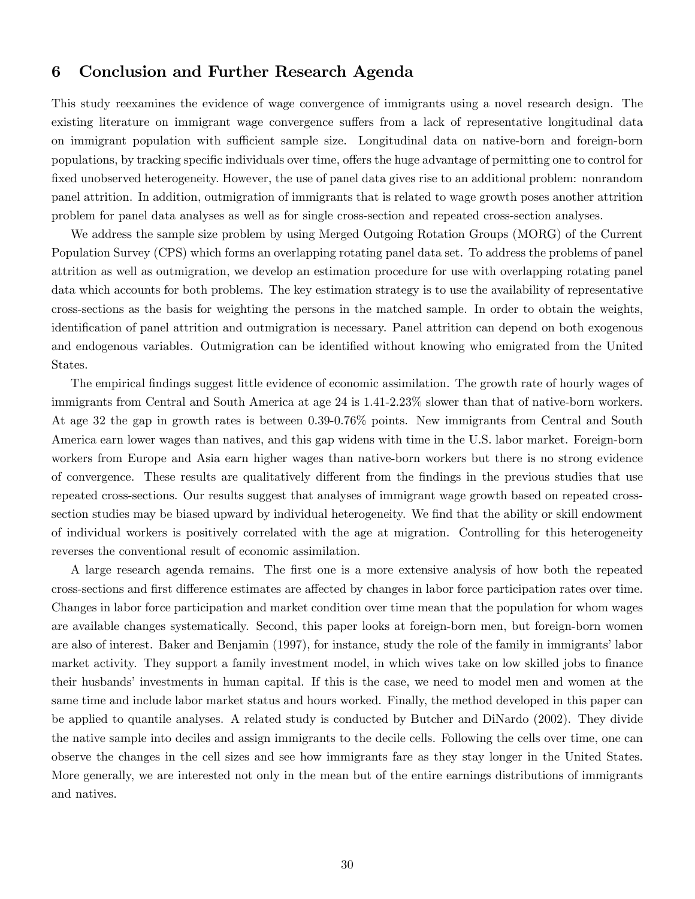## 6 Conclusion and Further Research Agenda

This study reexamines the evidence of wage convergence of immigrants using a novel research design. The existing literature on immigrant wage convergence suffers from a lack of representative longitudinal data on immigrant population with sufficient sample size. Longitudinal data on native-born and foreign-born populations, by tracking specific individuals over time, offers the huge advantage of permitting one to control for fixed unobserved heterogeneity. However, the use of panel data gives rise to an additional problem: nonrandom panel attrition. In addition, outmigration of immigrants that is related to wage growth poses another attrition problem for panel data analyses as well as for single cross-section and repeated cross-section analyses.

We address the sample size problem by using Merged Outgoing Rotation Groups (MORG) of the Current Population Survey (CPS) which forms an overlapping rotating panel data set. To address the problems of panel attrition as well as outmigration, we develop an estimation procedure for use with overlapping rotating panel data which accounts for both problems. The key estimation strategy is to use the availability of representative cross-sections as the basis for weighting the persons in the matched sample. In order to obtain the weights, identification of panel attrition and outmigration is necessary. Panel attrition can depend on both exogenous and endogenous variables. Outmigration can be identified without knowing who emigrated from the United States.

The empirical findings suggest little evidence of economic assimilation. The growth rate of hourly wages of immigrants from Central and South America at age 24 is 1.41-2.23% slower than that of native-born workers. At age 32 the gap in growth rates is between 0.39-0.76% points. New immigrants from Central and South America earn lower wages than natives, and this gap widens with time in the U.S. labor market. Foreign-born workers from Europe and Asia earn higher wages than native-born workers but there is no strong evidence of convergence. These results are qualitatively different from the findings in the previous studies that use repeated cross-sections. Our results suggest that analyses of immigrant wage growth based on repeated cross-section studies may be biased upward by individual heterogeneity. We find that the ability or skill endowment of individual workers is positively correlated with the age at migration. Controlling for this heterogeneity reverses the conventional result of economic assimilation.

A large research agenda remains. The first one is a more extensive analysis of how both the repeated cross-sections and first difference estimates are affected by changes in labor force participation rates over time. Changes in labor force participation and market condition over time mean that the population for whom wages are available changes systematically. Second, this paper looks at foreign-born men, but foreign-born women are also of interest. Baker and Benjamin (1997), for instance, study the role of the family in immigrants' labor market activity. They support a family investment model, in which wives take on low skilled jobs to finance their husbands' investments in human capital. If this is the case, we need to model men and women at the same time and include labor market status and hours worked. Finally, the method developed in this paper can be applied to quantile analyses. A related study is conducted by Butcher and DiNardo (2002). They divide the native sample into deciles and assign immigrants to the decile cells. Following the cells over time, one can observe the changes in the cell sizes and see how immigrants fare as they stay longer in the United States. More generally, we are interested not only in the mean but of the entire earnings distributions of immigrants and natives.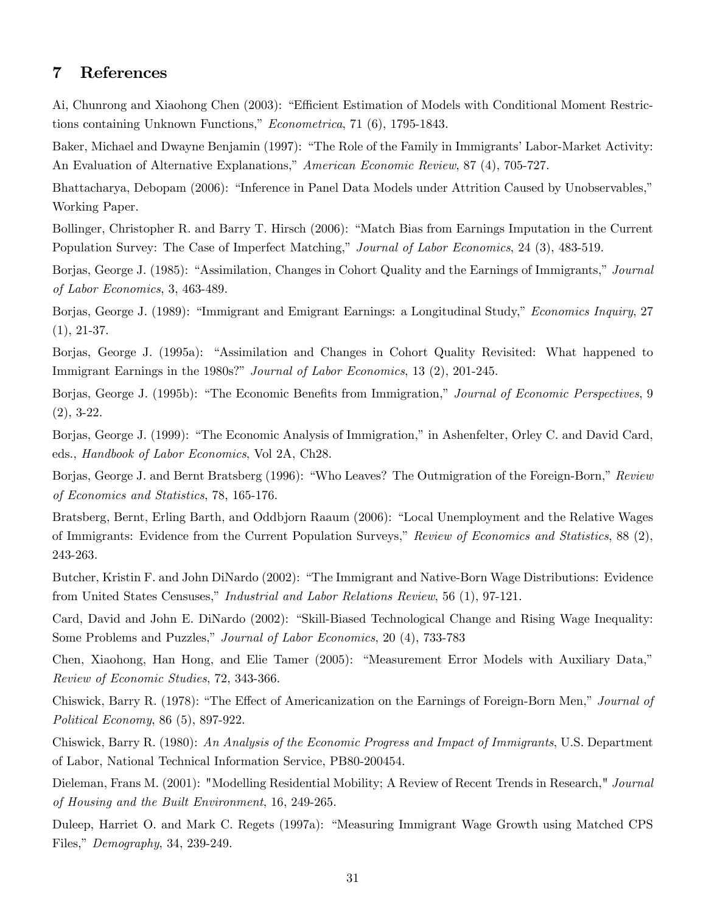## 7 References

Ai, Chunrong and Xiaohong Chen (2003): "Efficient Estimation of Models with Conditional Moment Restrictions containing Unknown Functions," *Econometrica*, 71 (6), 1795-1843.

Baker, Michael and Dwayne Benjamin (1997): "The Role of the Family in Immigrants' Labor-Market Activity: An Evaluation of Alternative Explanations," *American Economic Review*, 87 (4), 705-727.

Bhattacharya, Debopam (2006): "Inference in Panel Data Models under Attrition Caused by Unobservables," Working Paper.

Bollinger, Christopher R. and Barry T. Hirsch (2006): "Match Bias from Earnings Imputation in the Current Population Survey: The Case of Imperfect Matching," *Journal of Labor Economics*, 24 (3), 483-519.

Borjas, George J. (1985): "Assimilation, Changes in Cohort Quality and the Earnings of Immigrants," *Journal of Labor Economics*, 3, 463-489.

Borjas, George J. (1989): "Immigrant and Emigrant Earnings: a Longitudinal Study," *Economics Inquiry*, 27 (1), 21-37.

Borjas, George J. (1995a): "Assimilation and Changes in Cohort Quality Revisited: What happened to Immigrant Earnings in the 1980s?" *Journal of Labor Economics*, 13 (2), 201-245.

Borjas, George J. (1995b): "The Economic Benefits from Immigration," *Journal of Economic Perspectives*, 9 (2), 3-22.

Borjas, George J. (1999): "The Economic Analysis of Immigration," in Ashenfelter, Orley C. and David Card, eds., *Handbook of Labor Economics*, Vol 2A, Ch28.

Borjas, George J. and Bernt Bratsberg (1996): "Who Leaves? The Outmigration of the Foreign-Born," *Review of Economics and Statistics*, 78, 165-176.

Bratsberg, Bernt, Erling Barth, and Oddbjorn Raaum (2006): "Local Unemployment and the Relative Wages of Immigrants: Evidence from the Current Population Surveys," *Review of Economics and Statistics*, 88 (2), 243-263.

Butcher, Kristin F. and John DiNardo (2002): "The Immigrant and Native-Born Wage Distributions: Evidence from United States Censuses," *Industrial and Labor Relations Review*, 56 (1), 97-121.

Card, David and John E. DiNardo (2002): "Skill-Biased Technological Change and Rising Wage Inequality: Some Problems and Puzzles," *Journal of Labor Economics*, 20 (4), 733-783

Chen, Xiaohong, Han Hong, and Elie Tamer (2005): "Measurement Error Models with Auxiliary Data," *Review of Economic Studies*, 72, 343-366.

Chiswick, Barry R. (1978): "The Effect of Americanization on the Earnings of Foreign-Born Men," *Journal of Political Economy*, 86 (5), 897-922.

Chiswick, Barry R. (1980): *An Analysis of the Economic Progress and Impact of Immigrants*, U.S. Department of Labor, National Technical Information Service, PB80-200454.

Dieleman, Frans M. (2001): "Modelling Residential Mobility; A Review of Recent Trends in Research," *Journal of Housing and the Built Environment*, 16, 249-265.

Duleep, Harriet O. and Mark C. Regets (1997a): "Measuring Immigrant Wage Growth using Matched CPS Files," *Demography*, 34, 239-249.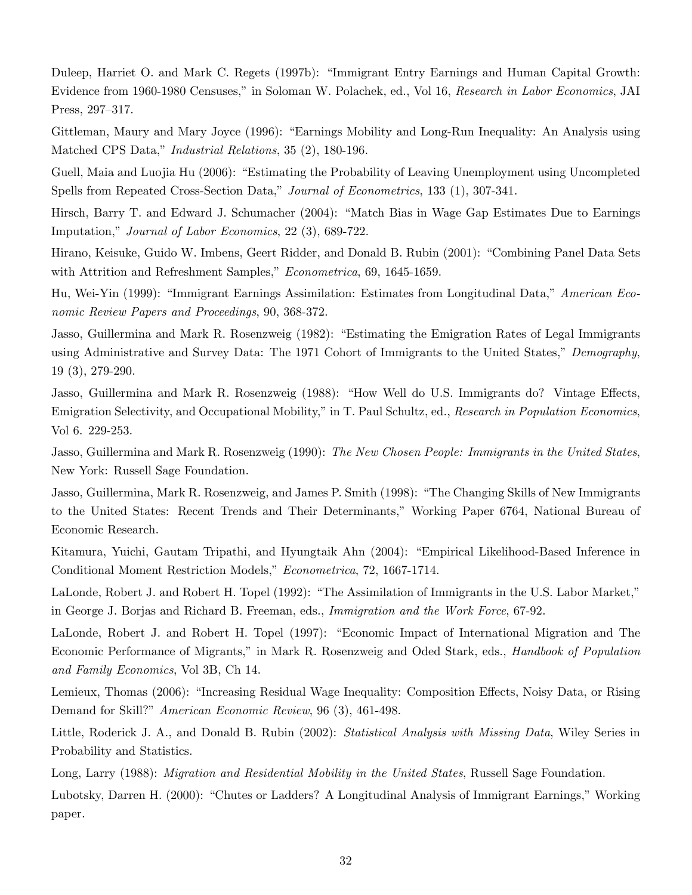Duleep, Harriet O. and Mark C. Regets (1997b): "Immigrant Entry Earnings and Human Capital Growth: Evidence from 1960-1980 Censuses," in Soloman W. Polachek, ed., Vol 16, *Research in Labor Economics*, JAI Press, 297–317.

Gittleman, Maury and Mary Joyce (1996): "Earnings Mobility and Long-Run Inequality: An Analysis using Matched CPS Data," *Industrial Relations*, 35 (2), 180-196.

Guell, Maia and Luojia Hu (2006): "Estimating the Probability of Leaving Unemployment using Uncompleted Spells from Repeated Cross-Section Data," *Journal of Econometrics*, 133 (1), 307-341.

Hirsch, Barry T. and Edward J. Schumacher (2004): "Match Bias in Wage Gap Estimates Due to Earnings Imputation," *Journal of Labor Economics*, 22 (3), 689-722.

Hirano, Keisuke, Guido W. Imbens, Geert Ridder, and Donald B. Rubin (2001): "Combining Panel Data Sets with Attrition and Refreshment Samples," *Econometrica*, 69, 1645-1659.

Hu, Wei-Yin (1999): "Immigrant Earnings Assimilation: Estimates from Longitudinal Data," *American Economic Review Papers and Proceedings*, 90, 368-372.

Jasso, Guillermina and Mark R. Rosenzweig (1982): "Estimating the Emigration Rates of Legal Immigrants using Administrative and Survey Data: The 1971 Cohort of Immigrants to the United States," *Demography*, 19 (3), 279-290.

Jasso, Guillermina and Mark R. Rosenzweig (1988): "How Well do U.S. Immigrants do? Vintage Effects, Emigration Selectivity, and Occupational Mobility," in T. Paul Schultz, ed., *Research in Population Economics*, Vol 6. 229-253.

Jasso, Guillermina and Mark R. Rosenzweig (1990): *The New Chosen People: Immigrants in the United States*, New York: Russell Sage Foundation.

Jasso, Guillermina, Mark R. Rosenzweig, and James P. Smith (1998): "The Changing Skills of New Immigrants to the United States: Recent Trends and Their Determinants," Working Paper 6764, National Bureau of Economic Research.

Kitamura, Yuichi, Gautam Tripathi, and Hyungtaik Ahn (2004): "Empirical Likelihood-Based Inference in Conditional Moment Restriction Models," *Econometrica*, 72, 1667-1714.

LaLonde, Robert J. and Robert H. Topel (1992): "The Assimilation of Immigrants in the U.S. Labor Market," in George J. Borjas and Richard B. Freeman, eds., *Immigration and the Work Force*, 67-92.

LaLonde, Robert J. and Robert H. Topel (1997): "Economic Impact of International Migration and The Economic Performance of Migrants," in Mark R. Rosenzweig and Oded Stark, eds., *Handbook of Population and Family Economics*, Vol 3B, Ch 14.

Lemieux, Thomas (2006): "Increasing Residual Wage Inequality: Composition Effects, Noisy Data, or Rising Demand for Skill?" *American Economic Review*, 96 (3), 461-498.

Little, Roderick J. A., and Donald B. Rubin (2002): *Statistical Analysis with Missing Data*, Wiley Series in Probability and Statistics.

Long, Larry (1988): *Migration and Residential Mobility in the United States*, Russell Sage Foundation.

Lubotsky, Darren H. (2000): "Chutes or Ladders? A Longitudinal Analysis of Immigrant Earnings," Working paper.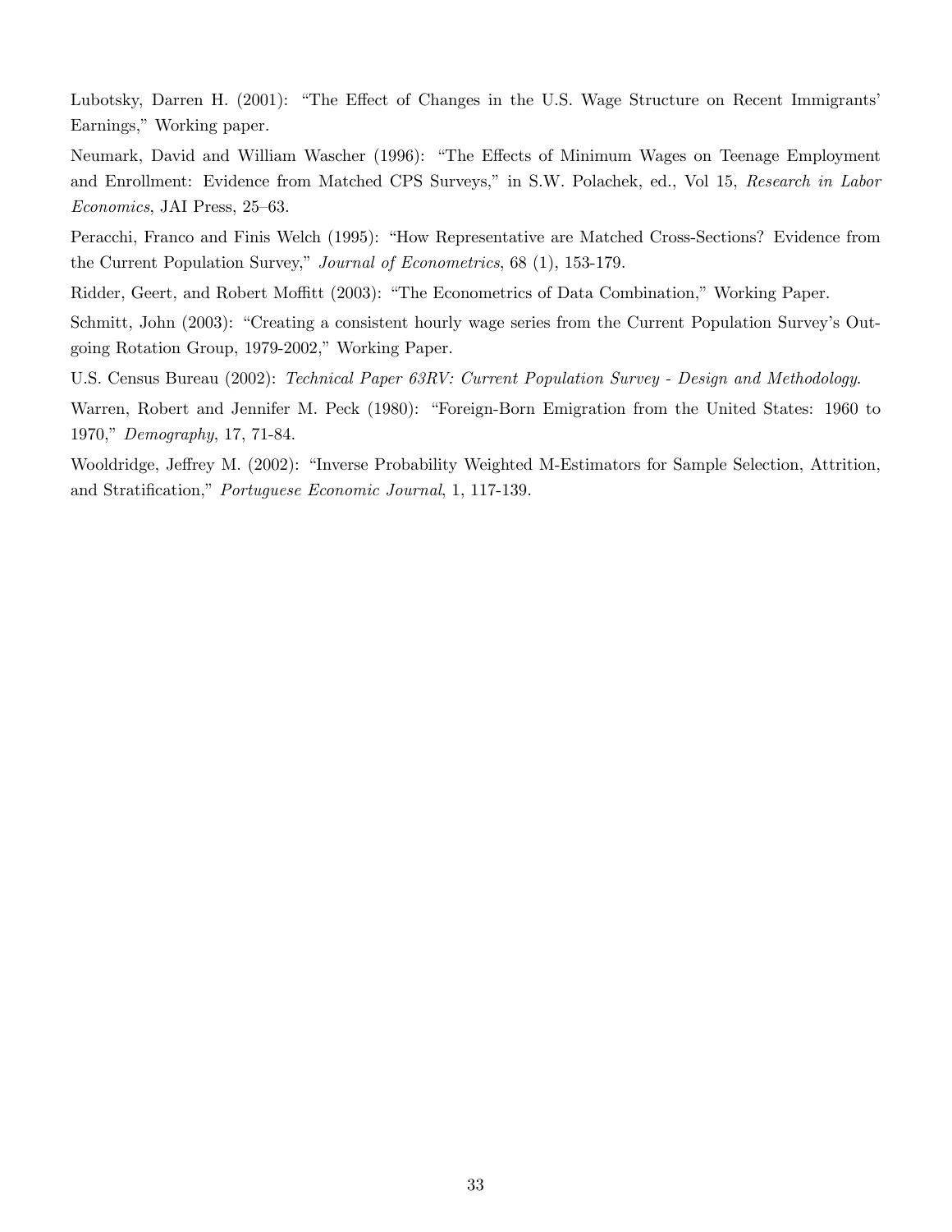Lubotsky, Darren H. (2001): "The Effect of Changes in the U.S. Wage Structure on Recent Immigrants' Earnings," Working paper.

Neumark, David and William Wascher (1996): "The Effects of Minimum Wages on Teenage Employment and Enrollment: Evidence from Matched CPS Surveys," in S.W. Polachek, ed., Vol 15, *Research in Labor Economics*, JAI Press, 25–63.

Peracchi, Franco and Finis Welch (1995): "How Representative are Matched Cross-Sections? Evidence from the Current Population Survey," *Journal of Econometrics*, 68 (1), 153-179.

Ridder, Geert, and Robert Moffitt (2003): "The Econometrics of Data Combination," Working Paper.

Schmitt, John (2003): "Creating a consistent hourly wage series from the Current Population Survey's Outgoing Rotation Group, 1979-2002," Working Paper.

U.S. Census Bureau (2002): *Technical Paper 63RV: Current Population Survey - Design and Methodology*.

Warren, Robert and Jennifer M. Peck (1980): "Foreign-Born Emigration from the United States: 1960 to 1970," *Demography*, 17, 71-84.

Wooldridge, Jeffrey M. (2002): "Inverse Probability Weighted M-Estimators for Sample Selection, Attrition, and Stratification," *Portuguese Economic Journal*, 1, 117-139.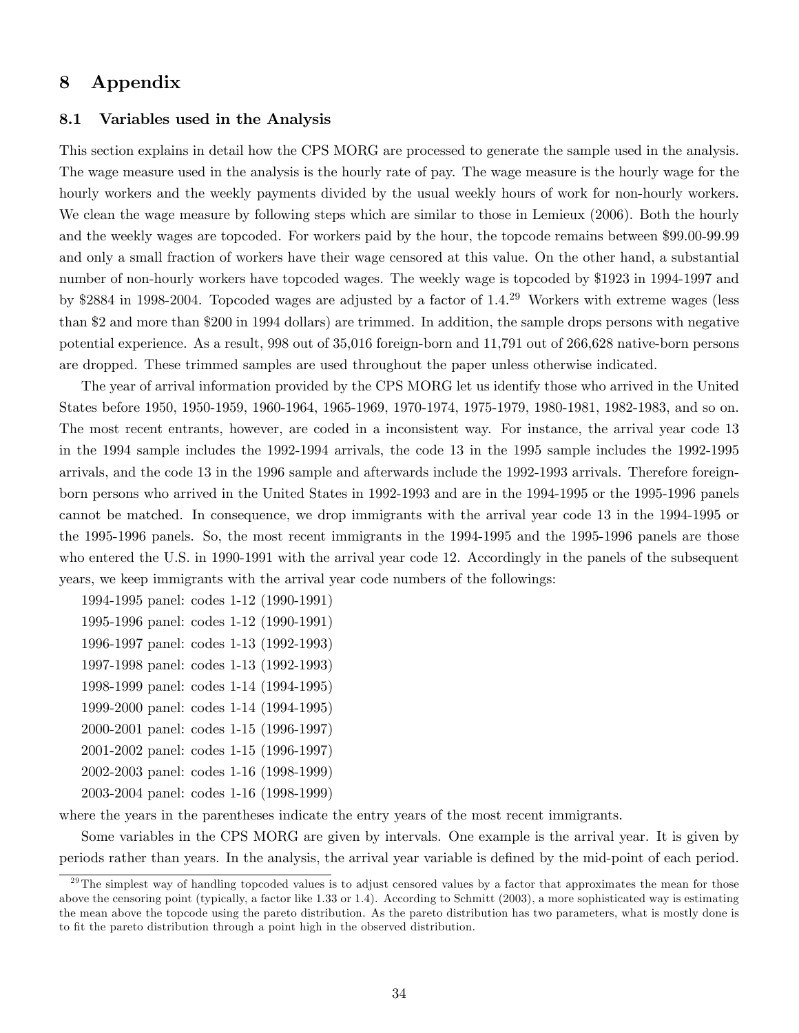# 8 Appendix

## 8.1 Variables used in the Analysis

This section explains in detail how the CPS MORG are processed to generate the sample used in the analysis. The wage measure used in the analysis is the hourly rate of pay. The wage measure is the hourly wage for the hourly workers and the weekly payments divided by the usual weekly hours of work for non-hourly workers. We clean the wage measure by following steps which are similar to those in Lemieux (2006). Both the hourly and the weekly wages are topcoded. For workers paid by the hour, the topcode remains between $99.00-99.99 and only a small fraction of workers have their wage censored at this value. On the other hand, a substantial number of non-hourly workers have topcoded wages. The weekly wage is topcoded by $1923 in 1994-1997 and by $2884 in 1998-2004. Topcoded wages are adjusted by a factor of 1.4.[29] Workers with extreme wages (less than $2 and more than $200 in 1994 dollars) are trimmed. In addition, the sample drops persons with negative potential experience. As a result, 998 out of 35,016 foreign-born and 11,791 out of 266,628 native-born persons are dropped. These trimmed samples are used throughout the paper unless otherwise indicated.

The year of arrival information provided by the CPS MORG let us identify those who arrived in the United States before 1950, 1950-1959, 1960-1964, 1965-1969, 1970-1974, 1975-1979, 1980-1981, 1982-1983, and so on. The most recent entrants, however, are coded in a inconsistent way. For instance, the arrival year code 13 in the 1994 sample includes the 1992-1994 arrivals, the code 13 in the 1995 sample includes the 1992-1995 arrivals, and the code 13 in the 1996 sample and afterwards include the 1992-1993 arrivals. Therefore foreign-born persons who arrived in the United States in 1992-1993 and are in the 1994-1995 or the 1995-1996 panels cannot be matched. In consequence, we drop immigrants with the arrival year code 13 in the 1994-1995 or the 1995-1996 panels. So, the most recent immigrants in the 1994-1995 and the 1995-1996 panels are those who entered the U.S. in 1990-1991 with the arrival year code 12. Accordingly in the panels of the subsequent years, we keep immigrants with the arrival year code numbers of the followings:

1994-1995 panel: codes 1-12 (1990-1991)
1995-1996 panel: codes 1-12 (1990-1991)
1996-1997 panel: codes 1-13 (1992-1993)
1997-1998 panel: codes 1-13 (1992-1993)
1998-1999 panel: codes 1-14 (1994-1995)
1999-2000 panel: codes 1-14 (1994-1995)
2000-2001 panel: codes 1-15 (1996-1997)
2001-2002 panel: codes 1-15 (1996-1997)
2002-2003 panel: codes 1-16 (1998-1999)
2003-2004 panel: codes 1-16 (1998-1999)

where the years in the parentheses indicate the entry years of the most recent immigrants.

Some variables in the CPS MORG are given by intervals. One example is the arrival year. It is given by periods rather than years. In the analysis, the arrival year variable is defined by the mid-point of each period.

[29] The simplest way of handling topcoded values is to adjust censored values by a factor that approximates the mean for those above the censoring point (typically, a factor like 1.33 or 1.4). According to Schmitt (2003), a more sophisticated way is estimating the mean above the topcode using the pareto distribution. As the pareto distribution has two parameters, what is mostly done is to fit the pareto distribution through a point high in the observed distribution.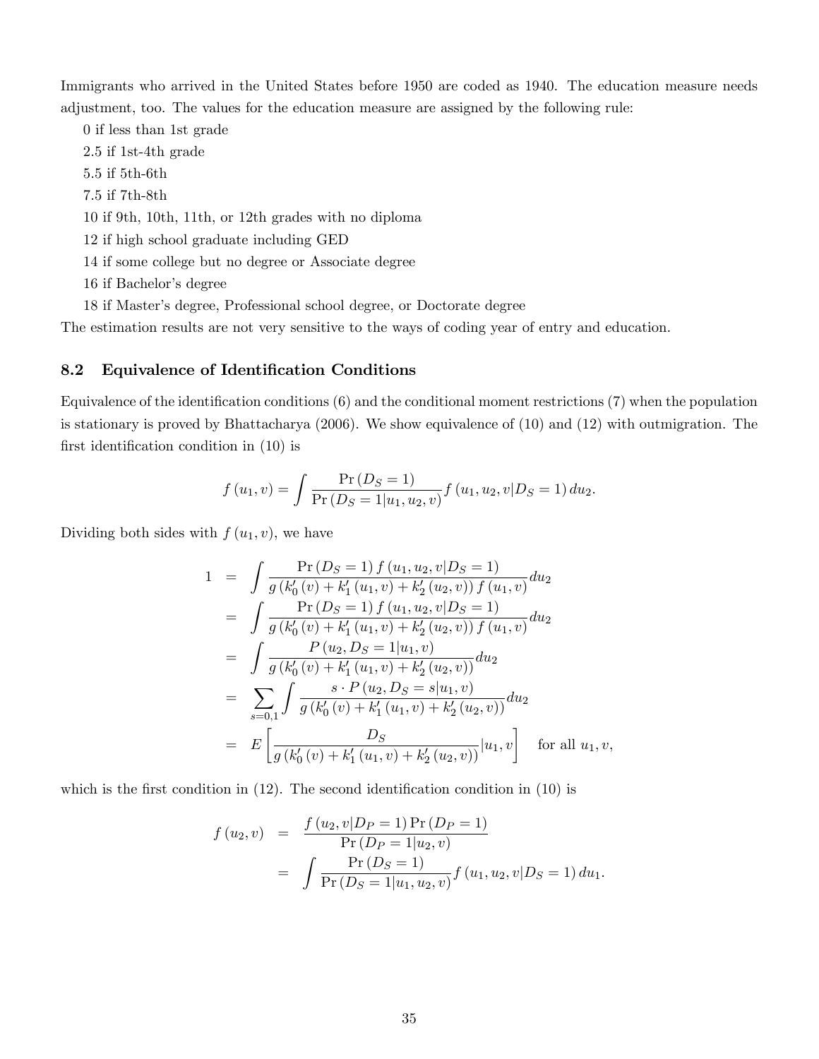Immigrants who arrived in the United States before 1950 are coded as 1940. The education measure needs adjustment, too. The values for the education measure are assigned by the following rule:

0 if less than 1st grade

2.5 if 1st-4th grade

5.5 if 5th-6th

7.5 if 7th-8th

10 if 9th, 10th, 11th, or 12th grades with no diploma

12 if high school graduate including GED

14 if some college but no degree or Associate degree

16 if Bachelor's degree

18 if Master's degree, Professional school degree, or Doctorate degree

The estimation results are not very sensitive to the ways of coding year of entry and education.

### 8.2 Equivalence of Identification Conditions

Equivalence of the identification conditions (6) and the conditional moment restrictions (7) when the population is stationary is proved by Bhattacharya (2006). We show equivalence of (10) and (12) with outmigration. The first identification condition in (10) is

$$f(u_1, v) = \int \frac{\Pr(D_S = 1)}{\Pr(D_S = 1|u_1, u_2, v)} f(u_1, u_2, v|D_S = 1)\, du_2.$$

Dividing both sides with $f(u_1, v)$, we have

$$\begin{aligned}
1 &= \int \frac{\Pr(D_S = 1) f(u_1, u_2, v|D_S = 1)}{g(k_0'(v) + k_1'(u_1, v) + k_2'(u_2, v)) f(u_1, v)} du_2 \\
&= \int \frac{\Pr(D_S = 1) f(u_1, u_2, v|D_S = 1)}{g(k_0'(v) + k_1'(u_1, v) + k_2'(u_2, v)) f(u_1, v)} du_2 \\
&= \int \frac{P(u_2, D_S = 1|u_1, v)}{g(k_0'(v) + k_1'(u_1, v) + k_2'(u_2, v))} du_2 \\
&= \sum_{s=0,1} \int \frac{s \cdot P(u_2, D_S = s|u_1, v)}{g(k_0'(v) + k_1'(u_1, v) + k_2'(u_2, v))} du_2 \\
&= E\left[\frac{D_S}{g(k_0'(v) + k_1'(u_1, v) + k_2'(u_2, v))}|u_1, v\right] \quad \text{for all } u_1, v,
\end{aligned}$$

which is the first condition in (12). The second identification condition in (10) is

$$\begin{aligned}
f(u_2, v) &= \frac{f(u_2, v|D_P = 1)\Pr(D_P = 1)}{\Pr(D_P = 1|u_2, v)} \\
&= \int \frac{\Pr(D_S = 1)}{\Pr(D_S = 1|u_1, u_2, v)} f(u_1, u_2, v|D_S = 1)\, du_1.
\end{aligned}$$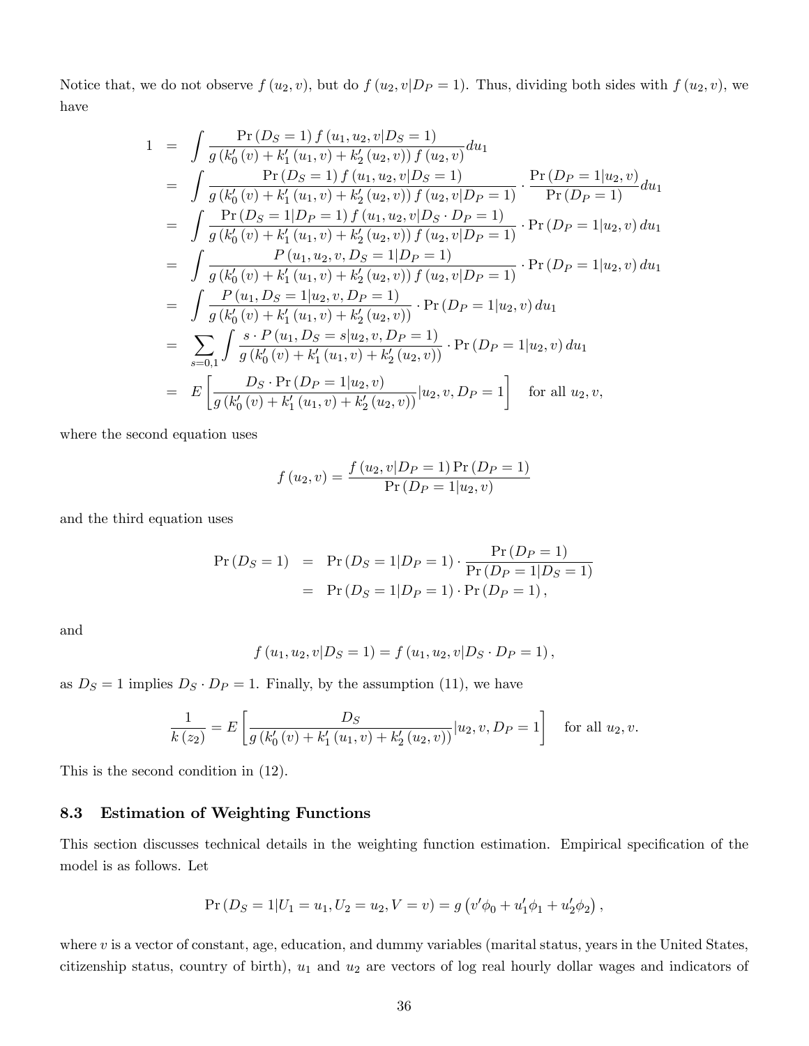Notice that, we do not observe $f(u_2, v)$, but do $f(u_2, v|D_P = 1)$. Thus, dividing both sides with $f(u_2, v)$, we have

$$
\begin{aligned}
1 &= \int \frac{\Pr(D_S = 1) f(u_1, u_2, v|D_S = 1)}{g(k_0'(v) + k_1'(u_1, v) + k_2'(u_2, v)) f(u_2, v)} du_1 \\
&= \int \frac{\Pr(D_S = 1) f(u_1, u_2, v|D_S = 1)}{g(k_0'(v) + k_1'(u_1, v) + k_2'(u_2, v)) f(u_2, v|D_P = 1)} \cdot \frac{\Pr(D_P = 1|u_2, v)}{\Pr(D_P = 1)} du_1 \\
&= \int \frac{\Pr(D_S = 1|D_P = 1) f(u_1, u_2, v|D_S \cdot D_P = 1)}{g(k_0'(v) + k_1'(u_1, v) + k_2'(u_2, v)) f(u_2, v|D_P = 1)} \cdot \Pr(D_P = 1|u_2, v) du_1 \\
&= \int \frac{P(u_1, u_2, v, D_S = 1|D_P = 1)}{g(k_0'(v) + k_1'(u_1, v) + k_2'(u_2, v)) f(u_2, v|D_P = 1)} \cdot \Pr(D_P = 1|u_2, v) du_1 \\
&= \int \frac{P(u_1, D_S = 1|u_2, v, D_P = 1)}{g(k_0'(v) + k_1'(u_1, v) + k_2'(u_2, v))} \cdot \Pr(D_P = 1|u_2, v) du_1 \\
&= \sum_{s=0,1} \int \frac{s \cdot P(u_1, D_S = s|u_2, v, D_P = 1)}{g(k_0'(v) + k_1'(u_1, v) + k_2'(u_2, v))} \cdot \Pr(D_P = 1|u_2, v) du_1 \\
&= E\left[\frac{D_S \cdot \Pr(D_P = 1|u_2, v)}{g(k_0'(v) + k_1'(u_1, v) + k_2'(u_2, v))} |u_2, v, D_P = 1\right] \quad \text{for all } u_2, v,
\end{aligned}
$$

where the second equation uses

$$
f(u_2, v) = \frac{f(u_2, v|D_P = 1) \Pr(D_P = 1)}{\Pr(D_P = 1|u_2, v)}
$$

and the third equation uses

$$
\begin{aligned}
\Pr(D_S = 1) &= \Pr(D_S = 1|D_P = 1) \cdot \frac{\Pr(D_P = 1)}{\Pr(D_P = 1|D_S = 1)} \\
&= \Pr(D_S = 1|D_P = 1) \cdot \Pr(D_P = 1),
\end{aligned}
$$

and

$$
f(u_1, u_2, v|D_S = 1) = f(u_1, u_2, v|D_S \cdot D_P = 1),
$$

as $D_S = 1$ implies $D_S \cdot D_P = 1$. Finally, by the assumption (11), we have

$$
\frac{1}{k(z_2)} = E\left[\frac{D_S}{g(k_0'(v) + k_1'(u_1, v) + k_2'(u_2, v))} |u_2, v, D_P = 1\right] \quad \text{for all } u_2, v.
$$

This is the second condition in (12).

### 8.3 Estimation of Weighting Functions

This section discusses technical details in the weighting function estimation. Empirical specification of the model is as follows. Let

$$
\Pr(D_S = 1|U_1 = u_1, U_2 = u_2, V = v) = g(v'\phi_0 + u_1'\phi_1 + u_2'\phi_2),
$$

where $v$ is a vector of constant, age, education, and dummy variables (marital status, years in the United States, citizenship status, country of birth), $u_1$ and $u_2$ are vectors of log real hourly dollar wages and indicators of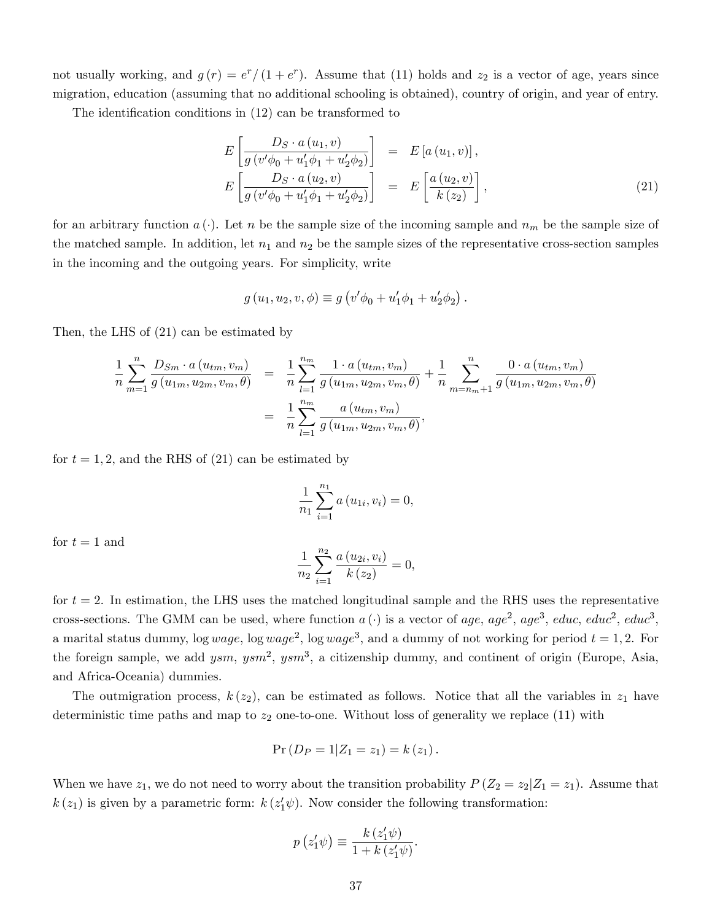not usually working, and $g(r) = e^r/(1+e^r)$. Assume that (11) holds and $z_2$ is a vector of age, years since migration, education (assuming that no additional schooling is obtained), country of origin, and year of entry.

The identification conditions in (12) can be transformed to

$$
\begin{aligned}
E\left[\frac{D_S \cdot a(u_1, v)}{g(v'\phi_0 + u_1'\phi_1 + u_2'\phi_2)}\right] &= E[a(u_1, v)], \\
E\left[\frac{D_S \cdot a(u_2, v)}{g(v'\phi_0 + u_1'\phi_1 + u_2'\phi_2)}\right] &= E\left[\frac{a(u_2, v)}{k(z_2)}\right],
\end{aligned}
\tag{21}
$$

for an arbitrary function $a(\cdot)$. Let $n$ be the sample size of the incoming sample and $n_m$ be the sample size of the matched sample. In addition, let $n_1$ and $n_2$ be the sample sizes of the representative cross-section samples in the incoming and the outgoing years. For simplicity, write

$$
g(u_1, u_2, v, \phi) \equiv g\left(v'\phi_0 + u_1'\phi_1 + u_2'\phi_2\right).
$$

Then, the LHS of (21) can be estimated by

$$
\begin{aligned}
\frac{1}{n}\sum_{m=1}^{n}\frac{D_{Sm}\cdot a(u_{tm}, v_m)}{g(u_{1m}, u_{2m}, v_m, \theta)} &= \frac{1}{n}\sum_{l=1}^{n_m}\frac{1\cdot a(u_{tm}, v_m)}{g(u_{1m}, u_{2m}, v_m, \theta)} + \frac{1}{n}\sum_{m=n_m+1}^{n}\frac{0\cdot a(u_{tm}, v_m)}{g(u_{1m}, u_{2m}, v_m, \theta)} \\
&= \frac{1}{n}\sum_{l=1}^{n_m}\frac{a(u_{tm}, v_m)}{g(u_{1m}, u_{2m}, v_m, \theta)},
\end{aligned}
$$

for $t = 1, 2$, and the RHS of (21) can be estimated by

$$
\frac{1}{n_1}\sum_{i=1}^{n_1} a(u_{1i}, v_i) = 0,
$$

for $t = 1$ and

$$
\frac{1}{n_2}\sum_{i=1}^{n_2}\frac{a(u_{2i}, v_i)}{k(z_2)} = 0,
$$

for $t = 2$. In estimation, the LHS uses the matched longitudinal sample and the RHS uses the representative cross-sections. The GMM can be used, where function $a(\cdot)$ is a vector of *age*, $age^2$, $age^3$, *educ*, $educ^2$, $educ^3$, a marital status dummy, $\log wage$, $\log wage^2$, $\log wage^3$, and a dummy of not working for period $t = 1, 2$. For the foreign sample, we add *ysm*, $ysm^2$, $ysm^3$, a citizenship dummy, and continent of origin (Europe, Asia, and Africa-Oceania) dummies.

The outmigration process, $k(z_2)$, can be estimated as follows. Notice that all the variables in $z_1$ have deterministic time paths and map to $z_2$ one-to-one. Without loss of generality we replace (11) with

$$
\Pr(D_P = 1 | Z_1 = z_1) = k(z_1).
$$

When we have $z_1$, we do not need to worry about the transition probability $P(Z_2 = z_2 | Z_1 = z_1)$. Assume that $k(z_1)$ is given by a parametric form: $k(z_1'\psi)$. Now consider the following transformation:

$$
p\left(z_1'\psi\right) \equiv \frac{k(z_1'\psi)}{1 + k(z_1'\psi)}.
$$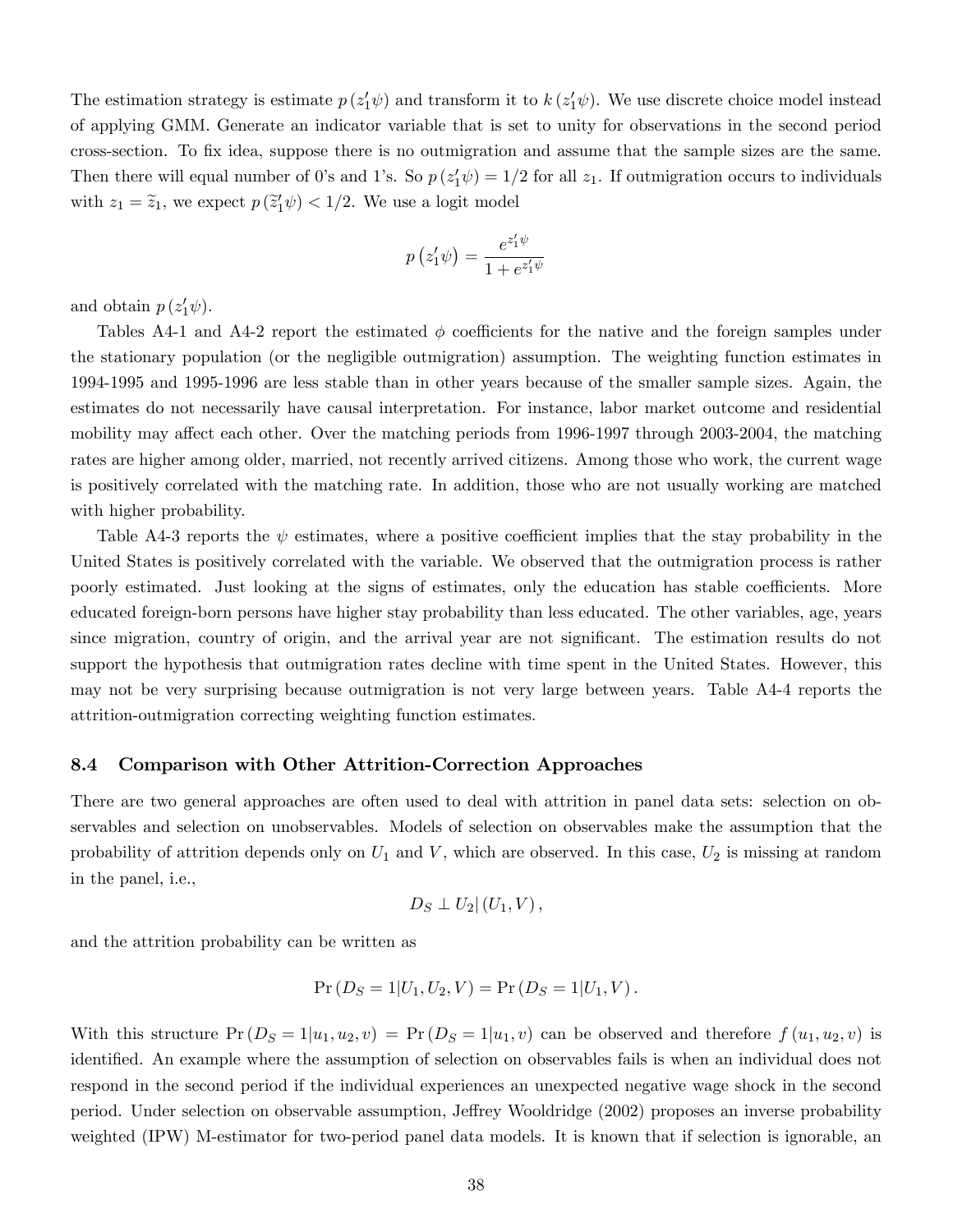The estimation strategy is estimate $p(z_1'\psi)$ and transform it to $k(z_1'\psi)$. We use discrete choice model instead of applying GMM. Generate an indicator variable that is set to unity for observations in the second period cross-section. To fix idea, suppose there is no outmigration and assume that the sample sizes are the same. Then there will equal number of 0's and 1's. So $p(z_1'\psi) = 1/2$ for all $z_1$. If outmigration occurs to individuals with $z_1 = \widetilde{z}_1$, we expect $p(\widetilde{z}_1'\psi) < 1/2$. We use a logit model

$$p\left(z_1'\psi\right) = \frac{e^{z_1'\psi}}{1 + e^{z_1'\psi}}$$

and obtain $p(z_1'\psi)$.

Tables A4-1 and A4-2 report the estimated $\phi$ coefficients for the native and the foreign samples under the stationary population (or the negligible outmigration) assumption. The weighting function estimates in 1994-1995 and 1995-1996 are less stable than in other years because of the smaller sample sizes. Again, the estimates do not necessarily have causal interpretation. For instance, labor market outcome and residential mobility may affect each other. Over the matching periods from 1996-1997 through 2003-2004, the matching rates are higher among older, married, not recently arrived citizens. Among those who work, the current wage is positively correlated with the matching rate. In addition, those who are not usually working are matched with higher probability.

Table A4-3 reports the $\psi$ estimates, where a positive coefficient implies that the stay probability in the United States is positively correlated with the variable. We observed that the outmigration process is rather poorly estimated. Just looking at the signs of estimates, only the education has stable coefficients. More educated foreign-born persons have higher stay probability than less educated. The other variables, age, years since migration, country of origin, and the arrival year are not significant. The estimation results do not support the hypothesis that outmigration rates decline with time spent in the United States. However, this may not be very surprising because outmigration is not very large between years. Table A4-4 reports the attrition-outmigration correcting weighting function estimates.

### 8.4 Comparison with Other Attrition-Correction Approaches

There are two general approaches are often used to deal with attrition in panel data sets: selection on observables and selection on unobservables. Models of selection on observables make the assumption that the probability of attrition depends only on $U_1$ and $V$, which are observed. In this case, $U_2$ is missing at random in the panel, i.e.,

$$D_S \perp U_2 | \left(U_1, V\right),$$

and the attrition probability can be written as

$$\Pr\left(D_S = 1 | U_1, U_2, V\right) = \Pr\left(D_S = 1 | U_1, V\right).$$

With this structure $\Pr(D_S = 1 | u_1, u_2, v) = \Pr(D_S = 1 | u_1, v)$ can be observed and therefore $f(u_1, u_2, v)$ is identified. An example where the assumption of selection on observables fails is when an individual does not respond in the second period if the individual experiences an unexpected negative wage shock in the second period. Under selection on observable assumption, Jeffrey Wooldridge (2002) proposes an inverse probability weighted (IPW) M-estimator for two-period panel data models. It is known that if selection is ignorable, an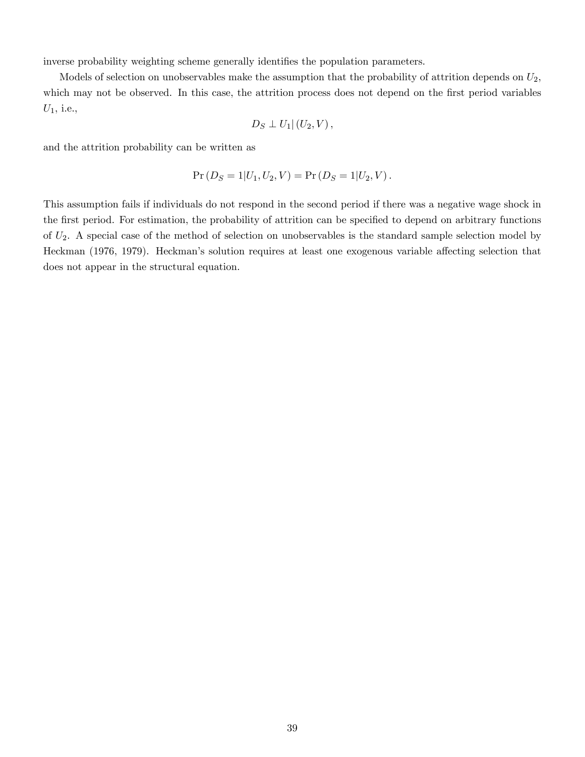inverse probability weighting scheme generally identifies the population parameters.

Models of selection on unobservables make the assumption that the probability of attrition depends on $U_2$, which may not be observed. In this case, the attrition process does not depend on the first period variables $U_1$, i.e.,

$$D_S \perp U_1 | (U_2, V),$$

and the attrition probability can be written as

$$\Pr(D_S = 1 | U_1, U_2, V) = \Pr(D_S = 1 | U_2, V).$$

This assumption fails if individuals do not respond in the second period if there was a negative wage shock in the first period. For estimation, the probability of attrition can be specified to depend on arbitrary functions of $U_2$. A special case of the method of selection on unobservables is the standard sample selection model by Heckman (1976, 1979). Heckman's solution requires at least one exogenous variable affecting selection that does not appear in the structural equation.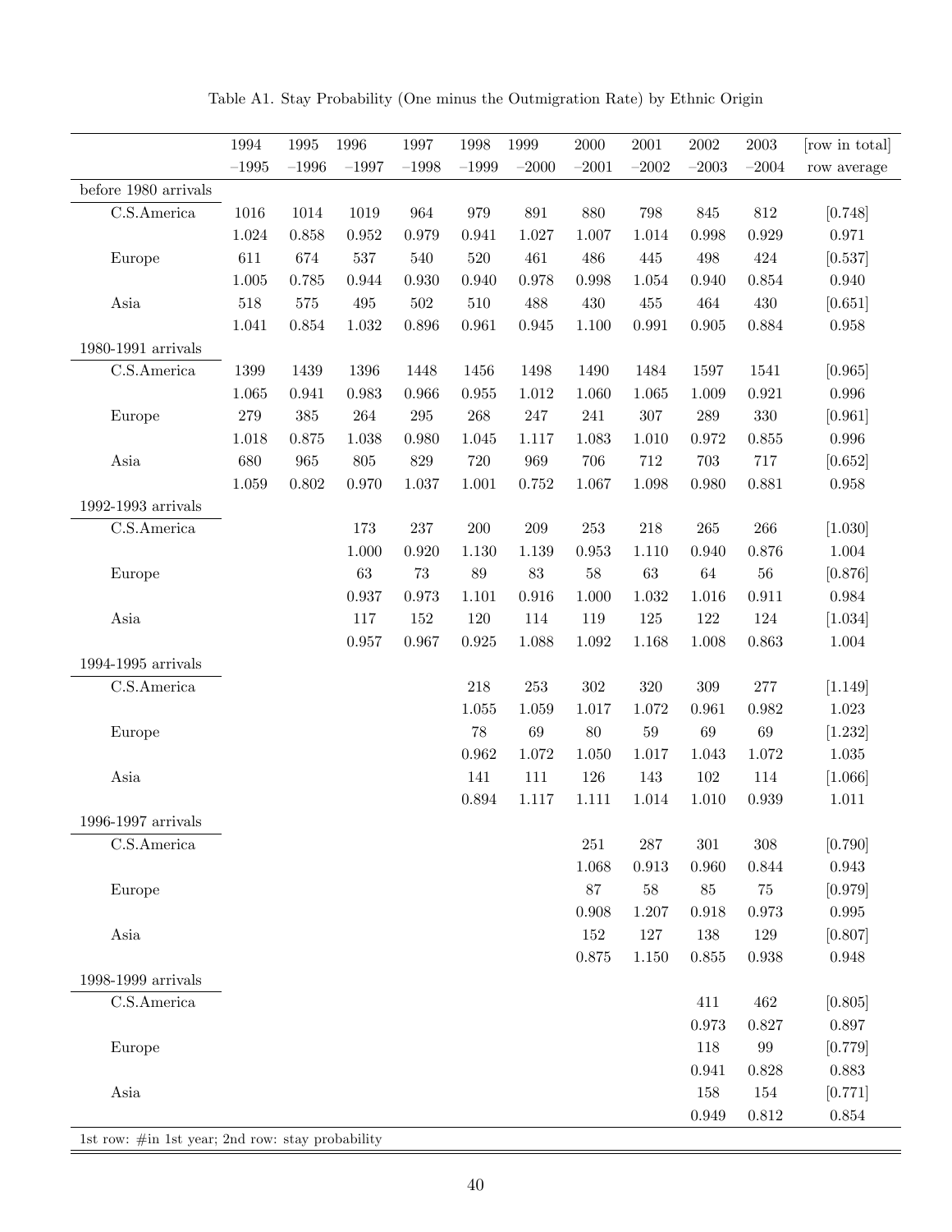Table A1. Stay Probability (One minus the Outmigration Rate) by Ethnic Origin

| | 1994 –1995 | 1995 –1996 | 1996 –1997 | 1997 –1998 | 1998 –1999 | 1999 –2000 | 2000 –2001 | 2001 –2002 | 2002 –2003 | 2003 –2004 | [row in total] row average |
|---|---|---|---|---|---|---|---|---|---|---|---|
| before 1980 arrivals | | | | | | | | | | | |
| C.S.America | 1016 | 1014 | 1019 | 964 | 979 | 891 | 880 | 798 | 845 | 812 | [0.748] |
| | 1.024 | 0.858 | 0.952 | 0.979 | 0.941 | 1.027 | 1.007 | 1.014 | 0.998 | 0.929 | 0.971 |
| Europe | 611 | 674 | 537 | 540 | 520 | 461 | 486 | 445 | 498 | 424 | [0.537] |
| | 1.005 | 0.785 | 0.944 | 0.930 | 0.940 | 0.978 | 0.998 | 1.054 | 0.940 | 0.854 | 0.940 |
| Asia | 518 | 575 | 495 | 502 | 510 | 488 | 430 | 455 | 464 | 430 | [0.651] |
| | 1.041 | 0.854 | 1.032 | 0.896 | 0.961 | 0.945 | 1.100 | 0.991 | 0.905 | 0.884 | 0.958 |
| 1980-1991 arrivals | | | | | | | | | | | |
| C.S.America | 1399 | 1439 | 1396 | 1448 | 1456 | 1498 | 1490 | 1484 | 1597 | 1541 | [0.965] |
| | 1.065 | 0.941 | 0.983 | 0.966 | 0.955 | 1.012 | 1.060 | 1.065 | 1.009 | 0.921 | 0.996 |
| Europe | 279 | 385 | 264 | 295 | 268 | 247 | 241 | 307 | 289 | 330 | [0.961] |
| | 1.018 | 0.875 | 1.038 | 0.980 | 1.045 | 1.117 | 1.083 | 1.010 | 0.972 | 0.855 | 0.996 |
| Asia | 680 | 965 | 805 | 829 | 720 | 969 | 706 | 712 | 703 | 717 | [0.652] |
| | 1.059 | 0.802 | 0.970 | 1.037 | 1.001 | 0.752 | 1.067 | 1.098 | 0.980 | 0.881 | 0.958 |
| 1992-1993 arrivals | | | | | | | | | | | |
| C.S.America | | | 173 | 237 | 200 | 209 | 253 | 218 | 265 | 266 | [1.030] |
| | | | 1.000 | 0.920 | 1.130 | 1.139 | 0.953 | 1.110 | 0.940 | 0.876 | 1.004 |
| Europe | | | 63 | 73 | 89 | 83 | 58 | 63 | 64 | 56 | [0.876] |
| | | | 0.937 | 0.973 | 1.101 | 0.916 | 1.000 | 1.032 | 1.016 | 0.911 | 0.984 |
| Asia | | | 117 | 152 | 120 | 114 | 119 | 125 | 122 | 124 | [1.034] |
| | | | 0.957 | 0.967 | 0.925 | 1.088 | 1.092 | 1.168 | 1.008 | 0.863 | 1.004 |
| 1994-1995 arrivals | | | | | | | | | | | |
| C.S.America | | | | | 218 | 253 | 302 | 320 | 309 | 277 | [1.149] |
| | | | | | 1.055 | 1.059 | 1.017 | 1.072 | 0.961 | 0.982 | 1.023 |
| Europe | | | | | 78 | 69 | 80 | 59 | 69 | 69 | [1.232] |
| | | | | | 0.962 | 1.072 | 1.050 | 1.017 | 1.043 | 1.072 | 1.035 |
| Asia | | | | | 141 | 111 | 126 | 143 | 102 | 114 | [1.066] |
| | | | | | 0.894 | 1.117 | 1.111 | 1.014 | 1.010 | 0.939 | 1.011 |
| 1996-1997 arrivals | | | | | | | | | | | |
| C.S.America | | | | | | | 251 | 287 | 301 | 308 | [0.790] |
| | | | | | | | 1.068 | 0.913 | 0.960 | 0.844 | 0.943 |
| Europe | | | | | | | 87 | 58 | 85 | 75 | [0.979] |
| | | | | | | | 0.908 | 1.207 | 0.918 | 0.973 | 0.995 |
| Asia | | | | | | | 152 | 127 | 138 | 129 | [0.807] |
| | | | | | | | 0.875 | 1.150 | 0.855 | 0.938 | 0.948 |
| 1998-1999 arrivals | | | | | | | | | | | |
| C.S.America | | | | | | | | | 411 | 462 | [0.805] |
| | | | | | | | | | 0.973 | 0.827 | 0.897 |
| Europe | | | | | | | | | 118 | 99 | [0.779] |
| | | | | | | | | | 0.941 | 0.828 | 0.883 |
| Asia | | | | | | | | | 158 | 154 | [0.771] |
| | | | | | | | | | 0.949 | 0.812 | 0.854 |

1st row: #in 1st year; 2nd row: stay probability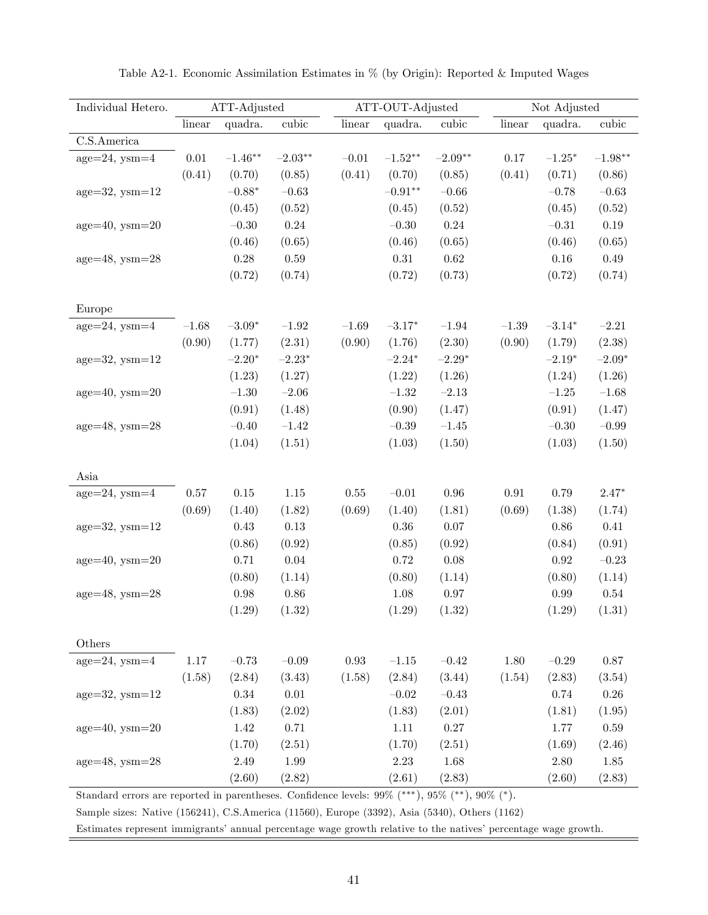Table A2-1. Economic Assimilation Estimates in % (by Origin): Reported & Imputed Wages

| Individual Hetero. | ATT-Adjusted | | | ATT-OUT-Adjusted | | | Not Adjusted | | |
|---|---|---|---|---|---|---|---|---|---|
| | linear | quadra. | cubic | linear | quadra. | cubic | linear | quadra. | cubic |
| C.S.America | | | | | | | | | |
| age=24, ysm=4 | 0.01 | $-1.46^{**}$ | $-2.03^{**}$ | $-0.01$ | $-1.52^{**}$ | $-2.09^{**}$ | 0.17 | $-1.25^{*}$ | $-1.98^{**}$ |
| | (0.41) | (0.70) | (0.85) | (0.41) | (0.70) | (0.85) | (0.41) | (0.71) | (0.86) |
| age=32, ysm=12 | | $-0.88^{*}$ | $-0.63$ | | $-0.91^{**}$ | $-0.66$ | | $-0.78$ | $-0.63$ |
| | | (0.45) | (0.52) | | (0.45) | (0.52) | | (0.45) | (0.52) |
| age=40, ysm=20 | | $-0.30$ | 0.24 | | $-0.30$ | 0.24 | | $-0.31$ | 0.19 |
| | | (0.46) | (0.65) | | (0.46) | (0.65) | | (0.46) | (0.65) |
| age=48, ysm=28 | | 0.28 | 0.59 | | 0.31 | 0.62 | | 0.16 | 0.49 |
| | | (0.72) | (0.74) | | (0.72) | (0.73) | | (0.72) | (0.74) |
| Europe | | | | | | | | | |
| age=24, ysm=4 | $-1.68$ | $-3.09^{*}$ | $-1.92$ | $-1.69$ | $-3.17^{*}$ | $-1.94$ | $-1.39$ | $-3.14^{*}$ | $-2.21$ |
| | (0.90) | (1.77) | (2.31) | (0.90) | (1.76) | (2.30) | (0.90) | (1.79) | (2.38) |
| age=32, ysm=12 | | $-2.20^{*}$ | $-2.23^{*}$ | | $-2.24^{*}$ | $-2.29^{*}$ | | $-2.19^{*}$ | $-2.09^{*}$ |
| | | (1.23) | (1.27) | | (1.22) | (1.26) | | (1.24) | (1.26) |
| age=40, ysm=20 | | $-1.30$ | $-2.06$ | | $-1.32$ | $-2.13$ | | $-1.25$ | $-1.68$ |
| | | (0.91) | (1.48) | | (0.90) | (1.47) | | (0.91) | (1.47) |
| age=48, ysm=28 | | $-0.40$ | $-1.42$ | | $-0.39$ | $-1.45$ | | $-0.30$ | $-0.99$ |
| | | (1.04) | (1.51) | | (1.03) | (1.50) | | (1.03) | (1.50) |
| Asia | | | | | | | | | |
| age=24, ysm=4 | 0.57 | 0.15 | 1.15 | 0.55 | $-0.01$ | 0.96 | 0.91 | 0.79 | $2.47^{*}$ |
| | (0.69) | (1.40) | (1.82) | (0.69) | (1.40) | (1.81) | (0.69) | (1.38) | (1.74) |
| age=32, ysm=12 | | 0.43 | 0.13 | | 0.36 | 0.07 | | 0.86 | 0.41 |
| | | (0.86) | (0.92) | | (0.85) | (0.92) | | (0.84) | (0.91) |
| age=40, ysm=20 | | 0.71 | 0.04 | | 0.72 | 0.08 | | 0.92 | $-0.23$ |
| | | (0.80) | (1.14) | | (0.80) | (1.14) | | (0.80) | (1.14) |
| age=48, ysm=28 | | 0.98 | 0.86 | | 1.08 | 0.97 | | 0.99 | 0.54 |
| | | (1.29) | (1.32) | | (1.29) | (1.32) | | (1.29) | (1.31) |
| Others | | | | | | | | | |
| age=24, ysm=4 | 1.17 | $-0.73$ | $-0.09$ | 0.93 | $-1.15$ | $-0.42$ | 1.80 | $-0.29$ | 0.87 |
| | (1.58) | (2.84) | (3.43) | (1.58) | (2.84) | (3.44) | (1.54) | (2.83) | (3.54) |
| age=32, ysm=12 | | 0.34 | 0.01 | | $-0.02$ | $-0.43$ | | 0.74 | 0.26 |
| | | (1.83) | (2.02) | | (1.83) | (2.01) | | (1.81) | (1.95) |
| age=40, ysm=20 | | 1.42 | 0.71 | | 1.11 | 0.27 | | 1.77 | 0.59 |
| | | (1.70) | (2.51) | | (1.70) | (2.51) | | (1.69) | (2.46) |
| age=48, ysm=28 | | 2.49 | 1.99 | | 2.23 | 1.68 | | 2.80 | 1.85 |
| | | (2.60) | (2.82) | | (2.61) | (2.83) | | (2.60) | (2.83) |

Standard errors are reported in parentheses. Confidence levels: 99% (***), 95% (**), 90% (*).

Sample sizes: Native (156241), C.S.America (11560), Europe (3392), Asia (5340), Others (1162)

Estimates represent immigrants' annual percentage wage growth relative to the natives' percentage wage growth.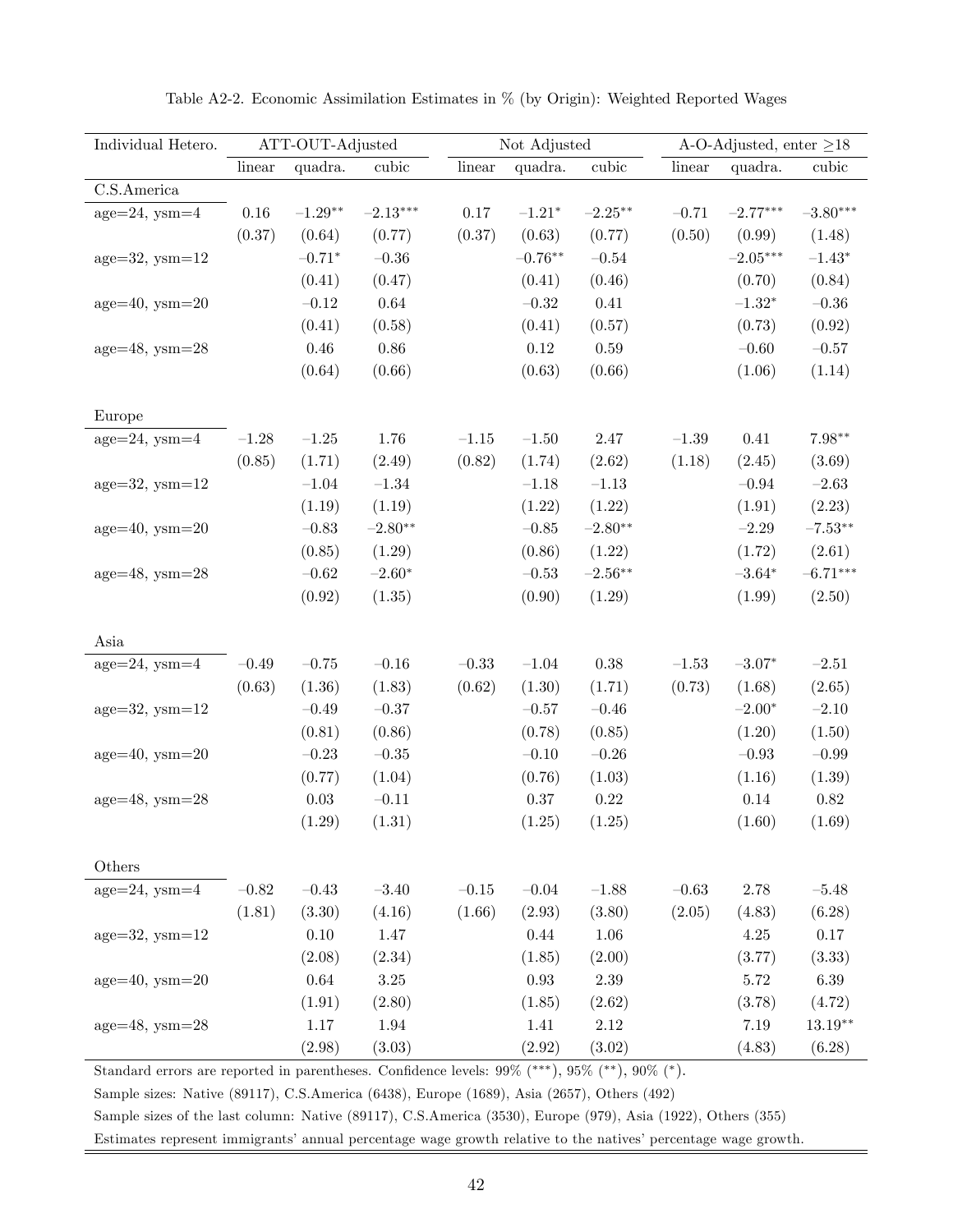Table A2-2. Economic Assimilation Estimates in % (by Origin): Weighted Reported Wages

| Individual Hetero. | ATT-OUT-Adjusted | | | Not Adjusted | | | A-O-Adjusted, enter ≥18 | | |
|---|---|---|---|---|---|---|---|---|---|
| | linear | quadra. | cubic | linear | quadra. | cubic | linear | quadra. | cubic |
| C.S.America | | | | | | | | | |
| age=24, ysm=4 | 0.16 | $-1.29^{**}$ | $-2.13^{***}$ | 0.17 | $-1.21^{*}$ | $-2.25^{**}$ | $-0.71$ | $-2.77^{***}$ | $-3.80^{***}$ |
| | (0.37) | (0.64) | (0.77) | (0.37) | (0.63) | (0.77) | (0.50) | (0.99) | (1.48) |
| age=32, ysm=12 | | $-0.71^{*}$ | $-0.36$ | | $-0.76^{**}$ | $-0.54$ | | $-2.05^{***}$ | $-1.43^{*}$ |
| | | (0.41) | (0.47) | | (0.41) | (0.46) | | (0.70) | (0.84) |
| age=40, ysm=20 | | $-0.12$ | 0.64 | | $-0.32$ | 0.41 | | $-1.32^{*}$ | $-0.36$ |
| | | (0.41) | (0.58) | | (0.41) | (0.57) | | (0.73) | (0.92) |
| age=48, ysm=28 | | 0.46 | 0.86 | | 0.12 | 0.59 | | $-0.60$ | $-0.57$ |
| | | (0.64) | (0.66) | | (0.63) | (0.66) | | (1.06) | (1.14) |
| Europe | | | | | | | | | |
| age=24, ysm=4 | $-1.28$ | $-1.25$ | 1.76 | $-1.15$ | $-1.50$ | 2.47 | $-1.39$ | 0.41 | $7.98^{**}$ |
| | (0.85) | (1.71) | (2.49) | (0.82) | (1.74) | (2.62) | (1.18) | (2.45) | (3.69) |
| age=32, ysm=12 | | $-1.04$ | $-1.34$ | | $-1.18$ | $-1.13$ | | $-0.94$ | $-2.63$ |
| | | (1.19) | (1.19) | | (1.22) | (1.22) | | (1.91) | (2.23) |
| age=40, ysm=20 | | $-0.83$ | $-2.80^{**}$ | | $-0.85$ | $-2.80^{**}$ | | $-2.29$ | $-7.53^{**}$ |
| | | (0.85) | (1.29) | | (0.86) | (1.22) | | (1.72) | (2.61) |
| age=48, ysm=28 | | $-0.62$ | $-2.60^{*}$ | | $-0.53$ | $-2.56^{**}$ | | $-3.64^{*}$ | $-6.71^{***}$ |
| | | (0.92) | (1.35) | | (0.90) | (1.29) | | (1.99) | (2.50) |
| Asia | | | | | | | | | |
| age=24, ysm=4 | $-0.49$ | $-0.75$ | $-0.16$ | $-0.33$ | $-1.04$ | 0.38 | $-1.53$ | $-3.07^{*}$ | $-2.51$ |
| | (0.63) | (1.36) | (1.83) | (0.62) | (1.30) | (1.71) | (0.73) | (1.68) | (2.65) |
| age=32, ysm=12 | | $-0.49$ | $-0.37$ | | $-0.57$ | $-0.46$ | | $-2.00^{*}$ | $-2.10$ |
| | | (0.81) | (0.86) | | (0.78) | (0.85) | | (1.20) | (1.50) |
| age=40, ysm=20 | | $-0.23$ | $-0.35$ | | $-0.10$ | $-0.26$ | | $-0.93$ | $-0.99$ |
| | | (0.77) | (1.04) | | (0.76) | (1.03) | | (1.16) | (1.39) |
| age=48, ysm=28 | | 0.03 | $-0.11$ | | 0.37 | 0.22 | | 0.14 | 0.82 |
| | | (1.29) | (1.31) | | (1.25) | (1.25) | | (1.60) | (1.69) |
| Others | | | | | | | | | |
| age=24, ysm=4 | $-0.82$ | $-0.43$ | $-3.40$ | $-0.15$ | $-0.04$ | $-1.88$ | $-0.63$ | 2.78 | $-5.48$ |
| | (1.81) | (3.30) | (4.16) | (1.66) | (2.93) | (3.80) | (2.05) | (4.83) | (6.28) |
| age=32, ysm=12 | | 0.10 | 1.47 | | 0.44 | 1.06 | | 4.25 | 0.17 |
| | | (2.08) | (2.34) | | (1.85) | (2.00) | | (3.77) | (3.33) |
| age=40, ysm=20 | | 0.64 | 3.25 | | 0.93 | 2.39 | | 5.72 | 6.39 |
| | | (1.91) | (2.80) | | (1.85) | (2.62) | | (3.78) | (4.72) |
| age=48, ysm=28 | | 1.17 | 1.94 | | 1.41 | 2.12 | | 7.19 | $13.19^{**}$ |
| | | (2.98) | (3.03) | | (2.92) | (3.02) | | (4.83) | (6.28) |

Standard errors are reported in parentheses. Confidence levels: 99% (***), 95% (**), 90% (*).

Sample sizes: Native (89117), C.S.America (6438), Europe (1689), Asia (2657), Others (492)

Sample sizes of the last column: Native (89117), C.S.America (3530), Europe (979), Asia (1922), Others (355)

Estimates represent immigrants' annual percentage wage growth relative to the natives' percentage wage growth.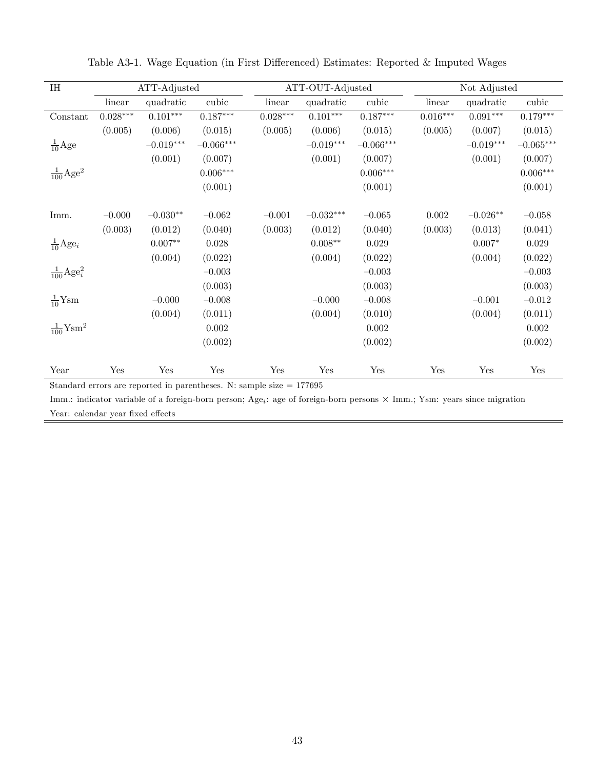Table A3-1. Wage Equation (in First Differenced) Estimates: Reported & Imputed Wages

| IH | ATT-Adjusted | | | ATT-OUT-Adjusted | | | Not Adjusted | | |
|---|---|---|---|---|---|---|---|---|---|
| | linear | quadratic | cubic | linear | quadratic | cubic | linear | quadratic | cubic |
| Constant | $0.028^{***}$ | $0.101^{***}$ | $0.187^{***}$ | $0.028^{***}$ | $0.101^{***}$ | $0.187^{***}$ | $0.016^{***}$ | $0.091^{***}$ | $0.179^{***}$ |
| | (0.005) | (0.006) | (0.015) | (0.005) | (0.006) | (0.015) | (0.005) | (0.007) | (0.015) |
| $\frac{1}{10}$Age | | $-0.019^{***}$ | $-0.066^{***}$ | | $-0.019^{***}$ | $-0.066^{***}$ | | $-0.019^{***}$ | $-0.065^{***}$ |
| | | (0.001) | (0.007) | | (0.001) | (0.007) | | (0.001) | (0.007) |
| $\frac{1}{100}$Age$^2$ | | | $0.006^{***}$ | | | $0.006^{***}$ | | | $0.006^{***}$ |
| | | | (0.001) | | | (0.001) | | | (0.001) |
| Imm. | $-0.000$ | $-0.030^{**}$ | $-0.062$ | $-0.001$ | $-0.032^{***}$ | $-0.065$ | 0.002 | $-0.026^{**}$ | $-0.058$ |
| | (0.003) | (0.012) | (0.040) | (0.003) | (0.012) | (0.040) | (0.003) | (0.013) | (0.041) |
| $\frac{1}{10}$Age$_i$ | | $0.007^{**}$ | 0.028 | | $0.008^{**}$ | 0.029 | | $0.007^{*}$ | 0.029 |
| | | (0.004) | (0.022) | | (0.004) | (0.022) | | (0.004) | (0.022) |
| $\frac{1}{100}$Age$_i^2$ | | | $-0.003$ | | | $-0.003$ | | | $-0.003$ |
| | | | (0.003) | | | (0.003) | | | (0.003) |
| $\frac{1}{10}$Ysm | | $-0.000$ | $-0.008$ | | $-0.000$ | $-0.008$ | | $-0.001$ | $-0.012$ |
| | | (0.004) | (0.011) | | (0.004) | (0.010) | | (0.004) | (0.011) |
| $\frac{1}{100}$Ysm$^2$ | | | 0.002 | | | 0.002 | | | 0.002 |
| | | | (0.002) | | | (0.002) | | | (0.002) |
| Year | Yes | Yes | Yes | Yes | Yes | Yes | Yes | Yes | Yes |

Standard errors are reported in parentheses. N: sample size = 177695

Imm.: indicator variable of a foreign-born person; Age$_i$: age of foreign-born persons × Imm.; Ysm: years since migration

Year: calendar year fixed effects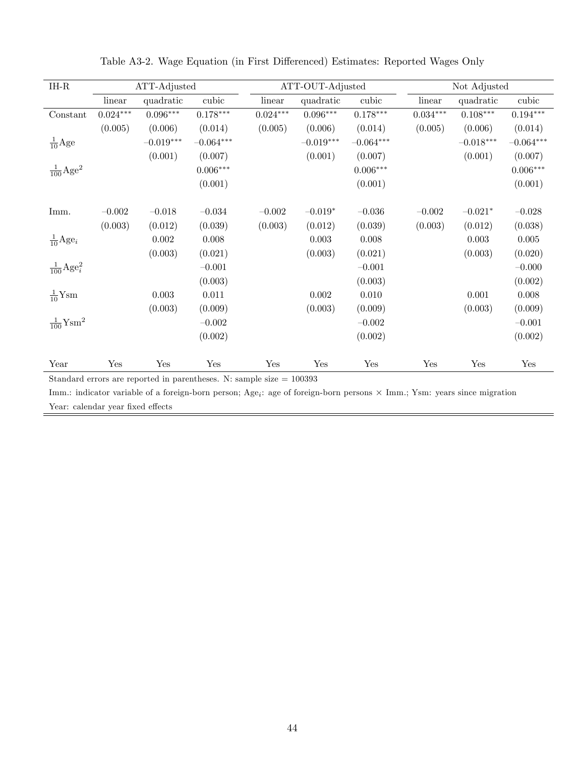Table A3-2. Wage Equation (in First Differenced) Estimates: Reported Wages Only

| IH-R | ATT-Adjusted | | | ATT-OUT-Adjusted | | | Not Adjusted | | |
|---|---|---|---|---|---|---|---|---|---|
| | linear | quadratic | cubic | linear | quadratic | cubic | linear | quadratic | cubic |
| Constant | $0.024^{***}$ | $0.096^{***}$ | $0.178^{***}$ | $0.024^{***}$ | $0.096^{***}$ | $0.178^{***}$ | $0.034^{***}$ | $0.108^{***}$ | $0.194^{***}$ |
| | (0.005) | (0.006) | (0.014) | (0.005) | (0.006) | (0.014) | (0.005) | (0.006) | (0.014) |
| $\frac{1}{10}$Age | | $-0.019^{***}$ | $-0.064^{***}$ | | $-0.019^{***}$ | $-0.064^{***}$ | | $-0.018^{***}$ | $-0.064^{***}$ |
| | | (0.001) | (0.007) | | (0.001) | (0.007) | | (0.001) | (0.007) |
| $\frac{1}{100}$Age$^2$ | | | $0.006^{***}$ | | | $0.006^{***}$ | | | $0.006^{***}$ |
| | | | (0.001) | | | (0.001) | | | (0.001) |
| Imm. | $-0.002$ | $-0.018$ | $-0.034$ | $-0.002$ | $-0.019^{*}$ | $-0.036$ | $-0.002$ | $-0.021^{*}$ | $-0.028$ |
| | (0.003) | (0.012) | (0.039) | (0.003) | (0.012) | (0.039) | (0.003) | (0.012) | (0.038) |
| $\frac{1}{10}$Age$_i$ | | 0.002 | 0.008 | | 0.003 | 0.008 | | 0.003 | 0.005 |
| | | (0.003) | (0.021) | | (0.003) | (0.021) | | (0.003) | (0.020) |
| $\frac{1}{100}$Age$_i^2$ | | | $-0.001$ | | | $-0.001$ | | | $-0.000$ |
| | | | (0.003) | | | (0.003) | | | (0.002) |
| $\frac{1}{10}$Ysm | | 0.003 | 0.011 | | 0.002 | 0.010 | | 0.001 | 0.008 |
| | | (0.003) | (0.009) | | (0.003) | (0.009) | | (0.003) | (0.009) |
| $\frac{1}{100}$Ysm$^2$ | | | $-0.002$ | | | $-0.002$ | | | $-0.001$ |
| | | | (0.002) | | | (0.002) | | | (0.002) |
| Year | Yes | Yes | Yes | Yes | Yes | Yes | Yes | Yes | Yes |

Standard errors are reported in parentheses. N: sample size = 100393

Imm.: indicator variable of a foreign-born person; Age$_i$: age of foreign-born persons × Imm.; Ysm: years since migration

Year: calendar year fixed effects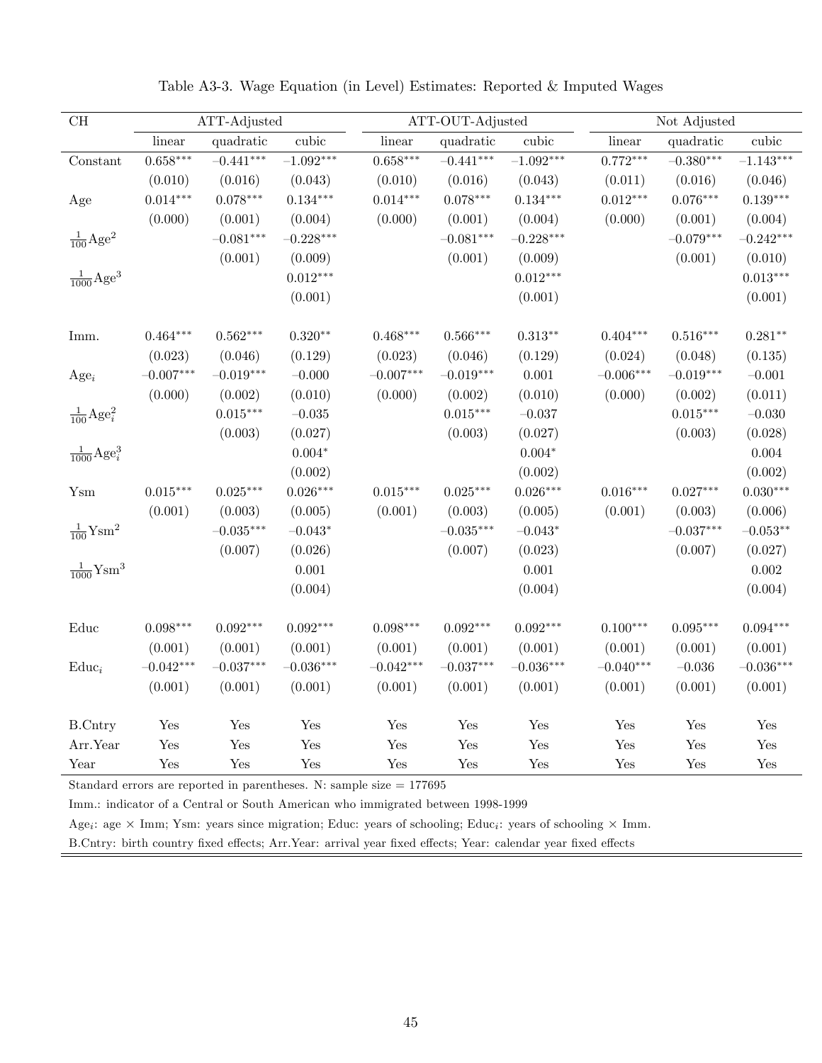Table A3-3. Wage Equation (in Level) Estimates: Reported & Imputed Wages

| CH | ATT-Adjusted | | | ATT-OUT-Adjusted | | | Not Adjusted | | |
|---|---|---|---|---|---|---|---|---|---|
| | linear | quadratic | cubic | linear | quadratic | cubic | linear | quadratic | cubic |
| Constant | 0.658*** | −0.441*** | −1.092*** | 0.658*** | −0.441*** | −1.092*** | 0.772*** | −0.380*** | −1.143*** |
| | (0.010) | (0.016) | (0.043) | (0.010) | (0.016) | (0.043) | (0.011) | (0.016) | (0.046) |
| Age | 0.014*** | 0.078*** | 0.134*** | 0.014*** | 0.078*** | 0.134*** | 0.012*** | 0.076*** | 0.139*** |
| | (0.000) | (0.001) | (0.004) | (0.000) | (0.001) | (0.004) | (0.000) | (0.001) | (0.004) |
| $\frac{1}{100}\text{Age}^2$ | | −0.081*** | −0.228*** | | −0.081*** | −0.228*** | | −0.079*** | −0.242*** |
| | | (0.001) | (0.009) | | (0.001) | (0.009) | | (0.001) | (0.010) |
| $\frac{1}{1000}\text{Age}^3$ | | | 0.012*** | | | 0.012*** | | | 0.013*** |
| | | | (0.001) | | | (0.001) | | | (0.001) |
| Imm. | 0.464*** | 0.562*** | 0.320** | 0.468*** | 0.566*** | 0.313** | 0.404*** | 0.516*** | 0.281** |
| | (0.023) | (0.046) | (0.129) | (0.023) | (0.046) | (0.129) | (0.024) | (0.048) | (0.135) |
| $\text{Age}_i$ | −0.007*** | −0.019*** | −0.000 | −0.007*** | −0.019*** | 0.001 | −0.006*** | −0.019*** | −0.001 |
| | (0.000) | (0.002) | (0.010) | (0.000) | (0.002) | (0.010) | (0.000) | (0.002) | (0.011) |
| $\frac{1}{100}\text{Age}_i^2$ | | 0.015*** | −0.035 | | 0.015*** | −0.037 | | 0.015*** | −0.030 |
| | | (0.003) | (0.027) | | (0.003) | (0.027) | | (0.003) | (0.028) |
| $\frac{1}{1000}\text{Age}_i^3$ | | | 0.004* | | | 0.004* | | | 0.004 |
| | | | (0.002) | | | (0.002) | | | (0.002) |
| Ysm | 0.015*** | 0.025*** | 0.026*** | 0.015*** | 0.025*** | 0.026*** | 0.016*** | 0.027*** | 0.030*** |
| | (0.001) | (0.003) | (0.005) | (0.001) | (0.003) | (0.005) | (0.001) | (0.003) | (0.006) |
| $\frac{1}{100}\text{Ysm}^2$ | | −0.035*** | −0.043* | | −0.035*** | −0.043* | | −0.037*** | −0.053** |
| | | (0.007) | (0.026) | | (0.007) | (0.023) | | (0.007) | (0.027) |
| $\frac{1}{1000}\text{Ysm}^3$ | | | 0.001 | | | 0.001 | | | 0.002 |
| | | | (0.004) | | | (0.004) | | | (0.004) |
| Educ | 0.098*** | 0.092*** | 0.092*** | 0.098*** | 0.092*** | 0.092*** | 0.100*** | 0.095*** | 0.094*** |
| | (0.001) | (0.001) | (0.001) | (0.001) | (0.001) | (0.001) | (0.001) | (0.001) | (0.001) |
| $\text{Educ}_i$ | −0.042*** | −0.037*** | −0.036*** | −0.042*** | −0.037*** | −0.036*** | −0.040*** | −0.036 | −0.036*** |
| | (0.001) | (0.001) | (0.001) | (0.001) | (0.001) | (0.001) | (0.001) | (0.001) | (0.001) |
| B.Cntry | Yes | Yes | Yes | Yes | Yes | Yes | Yes | Yes | Yes |
| Arr.Year | Yes | Yes | Yes | Yes | Yes | Yes | Yes | Yes | Yes |
| Year | Yes | Yes | Yes | Yes | Yes | Yes | Yes | Yes | Yes |

Standard errors are reported in parentheses. N: sample size = 177695

Imm.: indicator of a Central or South American who immigrated between 1998-1999

$\text{Age}_i$: age × Imm; Ysm: years since migration; Educ: years of schooling; $\text{Educ}_i$: years of schooling × Imm.

B.Cntry: birth country fixed effects; Arr.Year: arrival year fixed effects; Year: calendar year fixed effects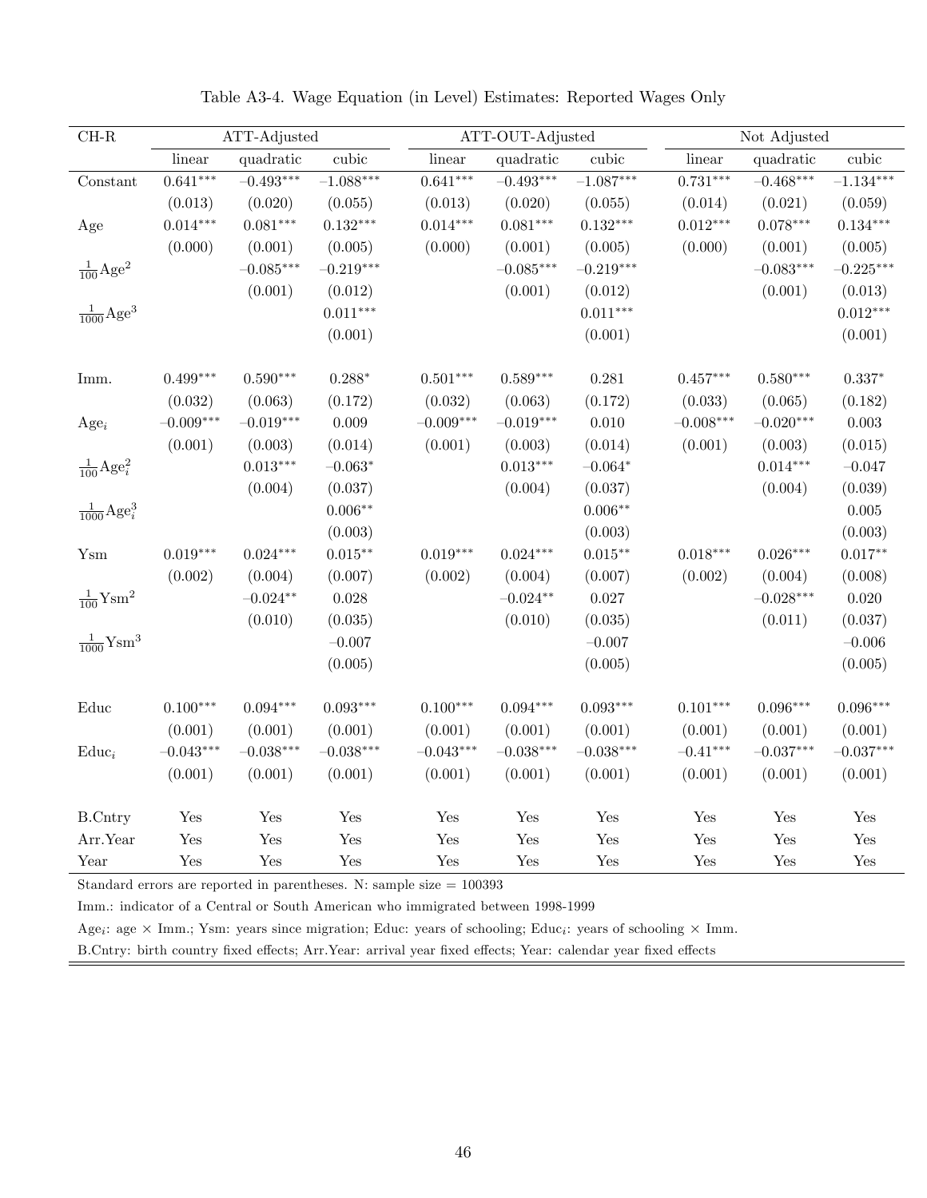Table A3-4. Wage Equation (in Level) Estimates: Reported Wages Only

| CH-R | ATT-Adjusted | | | ATT-OUT-Adjusted | | | Not Adjusted | | |
|---|---|---|---|---|---|---|---|---|---|
| | linear | quadratic | cubic | linear | quadratic | cubic | linear | quadratic | cubic |
| Constant | $0.641^{***}$ | $-0.493^{***}$ | $-1.088^{***}$ | $0.641^{***}$ | $-0.493^{***}$ | $-1.087^{***}$ | $0.731^{***}$ | $-0.468^{***}$ | $-1.134^{***}$ |
| | (0.013) | (0.020) | (0.055) | (0.013) | (0.020) | (0.055) | (0.014) | (0.021) | (0.059) |
| Age | $0.014^{***}$ | $0.081^{***}$ | $0.132^{***}$ | $0.014^{***}$ | $0.081^{***}$ | $0.132^{***}$ | $0.012^{***}$ | $0.078^{***}$ | $0.134^{***}$ |
| | (0.000) | (0.001) | (0.005) | (0.000) | (0.001) | (0.005) | (0.000) | (0.001) | (0.005) |
| $\frac{1}{100}\text{Age}^2$ | | $-0.085^{***}$ | $-0.219^{***}$ | | $-0.085^{***}$ | $-0.219^{***}$ | | $-0.083^{***}$ | $-0.225^{***}$ |
| | | (0.001) | (0.012) | | (0.001) | (0.012) | | (0.001) | (0.013) |
| $\frac{1}{1000}\text{Age}^3$ | | | $0.011^{***}$ | | | $0.011^{***}$ | | | $0.012^{***}$ |
| | | | (0.001) | | | (0.001) | | | (0.001) |
| Imm. | $0.499^{***}$ | $0.590^{***}$ | $0.288^{*}$ | $0.501^{***}$ | $0.589^{***}$ | 0.281 | $0.457^{***}$ | $0.580^{***}$ | $0.337^{*}$ |
| | (0.032) | (0.063) | (0.172) | (0.032) | (0.063) | (0.172) | (0.033) | (0.065) | (0.182) |
| $\text{Age}_i$ | $-0.009^{***}$ | $-0.019^{***}$ | 0.009 | $-0.009^{***}$ | $-0.019^{***}$ | 0.010 | $-0.008^{***}$ | $-0.020^{***}$ | 0.003 |
| | (0.001) | (0.003) | (0.014) | (0.001) | (0.003) | (0.014) | (0.001) | (0.003) | (0.015) |
| $\frac{1}{100}\text{Age}_i^2$ | | $0.013^{***}$ | $-0.063^{*}$ | | $0.013^{***}$ | $-0.064^{*}$ | | $0.014^{***}$ | $-0.047$ |
| | | (0.004) | (0.037) | | (0.004) | (0.037) | | (0.004) | (0.039) |
| $\frac{1}{1000}\text{Age}_i^3$ | | | $0.006^{**}$ | | | $0.006^{**}$ | | | 0.005 |
| | | | (0.003) | | | (0.003) | | | (0.003) |
| Ysm | $0.019^{***}$ | $0.024^{***}$ | $0.015^{**}$ | $0.019^{***}$ | $0.024^{***}$ | $0.015^{**}$ | $0.018^{***}$ | $0.026^{***}$ | $0.017^{**}$ |
| | (0.002) | (0.004) | (0.007) | (0.002) | (0.004) | (0.007) | (0.002) | (0.004) | (0.008) |
| $\frac{1}{100}\text{Ysm}^2$ | | $-0.024^{**}$ | 0.028 | | $-0.024^{**}$ | 0.027 | | $-0.028^{***}$ | 0.020 |
| | | (0.010) | (0.035) | | (0.010) | (0.035) | | (0.011) | (0.037) |
| $\frac{1}{1000}\text{Ysm}^3$ | | | $-0.007$ | | | $-0.007$ | | | $-0.006$ |
| | | | (0.005) | | | (0.005) | | | (0.005) |
| Educ | $0.100^{***}$ | $0.094^{***}$ | $0.093^{***}$ | $0.100^{***}$ | $0.094^{***}$ | $0.093^{***}$ | $0.101^{***}$ | $0.096^{***}$ | $0.096^{***}$ |
| | (0.001) | (0.001) | (0.001) | (0.001) | (0.001) | (0.001) | (0.001) | (0.001) | (0.001) |
| $\text{Educ}_i$ | $-0.043^{***}$ | $-0.038^{***}$ | $-0.038^{***}$ | $-0.043^{***}$ | $-0.038^{***}$ | $-0.038^{***}$ | $-0.41^{***}$ | $-0.037^{***}$ | $-0.037^{***}$ |
| | (0.001) | (0.001) | (0.001) | (0.001) | (0.001) | (0.001) | (0.001) | (0.001) | (0.001) |
| B.Cntry | Yes | Yes | Yes | Yes | Yes | Yes | Yes | Yes | Yes |
| Arr.Year | Yes | Yes | Yes | Yes | Yes | Yes | Yes | Yes | Yes |
| Year | Yes | Yes | Yes | Yes | Yes | Yes | Yes | Yes | Yes |

Standard errors are reported in parentheses. N: sample size = 100393

Imm.: indicator of a Central or South American who immigrated between 1998-1999

$\text{Age}_i$: age × Imm.; Ysm: years since migration; Educ: years of schooling; $\text{Educ}_i$: years of schooling × Imm.

B.Cntry: birth country fixed effects; Arr.Year: arrival year fixed effects; Year: calendar year fixed effects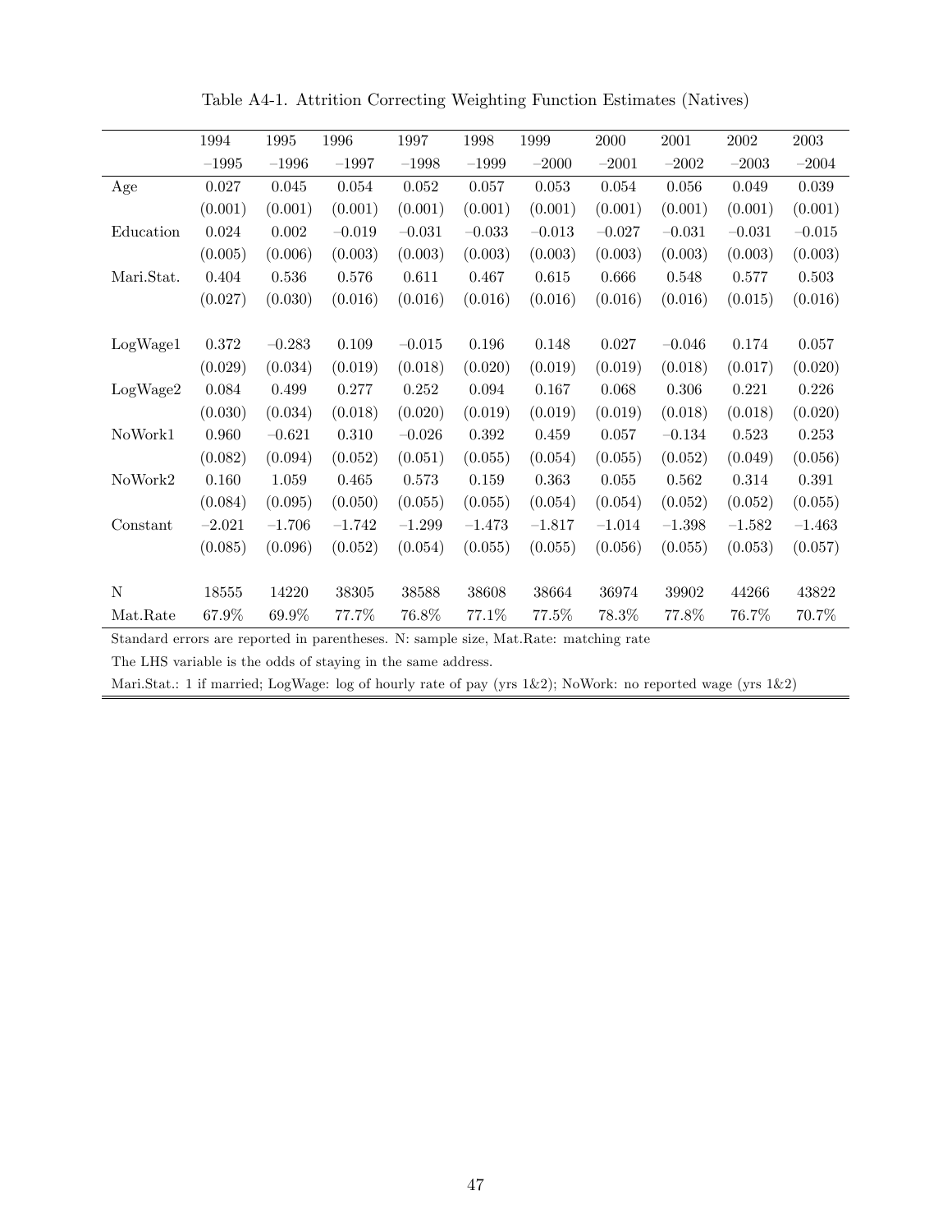Table A4-1. Attrition Correcting Weighting Function Estimates (Natives)

| | 1994 –1995 | 1995 –1996 | 1996 –1997 | 1997 –1998 | 1998 –1999 | 1999 –2000 | 2000 –2001 | 2001 –2002 | 2002 –2003 | 2003 –2004 |
|---|---|---|---|---|---|---|---|---|---|---|
| Age | 0.027 | 0.045 | 0.054 | 0.052 | 0.057 | 0.053 | 0.054 | 0.056 | 0.049 | 0.039 |
| | (0.001) | (0.001) | (0.001) | (0.001) | (0.001) | (0.001) | (0.001) | (0.001) | (0.001) | (0.001) |
| Education | 0.024 | 0.002 | −0.019 | −0.031 | −0.033 | −0.013 | −0.027 | −0.031 | −0.031 | −0.015 |
| | (0.005) | (0.006) | (0.003) | (0.003) | (0.003) | (0.003) | (0.003) | (0.003) | (0.003) | (0.003) |
| Mari.Stat. | 0.404 | 0.536 | 0.576 | 0.611 | 0.467 | 0.615 | 0.666 | 0.548 | 0.577 | 0.503 |
| | (0.027) | (0.030) | (0.016) | (0.016) | (0.016) | (0.016) | (0.016) | (0.016) | (0.015) | (0.016) |
| LogWage1 | 0.372 | −0.283 | 0.109 | −0.015 | 0.196 | 0.148 | 0.027 | −0.046 | 0.174 | 0.057 |
| | (0.029) | (0.034) | (0.019) | (0.018) | (0.020) | (0.019) | (0.019) | (0.018) | (0.017) | (0.020) |
| LogWage2 | 0.084 | 0.499 | 0.277 | 0.252 | 0.094 | 0.167 | 0.068 | 0.306 | 0.221 | 0.226 |
| | (0.030) | (0.034) | (0.018) | (0.020) | (0.019) | (0.019) | (0.019) | (0.018) | (0.018) | (0.020) |
| NoWork1 | 0.960 | −0.621 | 0.310 | −0.026 | 0.392 | 0.459 | 0.057 | −0.134 | 0.523 | 0.253 |
| | (0.082) | (0.094) | (0.052) | (0.051) | (0.055) | (0.054) | (0.055) | (0.052) | (0.049) | (0.056) |
| NoWork2 | 0.160 | 1.059 | 0.465 | 0.573 | 0.159 | 0.363 | 0.055 | 0.562 | 0.314 | 0.391 |
| | (0.084) | (0.095) | (0.050) | (0.055) | (0.055) | (0.054) | (0.054) | (0.052) | (0.052) | (0.055) |
| Constant | −2.021 | −1.706 | −1.742 | −1.299 | −1.473 | −1.817 | −1.014 | −1.398 | −1.582 | −1.463 |
| | (0.085) | (0.096) | (0.052) | (0.054) | (0.055) | (0.055) | (0.056) | (0.055) | (0.053) | (0.057) |
| N | 18555 | 14220 | 38305 | 38588 | 38608 | 38664 | 36974 | 39902 | 44266 | 43822 |
| Mat.Rate | 67.9% | 69.9% | 77.7% | 76.8% | 77.1% | 77.5% | 78.3% | 77.8% | 76.7% | 70.7% |

Standard errors are reported in parentheses. N: sample size, Mat.Rate: matching rate

The LHS variable is the odds of staying in the same address.

Mari.Stat.: 1 if married; LogWage: log of hourly rate of pay (yrs 1&2); NoWork: no reported wage (yrs 1&2)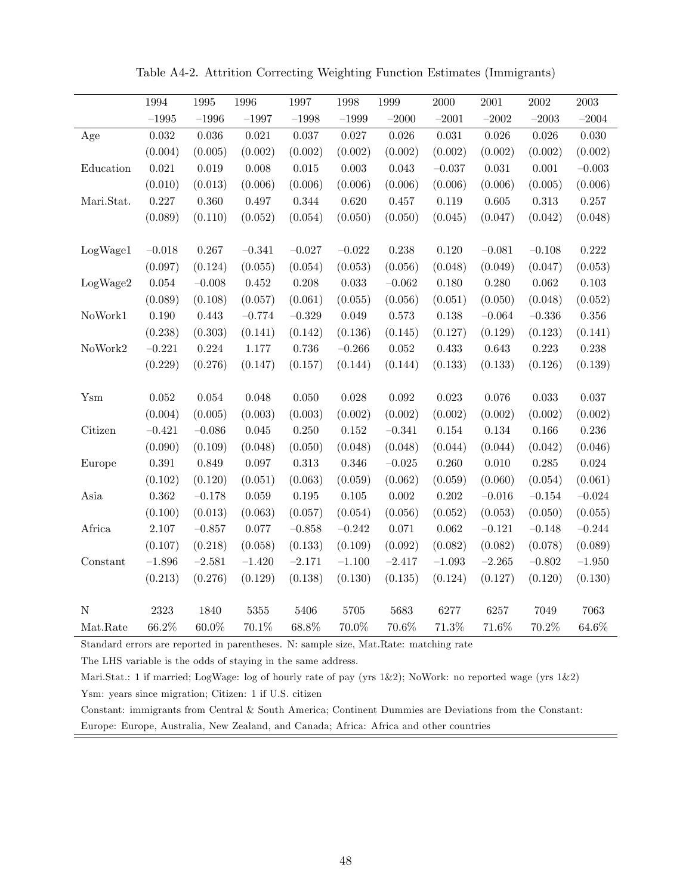Table A4-2. Attrition Correcting Weighting Function Estimates (Immigrants)

| | 1994 –1995 | 1995 –1996 | 1996 –1997 | 1997 –1998 | 1998 –1999 | 1999 –2000 | 2000 –2001 | 2001 –2002 | 2002 –2003 | 2003 –2004 |
|---|---|---|---|---|---|---|---|---|---|---|
| Age | 0.032 | 0.036 | 0.021 | 0.037 | 0.027 | 0.026 | 0.031 | 0.026 | 0.026 | 0.030 |
| | (0.004) | (0.005) | (0.002) | (0.002) | (0.002) | (0.002) | (0.002) | (0.002) | (0.002) | (0.002) |
| Education | 0.021 | 0.019 | 0.008 | 0.015 | 0.003 | 0.043 | −0.037 | 0.031 | 0.001 | −0.003 |
| | (0.010) | (0.013) | (0.006) | (0.006) | (0.006) | (0.006) | (0.006) | (0.006) | (0.005) | (0.006) |
| Mari.Stat. | 0.227 | 0.360 | 0.497 | 0.344 | 0.620 | 0.457 | 0.119 | 0.605 | 0.313 | 0.257 |
| | (0.089) | (0.110) | (0.052) | (0.054) | (0.050) | (0.050) | (0.045) | (0.047) | (0.042) | (0.048) |
| LogWage1 | −0.018 | 0.267 | −0.341 | −0.027 | −0.022 | 0.238 | 0.120 | −0.081 | −0.108 | 0.222 |
| | (0.097) | (0.124) | (0.055) | (0.054) | (0.053) | (0.056) | (0.048) | (0.049) | (0.047) | (0.053) |
| LogWage2 | 0.054 | −0.008 | 0.452 | 0.208 | 0.033 | −0.062 | 0.180 | 0.280 | 0.062 | 0.103 |
| | (0.089) | (0.108) | (0.057) | (0.061) | (0.055) | (0.056) | (0.051) | (0.050) | (0.048) | (0.052) |
| NoWork1 | 0.190 | 0.443 | −0.774 | −0.329 | 0.049 | 0.573 | 0.138 | −0.064 | −0.336 | 0.356 |
| | (0.238) | (0.303) | (0.141) | (0.142) | (0.136) | (0.145) | (0.127) | (0.129) | (0.123) | (0.141) |
| NoWork2 | −0.221 | 0.224 | 1.177 | 0.736 | −0.266 | 0.052 | 0.433 | 0.643 | 0.223 | 0.238 |
| | (0.229) | (0.276) | (0.147) | (0.157) | (0.144) | (0.144) | (0.133) | (0.133) | (0.126) | (0.139) |
| Ysm | 0.052 | 0.054 | 0.048 | 0.050 | 0.028 | 0.092 | 0.023 | 0.076 | 0.033 | 0.037 |
| | (0.004) | (0.005) | (0.003) | (0.003) | (0.002) | (0.002) | (0.002) | (0.002) | (0.002) | (0.002) |
| Citizen | −0.421 | −0.086 | 0.045 | 0.250 | 0.152 | −0.341 | 0.154 | 0.134 | 0.166 | 0.236 |
| | (0.090) | (0.109) | (0.048) | (0.050) | (0.048) | (0.048) | (0.044) | (0.044) | (0.042) | (0.046) |
| Europe | 0.391 | 0.849 | 0.097 | 0.313 | 0.346 | −0.025 | 0.260 | 0.010 | 0.285 | 0.024 |
| | (0.102) | (0.120) | (0.051) | (0.063) | (0.059) | (0.062) | (0.059) | (0.060) | (0.054) | (0.061) |
| Asia | 0.362 | −0.178 | 0.059 | 0.195 | 0.105 | 0.002 | 0.202 | −0.016 | −0.154 | −0.024 |
| | (0.100) | (0.013) | (0.063) | (0.057) | (0.054) | (0.056) | (0.052) | (0.053) | (0.050) | (0.055) |
| Africa | 2.107 | −0.857 | 0.077 | −0.858 | −0.242 | 0.071 | 0.062 | −0.121 | −0.148 | −0.244 |
| | (0.107) | (0.218) | (0.058) | (0.133) | (0.109) | (0.092) | (0.082) | (0.082) | (0.078) | (0.089) |
| Constant | −1.896 | −2.581 | −1.420 | −2.171 | −1.100 | −2.417 | −1.093 | −2.265 | −0.802 | −1.950 |
| | (0.213) | (0.276) | (0.129) | (0.138) | (0.130) | (0.135) | (0.124) | (0.127) | (0.120) | (0.130) |
| N | 2323 | 1840 | 5355 | 5406 | 5705 | 5683 | 6277 | 6257 | 7049 | 7063 |
| Mat.Rate | 66.2% | 60.0% | 70.1% | 68.8% | 70.0% | 70.6% | 71.3% | 71.6% | 70.2% | 64.6% |

Standard errors are reported in parentheses. N: sample size, Mat.Rate: matching rate

The LHS variable is the odds of staying in the same address.

Mari.Stat.: 1 if married; LogWage: log of hourly rate of pay (yrs 1&2); NoWork: no reported wage (yrs 1&2)

Ysm: years since migration; Citizen: 1 if U.S. citizen

Constant: immigrants from Central & South America; Continent Dummies are Deviations from the Constant:

Europe: Europe, Australia, New Zealand, and Canada; Africa: Africa and other countries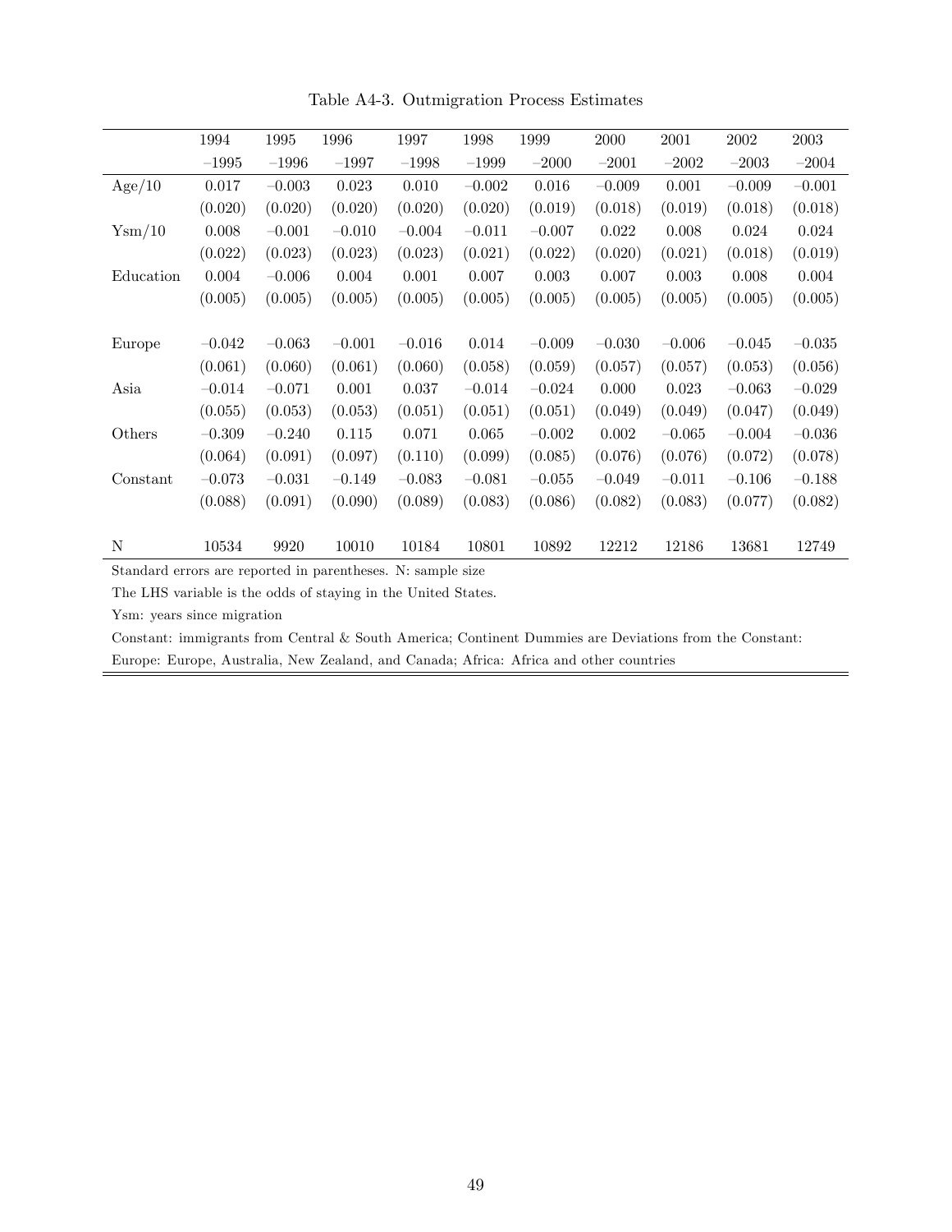Table A4-3. Outmigration Process Estimates

| | 1994 –1995 | 1995 –1996 | 1996 –1997 | 1997 –1998 | 1998 –1999 | 1999 –2000 | 2000 –2001 | 2001 –2002 | 2002 –2003 | 2003 –2004 |
|---|---|---|---|---|---|---|---|---|---|---|
| Age/10 | 0.017 | −0.003 | 0.023 | 0.010 | −0.002 | 0.016 | −0.009 | 0.001 | −0.009 | −0.001 |
| | (0.020) | (0.020) | (0.020) | (0.020) | (0.020) | (0.019) | (0.018) | (0.019) | (0.018) | (0.018) |
| Ysm/10 | 0.008 | −0.001 | −0.010 | −0.004 | −0.011 | −0.007 | 0.022 | 0.008 | 0.024 | 0.024 |
| | (0.022) | (0.023) | (0.023) | (0.023) | (0.021) | (0.022) | (0.020) | (0.021) | (0.018) | (0.019) |
| Education | 0.004 | −0.006 | 0.004 | 0.001 | 0.007 | 0.003 | 0.007 | 0.003 | 0.008 | 0.004 |
| | (0.005) | (0.005) | (0.005) | (0.005) | (0.005) | (0.005) | (0.005) | (0.005) | (0.005) | (0.005) |
| Europe | −0.042 | −0.063 | −0.001 | −0.016 | 0.014 | −0.009 | −0.030 | −0.006 | −0.045 | −0.035 |
| | (0.061) | (0.060) | (0.061) | (0.060) | (0.058) | (0.059) | (0.057) | (0.057) | (0.053) | (0.056) |
| Asia | −0.014 | −0.071 | 0.001 | 0.037 | −0.014 | −0.024 | 0.000 | 0.023 | −0.063 | −0.029 |
| | (0.055) | (0.053) | (0.053) | (0.051) | (0.051) | (0.051) | (0.049) | (0.049) | (0.047) | (0.049) |
| Others | −0.309 | −0.240 | 0.115 | 0.071 | 0.065 | −0.002 | 0.002 | −0.065 | −0.004 | −0.036 |
| | (0.064) | (0.091) | (0.097) | (0.110) | (0.099) | (0.085) | (0.076) | (0.076) | (0.072) | (0.078) |
| Constant | −0.073 | −0.031 | −0.149 | −0.083 | −0.081 | −0.055 | −0.049 | −0.011 | −0.106 | −0.188 |
| | (0.088) | (0.091) | (0.090) | (0.089) | (0.083) | (0.086) | (0.082) | (0.083) | (0.077) | (0.082) |
| N | 10534 | 9920 | 10010 | 10184 | 10801 | 10892 | 12212 | 12186 | 13681 | 12749 |

Standard errors are reported in parentheses. N: sample size

The LHS variable is the odds of staying in the United States.

Ysm: years since migration

Constant: immigrants from Central & South America; Continent Dummies are Deviations from the Constant:

Europe: Europe, Australia, New Zealand, and Canada; Africa: Africa and other countries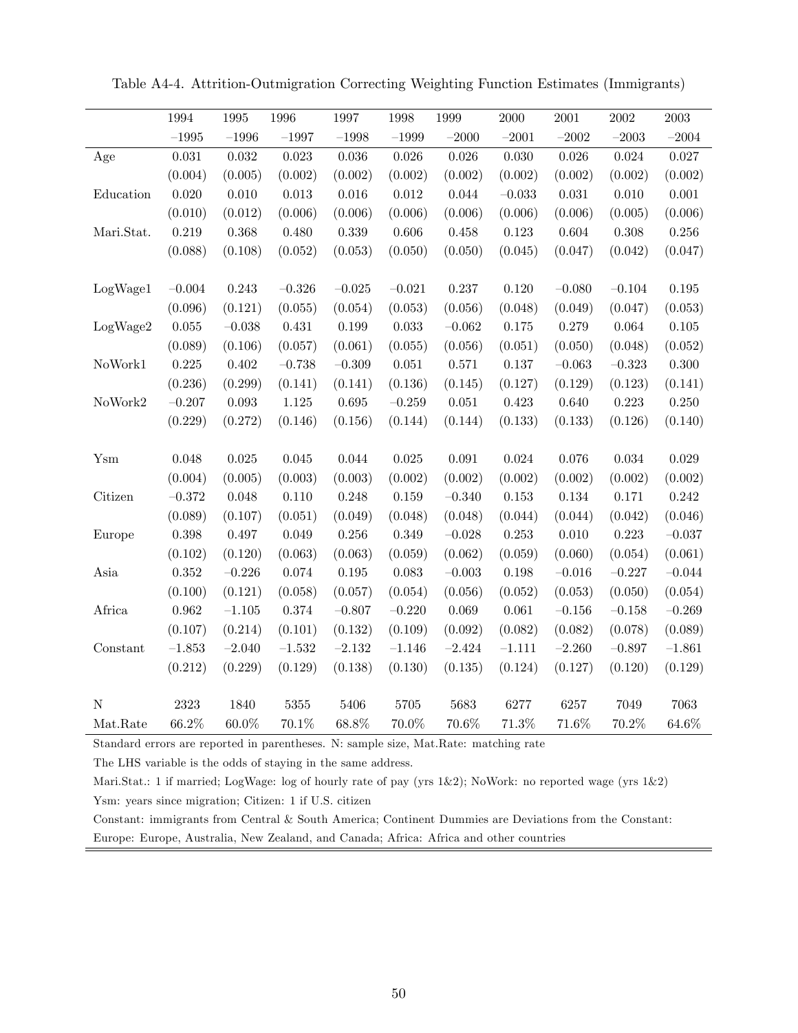Table A4-4. Attrition-Outmigration Correcting Weighting Function Estimates (Immigrants)

| | 1994 −1995 | 1995 −1996 | 1996 −1997 | 1997 −1998 | 1998 −1999 | 1999 −2000 | 2000 −2001 | 2001 −2002 | 2002 −2003 | 2003 −2004 |
|---|---|---|---|---|---|---|---|---|---|---|
| Age | 0.031 | 0.032 | 0.023 | 0.036 | 0.026 | 0.026 | 0.030 | 0.026 | 0.024 | 0.027 |
| | (0.004) | (0.005) | (0.002) | (0.002) | (0.002) | (0.002) | (0.002) | (0.002) | (0.002) | (0.002) |
| Education | 0.020 | 0.010 | 0.013 | 0.016 | 0.012 | 0.044 | −0.033 | 0.031 | 0.010 | 0.001 |
| | (0.010) | (0.012) | (0.006) | (0.006) | (0.006) | (0.006) | (0.006) | (0.006) | (0.005) | (0.006) |
| Mari.Stat. | 0.219 | 0.368 | 0.480 | 0.339 | 0.606 | 0.458 | 0.123 | 0.604 | 0.308 | 0.256 |
| | (0.088) | (0.108) | (0.052) | (0.053) | (0.050) | (0.050) | (0.045) | (0.047) | (0.042) | (0.047) |
| LogWage1 | −0.004 | 0.243 | −0.326 | −0.025 | −0.021 | 0.237 | 0.120 | −0.080 | −0.104 | 0.195 |
| | (0.096) | (0.121) | (0.055) | (0.054) | (0.053) | (0.056) | (0.048) | (0.049) | (0.047) | (0.053) |
| LogWage2 | 0.055 | −0.038 | 0.431 | 0.199 | 0.033 | −0.062 | 0.175 | 0.279 | 0.064 | 0.105 |
| | (0.089) | (0.106) | (0.057) | (0.061) | (0.055) | (0.056) | (0.051) | (0.050) | (0.048) | (0.052) |
| NoWork1 | 0.225 | 0.402 | −0.738 | −0.309 | 0.051 | 0.571 | 0.137 | −0.063 | −0.323 | 0.300 |
| | (0.236) | (0.299) | (0.141) | (0.141) | (0.136) | (0.145) | (0.127) | (0.129) | (0.123) | (0.141) |
| NoWork2 | −0.207 | 0.093 | 1.125 | 0.695 | −0.259 | 0.051 | 0.423 | 0.640 | 0.223 | 0.250 |
| | (0.229) | (0.272) | (0.146) | (0.156) | (0.144) | (0.144) | (0.133) | (0.133) | (0.126) | (0.140) |
| Ysm | 0.048 | 0.025 | 0.045 | 0.044 | 0.025 | 0.091 | 0.024 | 0.076 | 0.034 | 0.029 |
| | (0.004) | (0.005) | (0.003) | (0.003) | (0.002) | (0.002) | (0.002) | (0.002) | (0.002) | (0.002) |
| Citizen | −0.372 | 0.048 | 0.110 | 0.248 | 0.159 | −0.340 | 0.153 | 0.134 | 0.171 | 0.242 |
| | (0.089) | (0.107) | (0.051) | (0.049) | (0.048) | (0.048) | (0.044) | (0.044) | (0.042) | (0.046) |
| Europe | 0.398 | 0.497 | 0.049 | 0.256 | 0.349 | −0.028 | 0.253 | 0.010 | 0.223 | −0.037 |
| | (0.102) | (0.120) | (0.063) | (0.063) | (0.059) | (0.062) | (0.059) | (0.060) | (0.054) | (0.061) |
| Asia | 0.352 | −0.226 | 0.074 | 0.195 | 0.083 | −0.003 | 0.198 | −0.016 | −0.227 | −0.044 |
| | (0.100) | (0.121) | (0.058) | (0.057) | (0.054) | (0.056) | (0.052) | (0.053) | (0.050) | (0.054) |
| Africa | 0.962 | −1.105 | 0.374 | −0.807 | −0.220 | 0.069 | 0.061 | −0.156 | −0.158 | −0.269 |
| | (0.107) | (0.214) | (0.101) | (0.132) | (0.109) | (0.092) | (0.082) | (0.082) | (0.078) | (0.089) |
| Constant | −1.853 | −2.040 | −1.532 | −2.132 | −1.146 | −2.424 | −1.111 | −2.260 | −0.897 | −1.861 |
| | (0.212) | (0.229) | (0.129) | (0.138) | (0.130) | (0.135) | (0.124) | (0.127) | (0.120) | (0.129) |
| N | 2323 | 1840 | 5355 | 5406 | 5705 | 5683 | 6277 | 6257 | 7049 | 7063 |
| Mat.Rate | 66.2% | 60.0% | 70.1% | 68.8% | 70.0% | 70.6% | 71.3% | 71.6% | 70.2% | 64.6% |

Standard errors are reported in parentheses. N: sample size, Mat.Rate: matching rate

The LHS variable is the odds of staying in the same address.

Mari.Stat.: 1 if married; LogWage: log of hourly rate of pay (yrs 1&2); NoWork: no reported wage (yrs 1&2)

Ysm: years since migration; Citizen: 1 if U.S. citizen

Constant: immigrants from Central & South America; Continent Dummies are Deviations from the Constant:

Europe: Europe, Australia, New Zealand, and Canada; Africa: Africa and other countries